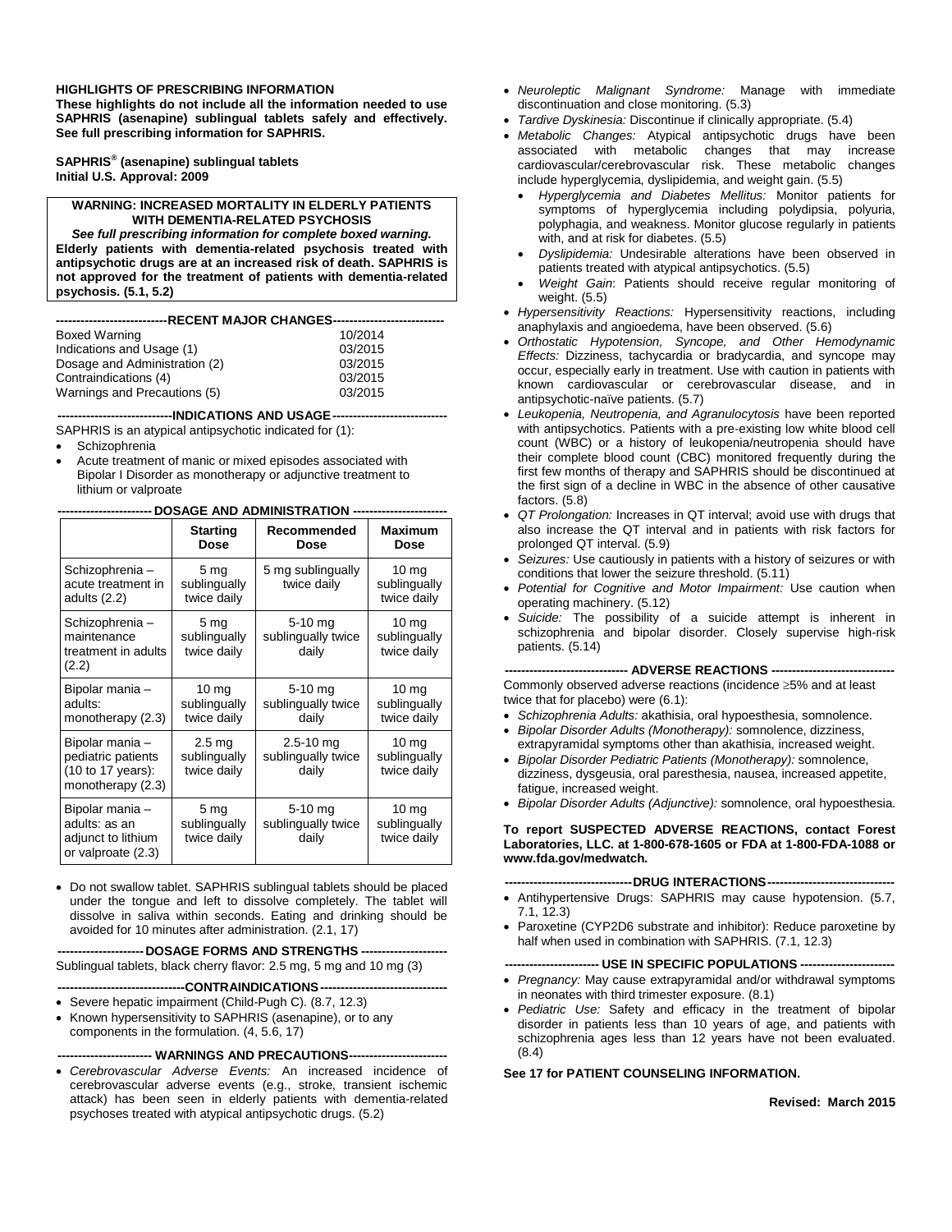**HIGHLIGHTS OF PRESCRIBING INFORMATION**
**These highlights do not include all the information needed to use SAPHRIS (asenapine) sublingual tablets safely and effectively. See full prescribing information for SAPHRIS.**

**SAPHRIS® (asenapine) sublingual tablets**
**Initial U.S. Approval: 2009**

**WARNING: INCREASED MORTALITY IN ELDERLY PATIENTS WITH DEMENTIA-RELATED PSYCHOSIS**
***See full prescribing information for complete boxed warning.***
**Elderly patients with dementia-related psychosis treated with antipsychotic drugs are at an increased risk of death. SAPHRIS is not approved for the treatment of patients with dementia-related psychosis. (5.1, 5.2)**

**---------------------------RECENT MAJOR CHANGES---------------------------**

| | |
|---|---|
| Boxed Warning | 10/2014 |
| Indications and Usage (1) | 03/2015 |
| Dosage and Administration (2) | 03/2015 |
| Contraindications (4) | 03/2015 |
| Warnings and Precautions (5) | 03/2015 |

**----------------------------INDICATIONS AND USAGE----------------------------**

SAPHRIS is an atypical antipsychotic indicated for (1):

- Schizophrenia
- Acute treatment of manic or mixed episodes associated with Bipolar I Disorder as monotherapy or adjunctive treatment to lithium or valproate

**----------------------- DOSAGE AND ADMINISTRATION -----------------------**

| | Starting Dose | Recommended Dose | Maximum Dose |
|---|---|---|---|
| Schizophrenia – acute treatment in adults (2.2) | 5 mg sublingually twice daily | 5 mg sublingually twice daily | 10 mg sublingually twice daily |
| Schizophrenia – maintenance treatment in adults (2.2) | 5 mg sublingually twice daily | 5-10 mg sublingually twice daily | 10 mg sublingually twice daily |
| Bipolar mania – adults: monotherapy (2.3) | 10 mg sublingually twice daily | 5-10 mg sublingually twice daily | 10 mg sublingually twice daily |
| Bipolar mania – pediatric patients (10 to 17 years): monotherapy (2.3) | 2.5 mg sublingually twice daily | 2.5-10 mg sublingually twice daily | 10 mg sublingually twice daily |
| Bipolar mania – adults: as an adjunct to lithium or valproate (2.3) | 5 mg sublingually twice daily | 5-10 mg sublingually twice daily | 10 mg sublingually twice daily |

- Do not swallow tablet. SAPHRIS sublingual tablets should be placed under the tongue and left to dissolve completely. The tablet will dissolve in saliva within seconds. Eating and drinking should be avoided for 10 minutes after administration. (2.1, 17)

**--------------------- DOSAGE FORMS AND STRENGTHS ---------------------**

Sublingual tablets, black cherry flavor: 2.5 mg, 5 mg and 10 mg (3)

**-------------------------------CONTRAINDICATIONS-------------------------------**

- Severe hepatic impairment (Child-Pugh C). (8.7, 12.3)
- Known hypersensitivity to SAPHRIS (asenapine), or to any components in the formulation. (4, 5.6, 17)

**----------------------- WARNINGS AND PRECAUTIONS------------------------**

- *Cerebrovascular Adverse Events:* An increased incidence of cerebrovascular adverse events (e.g., stroke, transient ischemic attack) has been seen in elderly patients with dementia-related psychoses treated with atypical antipsychotic drugs. (5.2)
- *Neuroleptic Malignant Syndrome:* Manage with immediate discontinuation and close monitoring. (5.3)
- *Tardive Dyskinesia:* Discontinue if clinically appropriate. (5.4)
- *Metabolic Changes:* Atypical antipsychotic drugs have been associated with metabolic changes that may increase cardiovascular/cerebrovascular risk. These metabolic changes include hyperglycemia, dyslipidemia, and weight gain. (5.5)
  - *Hyperglycemia and Diabetes Mellitus:* Monitor patients for symptoms of hyperglycemia including polydipsia, polyuria, polyphagia, and weakness. Monitor glucose regularly in patients with, and at risk for diabetes. (5.5)
  - *Dyslipidemia:* Undesirable alterations have been observed in patients treated with atypical antipsychotics. (5.5)
  - *Weight Gain*: Patients should receive regular monitoring of weight. (5.5)
- *Hypersensitivity Reactions:* Hypersensitivity reactions, including anaphylaxis and angioedema, have been observed. (5.6)
- *Orthostatic Hypotension, Syncope, and Other Hemodynamic Effects:* Dizziness, tachycardia or bradycardia, and syncope may occur, especially early in treatment. Use with caution in patients with known cardiovascular or cerebrovascular disease, and in antipsychotic-naïve patients. (5.7)
- *Leukopenia, Neutropenia, and Agranulocytosis* have been reported with antipsychotics. Patients with a pre-existing low white blood cell count (WBC) or a history of leukopenia/neutropenia should have their complete blood count (CBC) monitored frequently during the first few months of therapy and SAPHRIS should be discontinued at the first sign of a decline in WBC in the absence of other causative factors. (5.8)
- *QT Prolongation:* Increases in QT interval; avoid use with drugs that also increase the QT interval and in patients with risk factors for prolonged QT interval. (5.9)
- *Seizures:* Use cautiously in patients with a history of seizures or with conditions that lower the seizure threshold. (5.11)
- *Potential for Cognitive and Motor Impairment:* Use caution when operating machinery. (5.12)
- *Suicide:* The possibility of a suicide attempt is inherent in schizophrenia and bipolar disorder. Closely supervise high-risk patients. (5.14)

**------------------------------ ADVERSE REACTIONS ------------------------------**

Commonly observed adverse reactions (incidence ≥5% and at least twice that for placebo) were (6.1):

- *Schizophrenia Adults:* akathisia, oral hypoesthesia, somnolence.
- *Bipolar Disorder Adults (Monotherapy):* somnolence, dizziness, extrapyramidal symptoms other than akathisia, increased weight.
- *Bipolar Disorder Pediatric Patients (Monotherapy):* somnolence, dizziness, dysgeusia, oral paresthesia, nausea, increased appetite, fatigue, increased weight.
- *Bipolar Disorder Adults (Adjunctive):* somnolence, oral hypoesthesia.

**To report SUSPECTED ADVERSE REACTIONS, contact Forest Laboratories, LLC. at 1-800-678-1605 or FDA at 1-800-FDA-1088 or www.fda.gov/medwatch.**

**-------------------------------DRUG INTERACTIONS-------------------------------**

- Antihypertensive Drugs: SAPHRIS may cause hypotension. (5.7, 7.1, 12.3)
- Paroxetine (CYP2D6 substrate and inhibitor): Reduce paroxetine by half when used in combination with SAPHRIS. (7.1, 12.3)

**----------------------- USE IN SPECIFIC POPULATIONS -----------------------**

- *Pregnancy:* May cause extrapyramidal and/or withdrawal symptoms in neonates with third trimester exposure. (8.1)
- *Pediatric Use:* Safety and efficacy in the treatment of bipolar disorder in patients less than 10 years of age, and patients with schizophrenia ages less than 12 years have not been evaluated. (8.4)

**See 17 for PATIENT COUNSELING INFORMATION.**

**Revised: March 2015**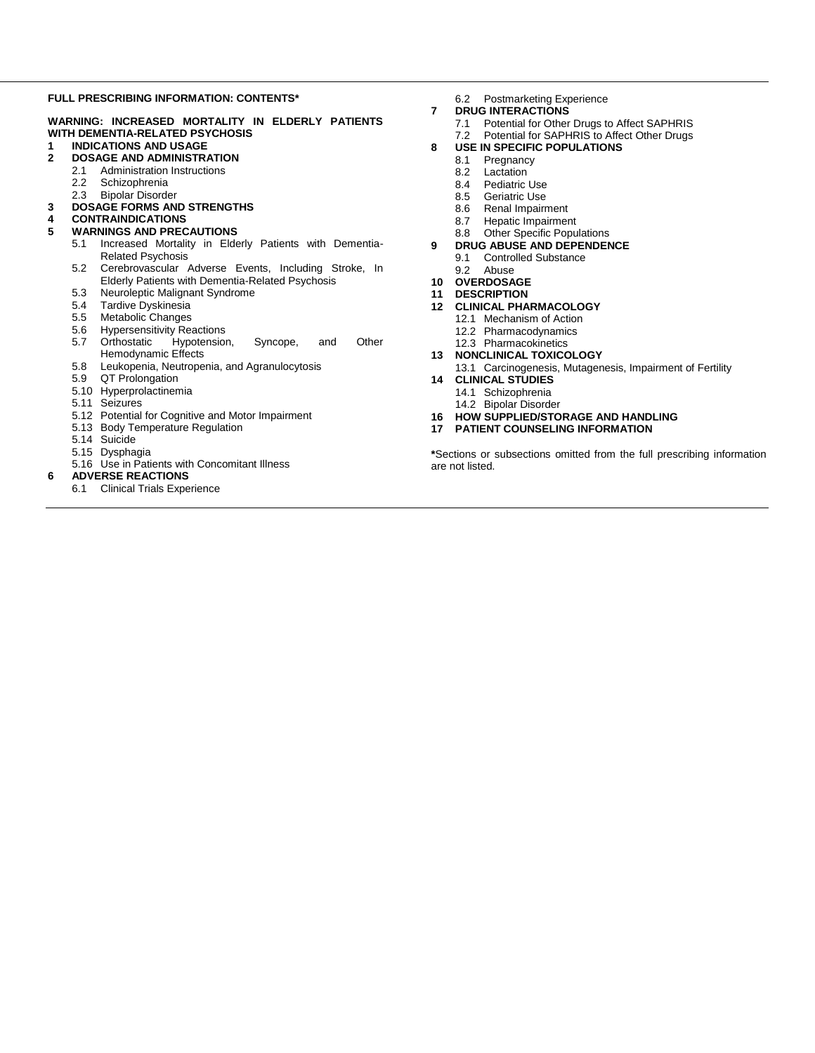**FULL PRESCRIBING INFORMATION: CONTENTS***

**WARNING: INCREASED MORTALITY IN ELDERLY PATIENTS WITH DEMENTIA-RELATED PSYCHOSIS**

**1 INDICATIONS AND USAGE**

**2 DOSAGE AND ADMINISTRATION**
- 2.1 Administration Instructions
- 2.2 Schizophrenia
- 2.3 Bipolar Disorder

**3 DOSAGE FORMS AND STRENGTHS**

**4 CONTRAINDICATIONS**

**5 WARNINGS AND PRECAUTIONS**
- 5.1 Increased Mortality in Elderly Patients with Dementia-Related Psychosis
- 5.2 Cerebrovascular Adverse Events, Including Stroke, In Elderly Patients with Dementia-Related Psychosis
- 5.3 Neuroleptic Malignant Syndrome
- 5.4 Tardive Dyskinesia
- 5.5 Metabolic Changes
- 5.6 Hypersensitivity Reactions
- 5.7 Orthostatic Hypotension, Syncope, and Other Hemodynamic Effects
- 5.8 Leukopenia, Neutropenia, and Agranulocytosis
- 5.9 QT Prolongation
- 5.10 Hyperprolactinemia
- 5.11 Seizures
- 5.12 Potential for Cognitive and Motor Impairment
- 5.13 Body Temperature Regulation
- 5.14 Suicide
- 5.15 Dysphagia
- 5.16 Use in Patients with Concomitant Illness

**6 ADVERSE REACTIONS**
- 6.1 Clinical Trials Experience
- 6.2 Postmarketing Experience

**7 DRUG INTERACTIONS**
- 7.1 Potential for Other Drugs to Affect SAPHRIS
- 7.2 Potential for SAPHRIS to Affect Other Drugs

**8 USE IN SPECIFIC POPULATIONS**
- 8.1 Pregnancy
- 8.2 Lactation
- 8.4 Pediatric Use
- 8.5 Geriatric Use
- 8.6 Renal Impairment
- 8.7 Hepatic Impairment
- 8.8 Other Specific Populations

**9 DRUG ABUSE AND DEPENDENCE**
- 9.1 Controlled Substance
- 9.2 Abuse

**10 OVERDOSAGE**

**11 DESCRIPTION**

**12 CLINICAL PHARMACOLOGY**
- 12.1 Mechanism of Action
- 12.2 Pharmacodynamics
- 12.3 Pharmacokinetics

**13 NONCLINICAL TOXICOLOGY**
- 13.1 Carcinogenesis, Mutagenesis, Impairment of Fertility

**14 CLINICAL STUDIES**
- 14.1 Schizophrenia
- 14.2 Bipolar Disorder

**16 HOW SUPPLIED/STORAGE AND HANDLING**

**17 PATIENT COUNSELING INFORMATION**

***Sections or subsections omitted from the full prescribing information are not listed.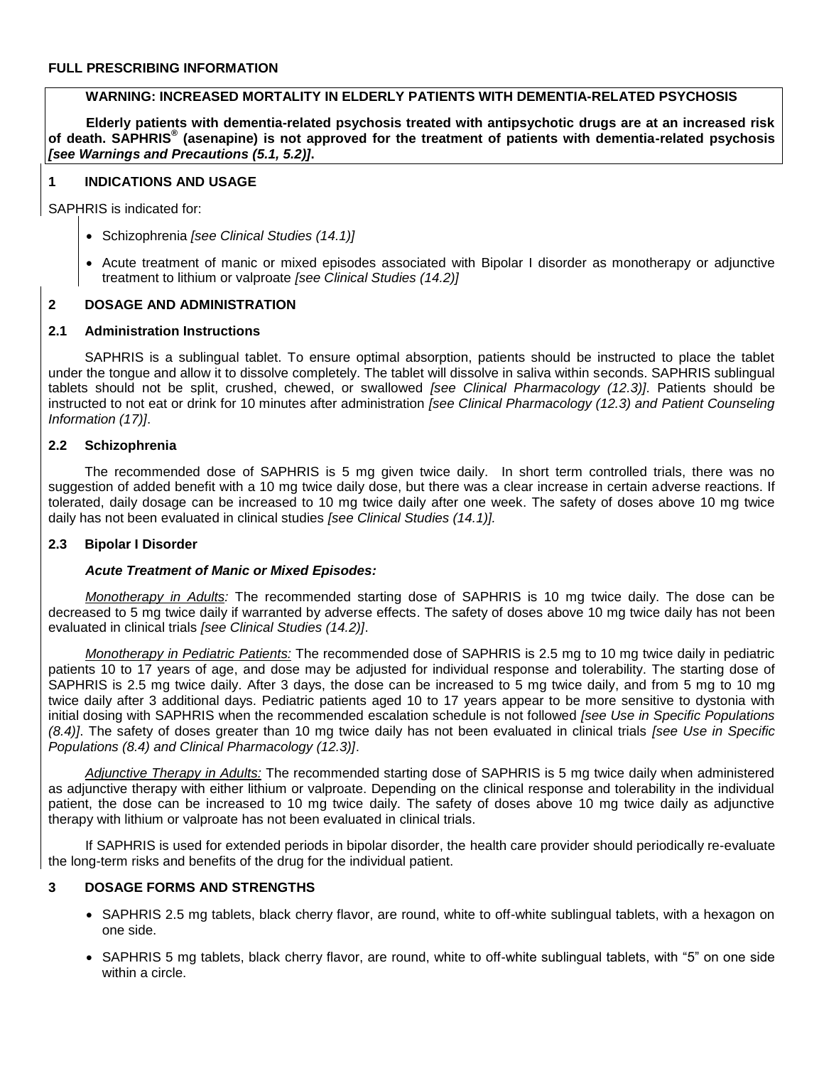**FULL PRESCRIBING INFORMATION**

**WARNING: INCREASED MORTALITY IN ELDERLY PATIENTS WITH DEMENTIA-RELATED PSYCHOSIS**

**Elderly patients with dementia-related psychosis treated with antipsychotic drugs are at an increased risk of death. SAPHRIS® (asenapine) is not approved for the treatment of patients with dementia-related psychosis *[see Warnings and Precautions (5.1, 5.2)]*.**

## 1 INDICATIONS AND USAGE

SAPHRIS is indicated for:

- Schizophrenia *[see Clinical Studies (14.1)]*
- Acute treatment of manic or mixed episodes associated with Bipolar I disorder as monotherapy or adjunctive treatment to lithium or valproate *[see Clinical Studies (14.2)]*

## 2 DOSAGE AND ADMINISTRATION

### 2.1 Administration Instructions

SAPHRIS is a sublingual tablet. To ensure optimal absorption, patients should be instructed to place the tablet under the tongue and allow it to dissolve completely. The tablet will dissolve in saliva within seconds. SAPHRIS sublingual tablets should not be split, crushed, chewed, or swallowed *[see Clinical Pharmacology (12.3)]*. Patients should be instructed to not eat or drink for 10 minutes after administration *[see Clinical Pharmacology (12.3) and Patient Counseling Information (17)]*.

### 2.2 Schizophrenia

The recommended dose of SAPHRIS is 5 mg given twice daily. In short term controlled trials, there was no suggestion of added benefit with a 10 mg twice daily dose, but there was a clear increase in certain adverse reactions. If tolerated, daily dosage can be increased to 10 mg twice daily after one week. The safety of doses above 10 mg twice daily has not been evaluated in clinical studies *[see Clinical Studies (14.1)].*

### 2.3 Bipolar I Disorder

***Acute Treatment of Manic or Mixed Episodes:***

*Monotherapy in Adults:* The recommended starting dose of SAPHRIS is 10 mg twice daily. The dose can be decreased to 5 mg twice daily if warranted by adverse effects. The safety of doses above 10 mg twice daily has not been evaluated in clinical trials *[see Clinical Studies (14.2)]*.

*Monotherapy in Pediatric Patients:* The recommended dose of SAPHRIS is 2.5 mg to 10 mg twice daily in pediatric patients 10 to 17 years of age, and dose may be adjusted for individual response and tolerability. The starting dose of SAPHRIS is 2.5 mg twice daily. After 3 days, the dose can be increased to 5 mg twice daily, and from 5 mg to 10 mg twice daily after 3 additional days. Pediatric patients aged 10 to 17 years appear to be more sensitive to dystonia with initial dosing with SAPHRIS when the recommended escalation schedule is not followed *[see Use in Specific Populations (8.4)]*. The safety of doses greater than 10 mg twice daily has not been evaluated in clinical trials *[see Use in Specific Populations (8.4) and Clinical Pharmacology (12.3)]*.

*Adjunctive Therapy in Adults:* The recommended starting dose of SAPHRIS is 5 mg twice daily when administered as adjunctive therapy with either lithium or valproate. Depending on the clinical response and tolerability in the individual patient, the dose can be increased to 10 mg twice daily. The safety of doses above 10 mg twice daily as adjunctive therapy with lithium or valproate has not been evaluated in clinical trials.

If SAPHRIS is used for extended periods in bipolar disorder, the health care provider should periodically re-evaluate the long-term risks and benefits of the drug for the individual patient.

## 3 DOSAGE FORMS AND STRENGTHS

- SAPHRIS 2.5 mg tablets, black cherry flavor, are round, white to off-white sublingual tablets, with a hexagon on one side.
- SAPHRIS 5 mg tablets, black cherry flavor, are round, white to off-white sublingual tablets, with "5" on one side within a circle.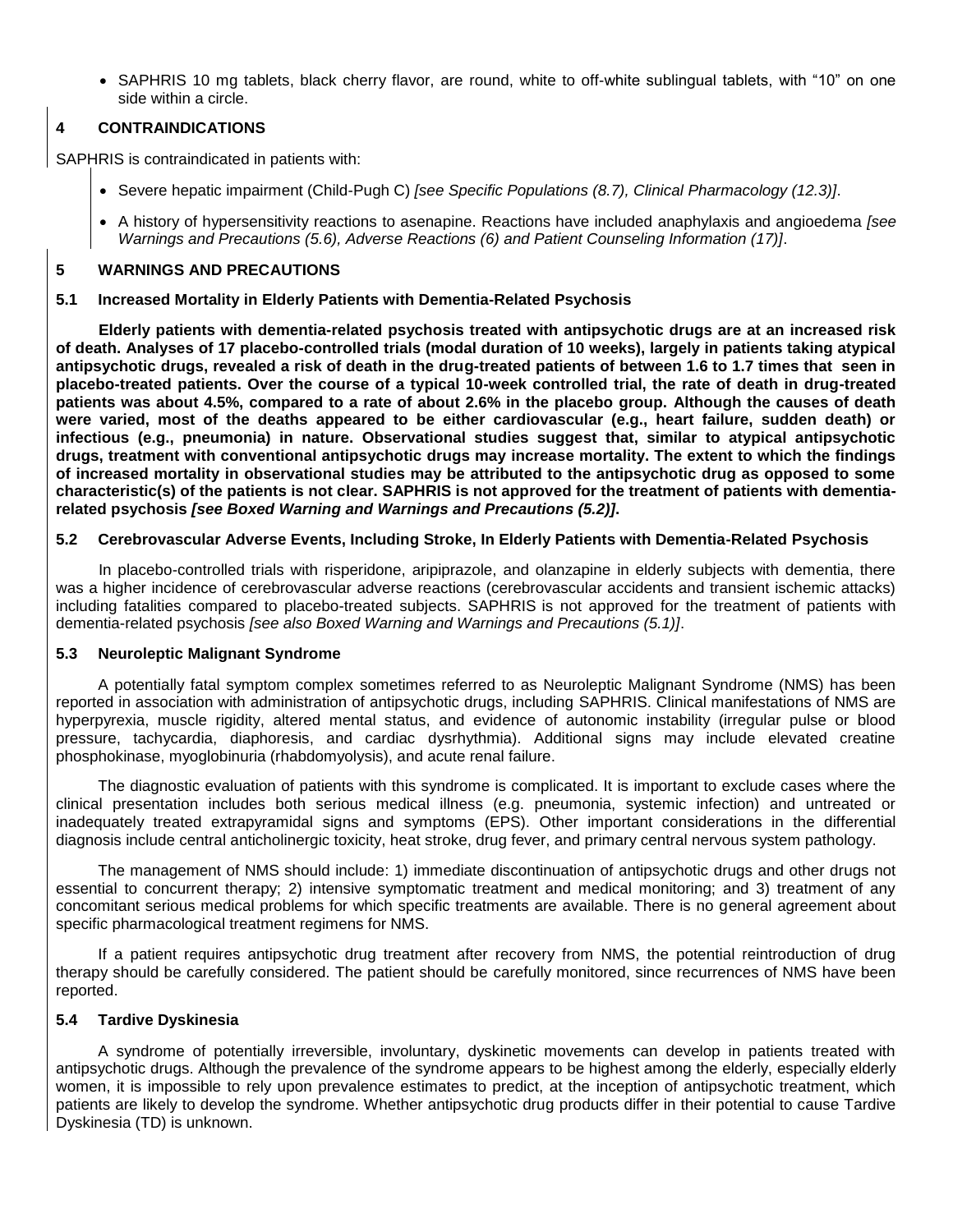- SAPHRIS 10 mg tablets, black cherry flavor, are round, white to off-white sublingual tablets, with "10" on one side within a circle.

## 4 CONTRAINDICATIONS

SAPHRIS is contraindicated in patients with:

- Severe hepatic impairment (Child-Pugh C) *[see Specific Populations (8.7), Clinical Pharmacology (12.3)]*.
- A history of hypersensitivity reactions to asenapine. Reactions have included anaphylaxis and angioedema *[see Warnings and Precautions (5.6), Adverse Reactions (6) and Patient Counseling Information (17)]*.

## 5 WARNINGS AND PRECAUTIONS

### 5.1 Increased Mortality in Elderly Patients with Dementia-Related Psychosis

**Elderly patients with dementia-related psychosis treated with antipsychotic drugs are at an increased risk of death. Analyses of 17 placebo-controlled trials (modal duration of 10 weeks), largely in patients taking atypical antipsychotic drugs, revealed a risk of death in the drug-treated patients of between 1.6 to 1.7 times that seen in placebo-treated patients. Over the course of a typical 10-week controlled trial, the rate of death in drug-treated patients was about 4.5%, compared to a rate of about 2.6% in the placebo group. Although the causes of death were varied, most of the deaths appeared to be either cardiovascular (e.g., heart failure, sudden death) or infectious (e.g., pneumonia) in nature. Observational studies suggest that, similar to atypical antipsychotic drugs, treatment with conventional antipsychotic drugs may increase mortality. The extent to which the findings of increased mortality in observational studies may be attributed to the antipsychotic drug as opposed to some characteristic(s) of the patients is not clear. SAPHRIS is not approved for the treatment of patients with dementia-related psychosis *[see Boxed Warning and Warnings and Precautions (5.2)]*.**

### 5.2 Cerebrovascular Adverse Events, Including Stroke, In Elderly Patients with Dementia-Related Psychosis

In placebo-controlled trials with risperidone, aripiprazole, and olanzapine in elderly subjects with dementia, there was a higher incidence of cerebrovascular adverse reactions (cerebrovascular accidents and transient ischemic attacks) including fatalities compared to placebo-treated subjects. SAPHRIS is not approved for the treatment of patients with dementia-related psychosis *[see also Boxed Warning and Warnings and Precautions (5.1)]*.

### 5.3 Neuroleptic Malignant Syndrome

A potentially fatal symptom complex sometimes referred to as Neuroleptic Malignant Syndrome (NMS) has been reported in association with administration of antipsychotic drugs, including SAPHRIS. Clinical manifestations of NMS are hyperpyrexia, muscle rigidity, altered mental status, and evidence of autonomic instability (irregular pulse or blood pressure, tachycardia, diaphoresis, and cardiac dysrhythmia). Additional signs may include elevated creatine phosphokinase, myoglobinuria (rhabdomyolysis), and acute renal failure.

The diagnostic evaluation of patients with this syndrome is complicated. It is important to exclude cases where the clinical presentation includes both serious medical illness (e.g. pneumonia, systemic infection) and untreated or inadequately treated extrapyramidal signs and symptoms (EPS). Other important considerations in the differential diagnosis include central anticholinergic toxicity, heat stroke, drug fever, and primary central nervous system pathology.

The management of NMS should include: 1) immediate discontinuation of antipsychotic drugs and other drugs not essential to concurrent therapy; 2) intensive symptomatic treatment and medical monitoring; and 3) treatment of any concomitant serious medical problems for which specific treatments are available. There is no general agreement about specific pharmacological treatment regimens for NMS.

If a patient requires antipsychotic drug treatment after recovery from NMS, the potential reintroduction of drug therapy should be carefully considered. The patient should be carefully monitored, since recurrences of NMS have been reported.

### 5.4 Tardive Dyskinesia

A syndrome of potentially irreversible, involuntary, dyskinetic movements can develop in patients treated with antipsychotic drugs. Although the prevalence of the syndrome appears to be highest among the elderly, especially elderly women, it is impossible to rely upon prevalence estimates to predict, at the inception of antipsychotic treatment, which patients are likely to develop the syndrome. Whether antipsychotic drug products differ in their potential to cause Tardive Dyskinesia (TD) is unknown.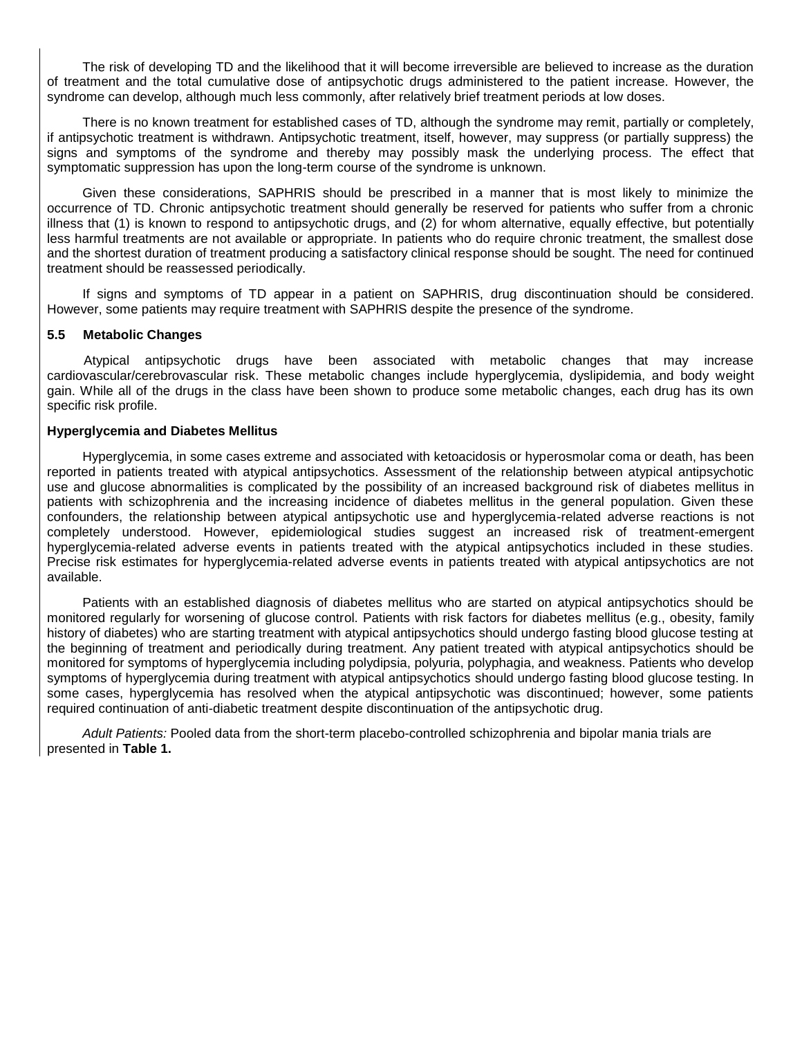The risk of developing TD and the likelihood that it will become irreversible are believed to increase as the duration of treatment and the total cumulative dose of antipsychotic drugs administered to the patient increase. However, the syndrome can develop, although much less commonly, after relatively brief treatment periods at low doses.

There is no known treatment for established cases of TD, although the syndrome may remit, partially or completely, if antipsychotic treatment is withdrawn. Antipsychotic treatment, itself, however, may suppress (or partially suppress) the signs and symptoms of the syndrome and thereby may possibly mask the underlying process. The effect that symptomatic suppression has upon the long-term course of the syndrome is unknown.

Given these considerations, SAPHRIS should be prescribed in a manner that is most likely to minimize the occurrence of TD. Chronic antipsychotic treatment should generally be reserved for patients who suffer from a chronic illness that (1) is known to respond to antipsychotic drugs, and (2) for whom alternative, equally effective, but potentially less harmful treatments are not available or appropriate. In patients who do require chronic treatment, the smallest dose and the shortest duration of treatment producing a satisfactory clinical response should be sought. The need for continued treatment should be reassessed periodically.

If signs and symptoms of TD appear in a patient on SAPHRIS, drug discontinuation should be considered. However, some patients may require treatment with SAPHRIS despite the presence of the syndrome.

### 5.5 Metabolic Changes

Atypical antipsychotic drugs have been associated with metabolic changes that may increase cardiovascular/cerebrovascular risk. These metabolic changes include hyperglycemia, dyslipidemia, and body weight gain. While all of the drugs in the class have been shown to produce some metabolic changes, each drug has its own specific risk profile.

**Hyperglycemia and Diabetes Mellitus**

Hyperglycemia, in some cases extreme and associated with ketoacidosis or hyperosmolar coma or death, has been reported in patients treated with atypical antipsychotics. Assessment of the relationship between atypical antipsychotic use and glucose abnormalities is complicated by the possibility of an increased background risk of diabetes mellitus in patients with schizophrenia and the increasing incidence of diabetes mellitus in the general population. Given these confounders, the relationship between atypical antipsychotic use and hyperglycemia-related adverse reactions is not completely understood. However, epidemiological studies suggest an increased risk of treatment-emergent hyperglycemia-related adverse events in patients treated with the atypical antipsychotics included in these studies. Precise risk estimates for hyperglycemia-related adverse events in patients treated with atypical antipsychotics are not available.

Patients with an established diagnosis of diabetes mellitus who are started on atypical antipsychotics should be monitored regularly for worsening of glucose control. Patients with risk factors for diabetes mellitus (e.g., obesity, family history of diabetes) who are starting treatment with atypical antipsychotics should undergo fasting blood glucose testing at the beginning of treatment and periodically during treatment. Any patient treated with atypical antipsychotics should be monitored for symptoms of hyperglycemia including polydipsia, polyuria, polyphagia, and weakness. Patients who develop symptoms of hyperglycemia during treatment with atypical antipsychotics should undergo fasting blood glucose testing. In some cases, hyperglycemia has resolved when the atypical antipsychotic was discontinued; however, some patients required continuation of anti-diabetic treatment despite discontinuation of the antipsychotic drug.

*Adult Patients:* Pooled data from the short-term placebo-controlled schizophrenia and bipolar mania trials are presented in **Table 1.**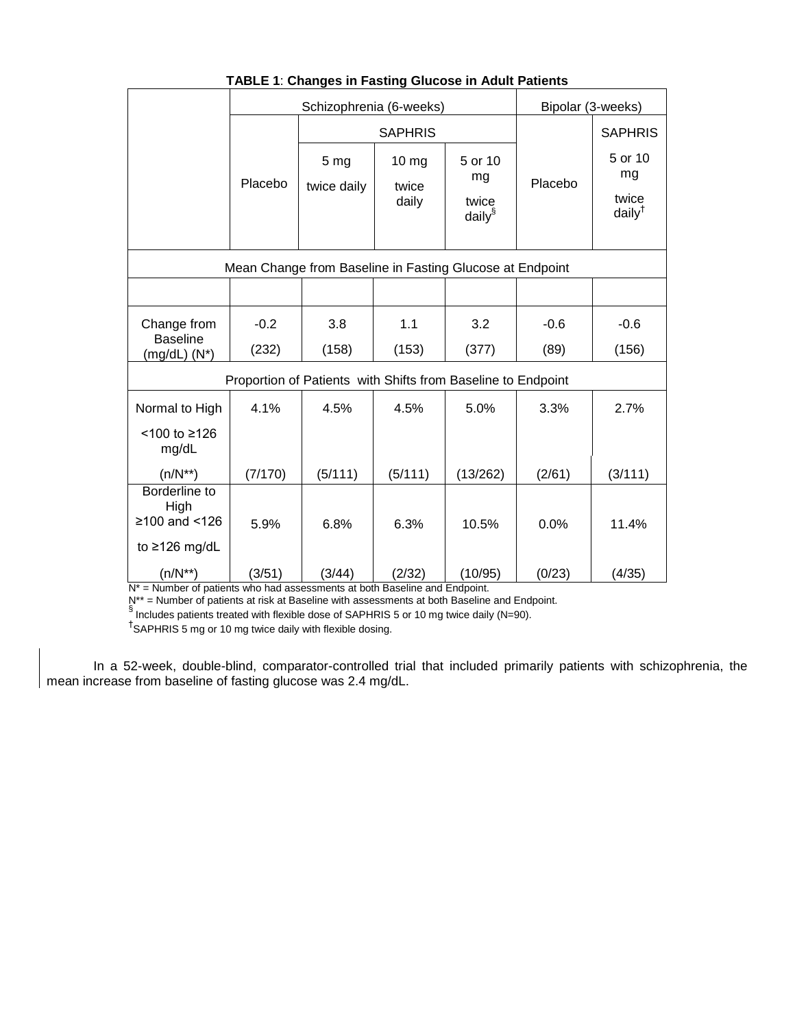**TABLE 1**: **Changes in Fasting Glucose in Adult Patients**

| | Schizophrenia (6-weeks) | | | | Bipolar (3-weeks) | |
|---|---|---|---|---|---|---|
| | Placebo | SAPHRIS | | | Placebo | SAPHRIS |
| | | 5 mg twice daily | 10 mg twice daily | 5 or 10 mg twice daily§ | | 5 or 10 mg twice daily† |
| **Mean Change from Baseline in Fasting Glucose at Endpoint** | | | | | | |
| Change from Baseline (mg/dL) (N*) | -0.2 (232) | 3.8 (158) | 1.1 (153) | 3.2 (377) | -0.6 (89) | -0.6 (156) |
| **Proportion of Patients with Shifts from Baseline to Endpoint** | | | | | | |
| Normal to High <100 to ≥126 mg/dL (n/N**) | 4.1% (7/170) | 4.5% (5/111) | 4.5% (5/111) | 5.0% (13/262) | 3.3% (2/61) | 2.7% (3/111) |
| Borderline to High ≥100 and <126 to ≥126 mg/dL (n/N**) | 5.9% (3/51) | 6.8% (3/44) | 6.3% (2/32) | 10.5% (10/95) | 0.0% (0/23) | 11.4% (4/35) |

N* = Number of patients who had assessments at both Baseline and Endpoint.
N** = Number of patients at risk at Baseline with assessments at both Baseline and Endpoint.
§ Includes patients treated with flexible dose of SAPHRIS 5 or 10 mg twice daily (N=90).
†SAPHRIS 5 mg or 10 mg twice daily with flexible dosing.

In a 52-week, double-blind, comparator-controlled trial that included primarily patients with schizophrenia, the mean increase from baseline of fasting glucose was 2.4 mg/dL.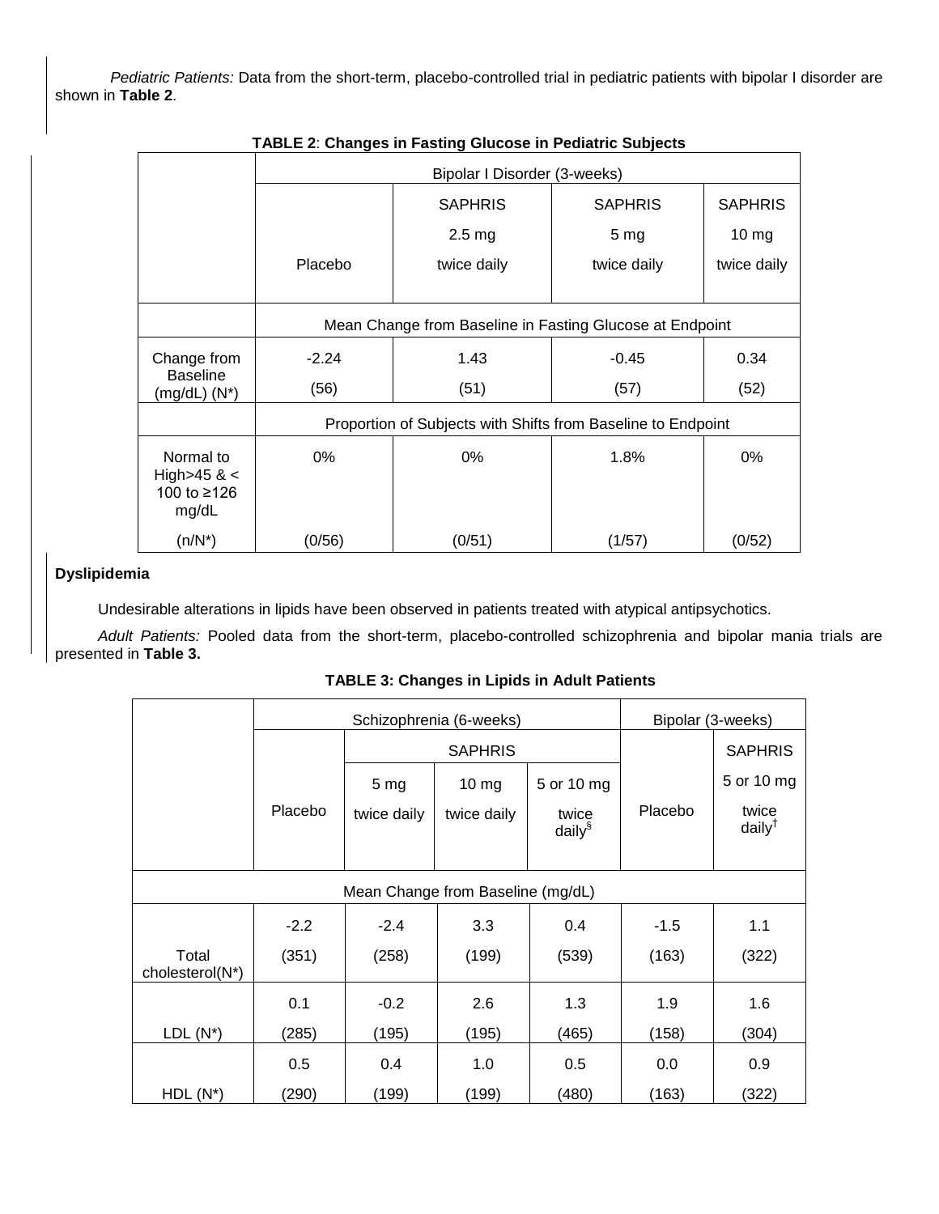*Pediatric Patients:* Data from the short-term, placebo-controlled trial in pediatric patients with bipolar I disorder are shown in **Table 2**.

**TABLE 2**: **Changes in Fasting Glucose in Pediatric Subjects**

| | Bipolar I Disorder (3-weeks) | | | |
|---|---|---|---|---|
| | Placebo | SAPHRIS 2.5 mg twice daily | SAPHRIS 5 mg twice daily | SAPHRIS 10 mg twice daily |
| | Mean Change from Baseline in Fasting Glucose at Endpoint | | | |
| Change from Baseline (mg/dL) (N*) | -2.24 (56) | 1.43 (51) | -0.45 (57) | 0.34 (52) |
| | Proportion of Subjects with Shifts from Baseline to Endpoint | | | |
| Normal to High>45 & < 100 to ≥126 mg/dL (n/N*) | 0% (0/56) | 0% (0/51) | 1.8% (1/57) | 0% (0/52) |

**Dyslipidemia**

Undesirable alterations in lipids have been observed in patients treated with atypical antipsychotics.

*Adult Patients:* Pooled data from the short-term, placebo-controlled schizophrenia and bipolar mania trials are presented in **Table 3.**

**TABLE 3: Changes in Lipids in Adult Patients**

| | Schizophrenia (6-weeks) | | | | Bipolar (3-weeks) | |
|---|---|---|---|---|---|---|
| | | SAPHRIS | | | | SAPHRIS |
| | Placebo | 5 mg twice daily | 10 mg twice daily | 5 or 10 mg twice daily[§] | Placebo | 5 or 10 mg twice daily[†] |
| Mean Change from Baseline (mg/dL) | | | | | | |
| Total cholesterol(N*) | -2.2 (351) | -2.4 (258) | 3.3 (199) | 0.4 (539) | -1.5 (163) | 1.1 (322) |
| LDL (N*) | 0.1 (285) | -0.2 (195) | 2.6 (195) | 1.3 (465) | 1.9 (158) | 1.6 (304) |
| HDL (N*) | 0.5 (290) | 0.4 (199) | 1.0 (199) | 0.5 (480) | 0.0 (163) | 0.9 (322) |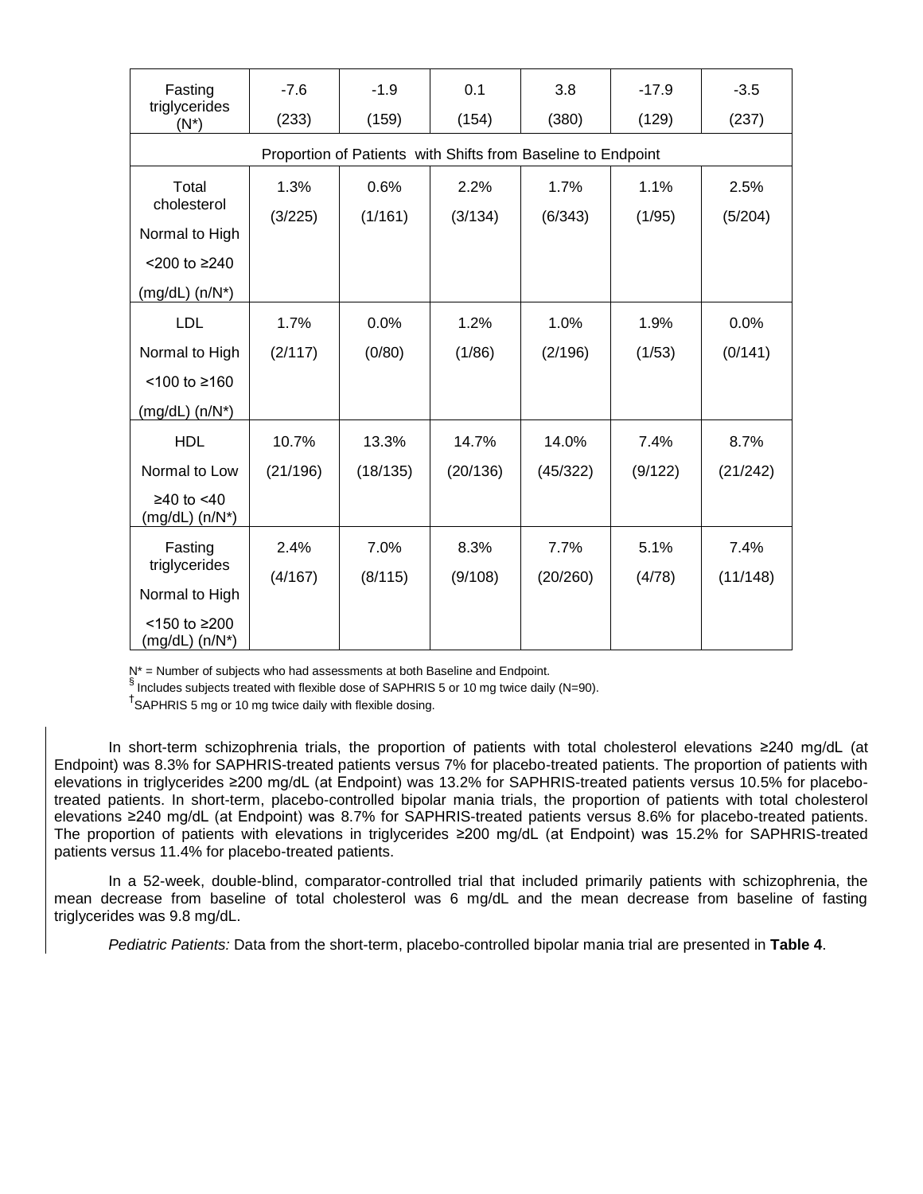| Fasting triglycerides (N*) | -7.6 (233) | -1.9 (159) | 0.1 (154) | 3.8 (380) | -17.9 (129) | -3.5 (237) |
|---|---|---|---|---|---|---|
| Proportion of Patients with Shifts from Baseline to Endpoint | | | | | | |
| Total cholesterol Normal to High <200 to ≥240 (mg/dL) (n/N*) | 1.3% (3/225) | 0.6% (1/161) | 2.2% (3/134) | 1.7% (6/343) | 1.1% (1/95) | 2.5% (5/204) |
| LDL Normal to High <100 to ≥160 (mg/dL) (n/N*) | 1.7% (2/117) | 0.0% (0/80) | 1.2% (1/86) | 1.0% (2/196) | 1.9% (1/53) | 0.0% (0/141) |
| HDL Normal to Low ≥40 to <40 (mg/dL) (n/N*) | 10.7% (21/196) | 13.3% (18/135) | 14.7% (20/136) | 14.0% (45/322) | 7.4% (9/122) | 8.7% (21/242) |
| Fasting triglycerides Normal to High <150 to ≥200 (mg/dL) (n/N*) | 2.4% (4/167) | 7.0% (8/115) | 8.3% (9/108) | 7.7% (20/260) | 5.1% (4/78) | 7.4% (11/148) |

N* = Number of subjects who had assessments at both Baseline and Endpoint.

§ Includes subjects treated with flexible dose of SAPHRIS 5 or 10 mg twice daily (N=90).

† SAPHRIS 5 mg or 10 mg twice daily with flexible dosing.

In short-term schizophrenia trials, the proportion of patients with total cholesterol elevations ≥240 mg/dL (at Endpoint) was 8.3% for SAPHRIS-treated patients versus 7% for placebo-treated patients. The proportion of patients with elevations in triglycerides ≥200 mg/dL (at Endpoint) was 13.2% for SAPHRIS-treated patients versus 10.5% for placebo-treated patients. In short-term, placebo-controlled bipolar mania trials, the proportion of patients with total cholesterol elevations ≥240 mg/dL (at Endpoint) was 8.7% for SAPHRIS-treated patients versus 8.6% for placebo-treated patients. The proportion of patients with elevations in triglycerides ≥200 mg/dL (at Endpoint) was 15.2% for SAPHRIS-treated patients versus 11.4% for placebo-treated patients.

In a 52-week, double-blind, comparator-controlled trial that included primarily patients with schizophrenia, the mean decrease from baseline of total cholesterol was 6 mg/dL and the mean decrease from baseline of fasting triglycerides was 9.8 mg/dL.

*Pediatric Patients:* Data from the short-term, placebo-controlled bipolar mania trial are presented in **Table 4**.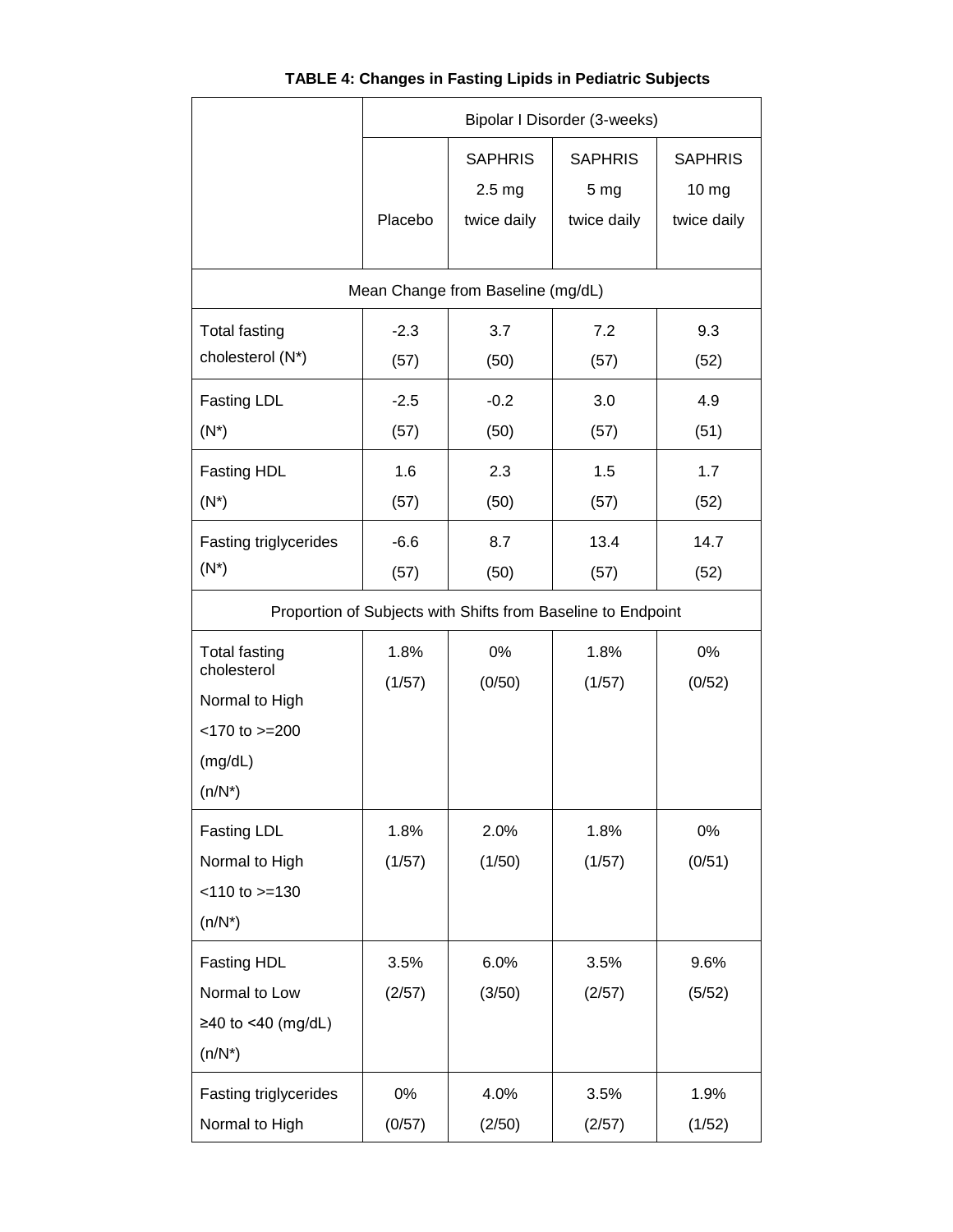**TABLE 4: Changes in Fasting Lipids in Pediatric Subjects**

| | Bipolar I Disorder (3-weeks) | | | |
|---|---|---|---|---|
| | Placebo | SAPHRIS 2.5 mg twice daily | SAPHRIS 5 mg twice daily | SAPHRIS 10 mg twice daily |
| **Mean Change from Baseline (mg/dL)** | | | | |
| Total fasting cholesterol (N*) | -2.3 (57) | 3.7 (50) | 7.2 (57) | 9.3 (52) |
| Fasting LDL (N*) | -2.5 (57) | -0.2 (50) | 3.0 (57) | 4.9 (51) |
| Fasting HDL (N*) | 1.6 (57) | 2.3 (50) | 1.5 (57) | 1.7 (52) |
| Fasting triglycerides (N*) | -6.6 (57) | 8.7 (50) | 13.4 (57) | 14.7 (52) |
| **Proportion of Subjects with Shifts from Baseline to Endpoint** | | | | |
| Total fasting cholesterol Normal to High <170 to >=200 (mg/dL) (n/N*) | 1.8% (1/57) | 0% (0/50) | 1.8% (1/57) | 0% (0/52) |
| Fasting LDL Normal to High <110 to >=130 (n/N*) | 1.8% (1/57) | 2.0% (1/50) | 1.8% (1/57) | 0% (0/51) |
| Fasting HDL Normal to Low ≥40 to <40 (mg/dL) (n/N*) | 3.5% (2/57) | 6.0% (3/50) | 3.5% (2/57) | 9.6% (5/52) |
| Fasting triglycerides Normal to High | 0% (0/57) | 4.0% (2/50) | 3.5% (2/57) | 1.9% (1/52) |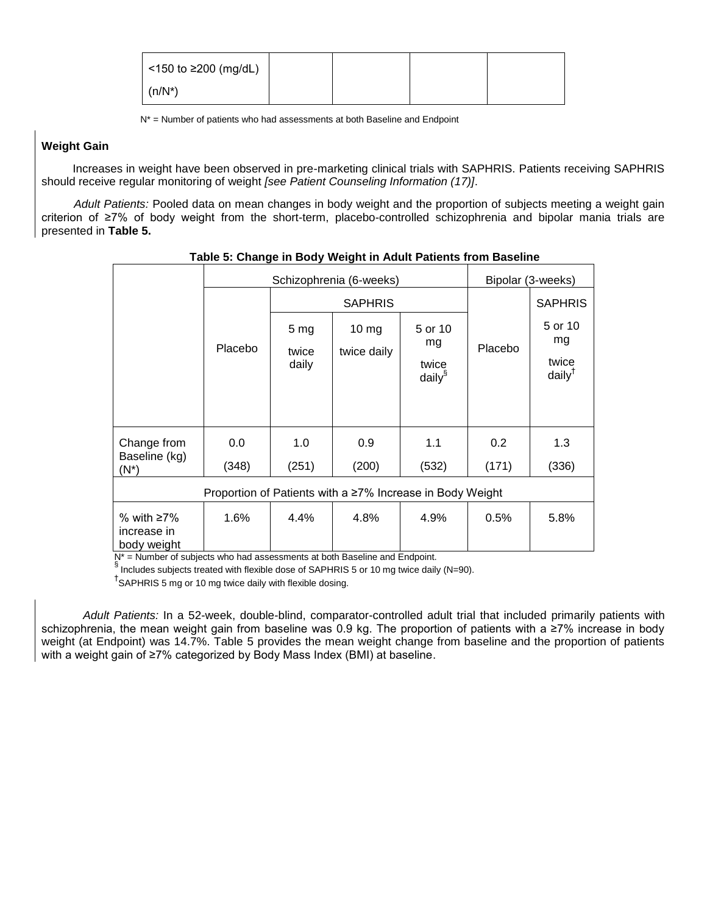| <150 to ≥200 (mg/dL) (n/N*) | | | | |
|---|---|---|---|---|

N* = Number of patients who had assessments at both Baseline and Endpoint

### Weight Gain

Increases in weight have been observed in pre-marketing clinical trials with SAPHRIS. Patients receiving SAPHRIS should receive regular monitoring of weight *[see Patient Counseling Information (17)]*.

*Adult Patients:* Pooled data on mean changes in body weight and the proportion of subjects meeting a weight gain criterion of ≥7% of body weight from the short-term, placebo-controlled schizophrenia and bipolar mania trials are presented in **Table 5.**

**Table 5: Change in Body Weight in Adult Patients from Baseline**

| | Schizophrenia (6-weeks) | | | | Bipolar (3-weeks) | |
|---|---|---|---|---|---|---|
| | Placebo | SAPHRIS 5 mg twice daily | SAPHRIS 10 mg twice daily | SAPHRIS 5 or 10 mg twice daily§ | Placebo | SAPHRIS 5 or 10 mg twice daily† |
| Change from Baseline (kg) (N*) | 0.0 (348) | 1.0 (251) | 0.9 (200) | 1.1 (532) | 0.2 (171) | 1.3 (336) |
| Proportion of Patients with a ≥7% Increase in Body Weight | | | | | | |
| % with ≥7% increase in body weight | 1.6% | 4.4% | 4.8% | 4.9% | 0.5% | 5.8% |

N* = Number of subjects who had assessments at both Baseline and Endpoint.
§ Includes subjects treated with flexible dose of SAPHRIS 5 or 10 mg twice daily (N=90).
†SAPHRIS 5 mg or 10 mg twice daily with flexible dosing.

*Adult Patients:* In a 52-week, double-blind, comparator-controlled adult trial that included primarily patients with schizophrenia, the mean weight gain from baseline was 0.9 kg. The proportion of patients with a ≥7% increase in body weight (at Endpoint) was 14.7%. Table 5 provides the mean weight change from baseline and the proportion of patients with a weight gain of ≥7% categorized by Body Mass Index (BMI) at baseline.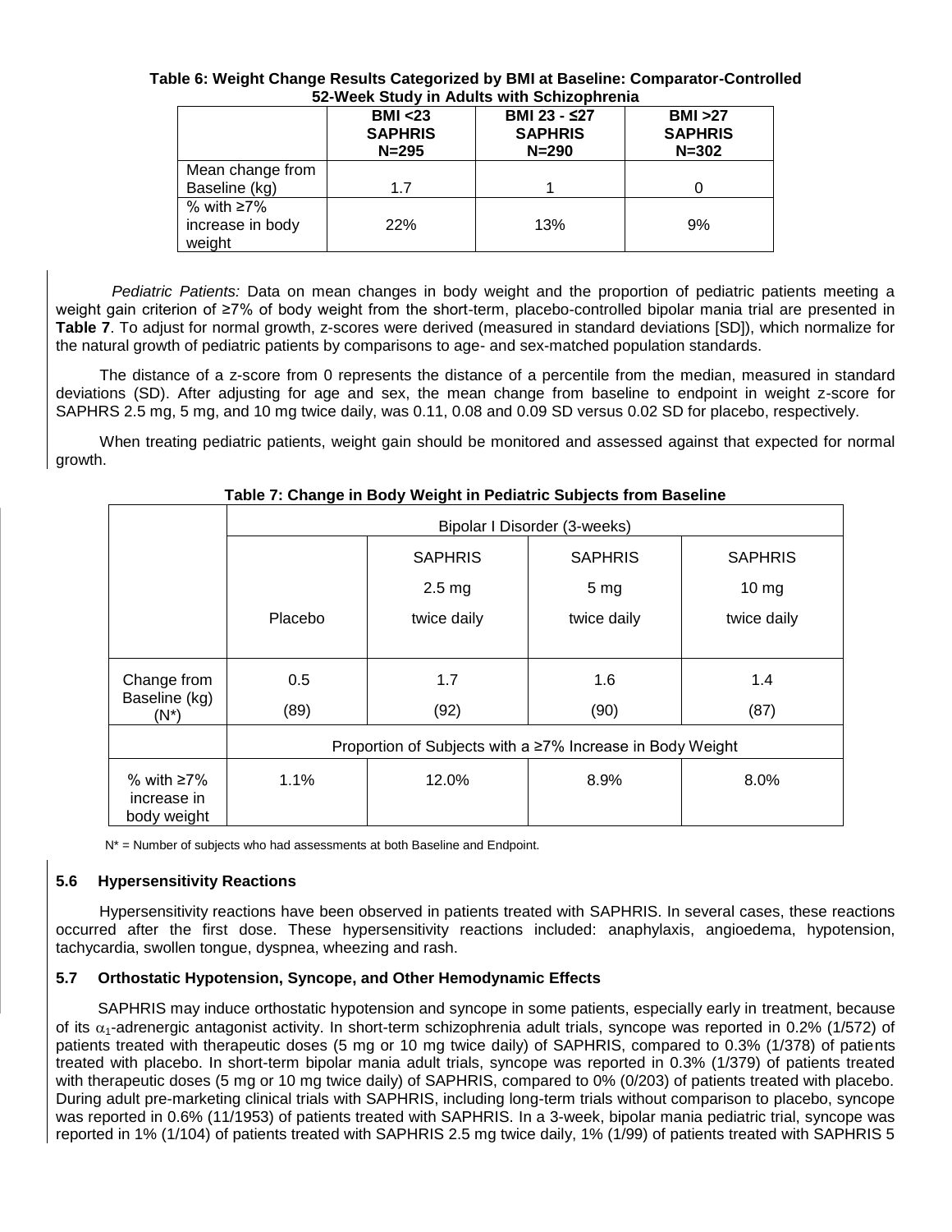**Table 6: Weight Change Results Categorized by BMI at Baseline: Comparator-Controlled 52-Week Study in Adults with Schizophrenia**

| | BMI <23 SAPHRIS N=295 | BMI 23 - ≤27 SAPHRIS N=290 | BMI >27 SAPHRIS N=302 |
|---|---|---|---|
| Mean change from Baseline (kg) | 1.7 | 1 | 0 |
| % with ≥7% increase in body weight | 22% | 13% | 9% |

*Pediatric Patients:* Data on mean changes in body weight and the proportion of pediatric patients meeting a weight gain criterion of ≥7% of body weight from the short-term, placebo-controlled bipolar mania trial are presented in **Table 7**. To adjust for normal growth, z-scores were derived (measured in standard deviations [SD]), which normalize for the natural growth of pediatric patients by comparisons to age- and sex-matched population standards.

The distance of a z-score from 0 represents the distance of a percentile from the median, measured in standard deviations (SD). After adjusting for age and sex, the mean change from baseline to endpoint in weight z-score for SAPHRS 2.5 mg, 5 mg, and 10 mg twice daily, was 0.11, 0.08 and 0.09 SD versus 0.02 SD for placebo, respectively.

When treating pediatric patients, weight gain should be monitored and assessed against that expected for normal growth.

**Table 7: Change in Body Weight in Pediatric Subjects from Baseline**

| | Bipolar I Disorder (3-weeks) | | | |
|---|---|---|---|---|
| | Placebo | SAPHRIS 2.5 mg twice daily | SAPHRIS 5 mg twice daily | SAPHRIS 10 mg twice daily |
| Change from Baseline (kg) (N*) | 0.5 (89) | 1.7 (92) | 1.6 (90) | 1.4 (87) |
| | Proportion of Subjects with a ≥7% Increase in Body Weight | | | |
| % with ≥7% increase in body weight | 1.1% | 12.0% | 8.9% | 8.0% |

N* = Number of subjects who had assessments at both Baseline and Endpoint.

### 5.6 Hypersensitivity Reactions

Hypersensitivity reactions have been observed in patients treated with SAPHRIS. In several cases, these reactions occurred after the first dose. These hypersensitivity reactions included: anaphylaxis, angioedema, hypotension, tachycardia, swollen tongue, dyspnea, wheezing and rash.

### 5.7 Orthostatic Hypotension, Syncope, and Other Hemodynamic Effects

SAPHRIS may induce orthostatic hypotension and syncope in some patients, especially early in treatment, because of its $\alpha_1$-adrenergic antagonist activity. In short-term schizophrenia adult trials, syncope was reported in 0.2% (1/572) of patients treated with therapeutic doses (5 mg or 10 mg twice daily) of SAPHRIS, compared to 0.3% (1/378) of patients treated with placebo. In short-term bipolar mania adult trials, syncope was reported in 0.3% (1/379) of patients treated with therapeutic doses (5 mg or 10 mg twice daily) of SAPHRIS, compared to 0% (0/203) of patients treated with placebo. During adult pre-marketing clinical trials with SAPHRIS, including long-term trials without comparison to placebo, syncope was reported in 0.6% (11/1953) of patients treated with SAPHRIS. In a 3-week, bipolar mania pediatric trial, syncope was reported in 1% (1/104) of patients treated with SAPHRIS 2.5 mg twice daily, 1% (1/99) of patients treated with SAPHRIS 5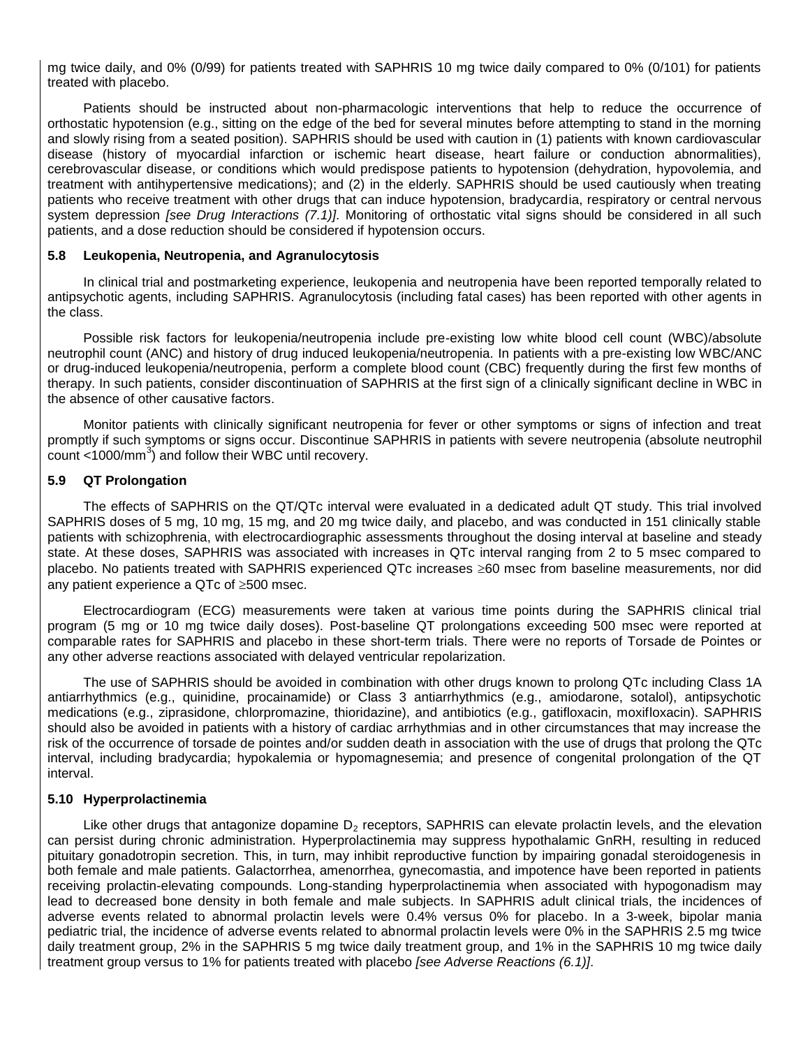mg twice daily, and 0% (0/99) for patients treated with SAPHRIS 10 mg twice daily compared to 0% (0/101) for patients treated with placebo.

Patients should be instructed about non-pharmacologic interventions that help to reduce the occurrence of orthostatic hypotension (e.g., sitting on the edge of the bed for several minutes before attempting to stand in the morning and slowly rising from a seated position). SAPHRIS should be used with caution in (1) patients with known cardiovascular disease (history of myocardial infarction or ischemic heart disease, heart failure or conduction abnormalities), cerebrovascular disease, or conditions which would predispose patients to hypotension (dehydration, hypovolemia, and treatment with antihypertensive medications); and (2) in the elderly. SAPHRIS should be used cautiously when treating patients who receive treatment with other drugs that can induce hypotension, bradycardia, respiratory or central nervous system depression *[see Drug Interactions (7.1)]*. Monitoring of orthostatic vital signs should be considered in all such patients, and a dose reduction should be considered if hypotension occurs.

### 5.8 Leukopenia, Neutropenia, and Agranulocytosis

In clinical trial and postmarketing experience, leukopenia and neutropenia have been reported temporally related to antipsychotic agents, including SAPHRIS. Agranulocytosis (including fatal cases) has been reported with other agents in the class.

Possible risk factors for leukopenia/neutropenia include pre-existing low white blood cell count (WBC)/absolute neutrophil count (ANC) and history of drug induced leukopenia/neutropenia. In patients with a pre-existing low WBC/ANC or drug-induced leukopenia/neutropenia, perform a complete blood count (CBC) frequently during the first few months of therapy. In such patients, consider discontinuation of SAPHRIS at the first sign of a clinically significant decline in WBC in the absence of other causative factors.

Monitor patients with clinically significant neutropenia for fever or other symptoms or signs of infection and treat promptly if such symptoms or signs occur. Discontinue SAPHRIS in patients with severe neutropenia (absolute neutrophil count <1000/mm$^3$) and follow their WBC until recovery.

### 5.9 QT Prolongation

The effects of SAPHRIS on the QT/QTc interval were evaluated in a dedicated adult QT study. This trial involved SAPHRIS doses of 5 mg, 10 mg, 15 mg, and 20 mg twice daily, and placebo, and was conducted in 151 clinically stable patients with schizophrenia, with electrocardiographic assessments throughout the dosing interval at baseline and steady state. At these doses, SAPHRIS was associated with increases in QTc interval ranging from 2 to 5 msec compared to placebo. No patients treated with SAPHRIS experienced QTc increases ≥60 msec from baseline measurements, nor did any patient experience a QTc of ≥500 msec.

Electrocardiogram (ECG) measurements were taken at various time points during the SAPHRIS clinical trial program (5 mg or 10 mg twice daily doses). Post-baseline QT prolongations exceeding 500 msec were reported at comparable rates for SAPHRIS and placebo in these short-term trials. There were no reports of Torsade de Pointes or any other adverse reactions associated with delayed ventricular repolarization.

The use of SAPHRIS should be avoided in combination with other drugs known to prolong QTc including Class 1A antiarrhythmics (e.g., quinidine, procainamide) or Class 3 antiarrhythmics (e.g., amiodarone, sotalol), antipsychotic medications (e.g., ziprasidone, chlorpromazine, thioridazine), and antibiotics (e.g., gatifloxacin, moxifloxacin). SAPHRIS should also be avoided in patients with a history of cardiac arrhythmias and in other circumstances that may increase the risk of the occurrence of torsade de pointes and/or sudden death in association with the use of drugs that prolong the QTc interval, including bradycardia; hypokalemia or hypomagnesemia; and presence of congenital prolongation of the QT interval.

### 5.10 Hyperprolactinemia

Like other drugs that antagonize dopamine $D_2$ receptors, SAPHRIS can elevate prolactin levels, and the elevation can persist during chronic administration. Hyperprolactinemia may suppress hypothalamic GnRH, resulting in reduced pituitary gonadotropin secretion. This, in turn, may inhibit reproductive function by impairing gonadal steroidogenesis in both female and male patients. Galactorrhea, amenorrhea, gynecomastia, and impotence have been reported in patients receiving prolactin-elevating compounds. Long-standing hyperprolactinemia when associated with hypogonadism may lead to decreased bone density in both female and male subjects. In SAPHRIS adult clinical trials, the incidences of adverse events related to abnormal prolactin levels were 0.4% versus 0% for placebo. In a 3-week, bipolar mania pediatric trial, the incidence of adverse events related to abnormal prolactin levels were 0% in the SAPHRIS 2.5 mg twice daily treatment group, 2% in the SAPHRIS 5 mg twice daily treatment group, and 1% in the SAPHRIS 10 mg twice daily treatment group versus to 1% for patients treated with placebo *[see Adverse Reactions (6.1)]*.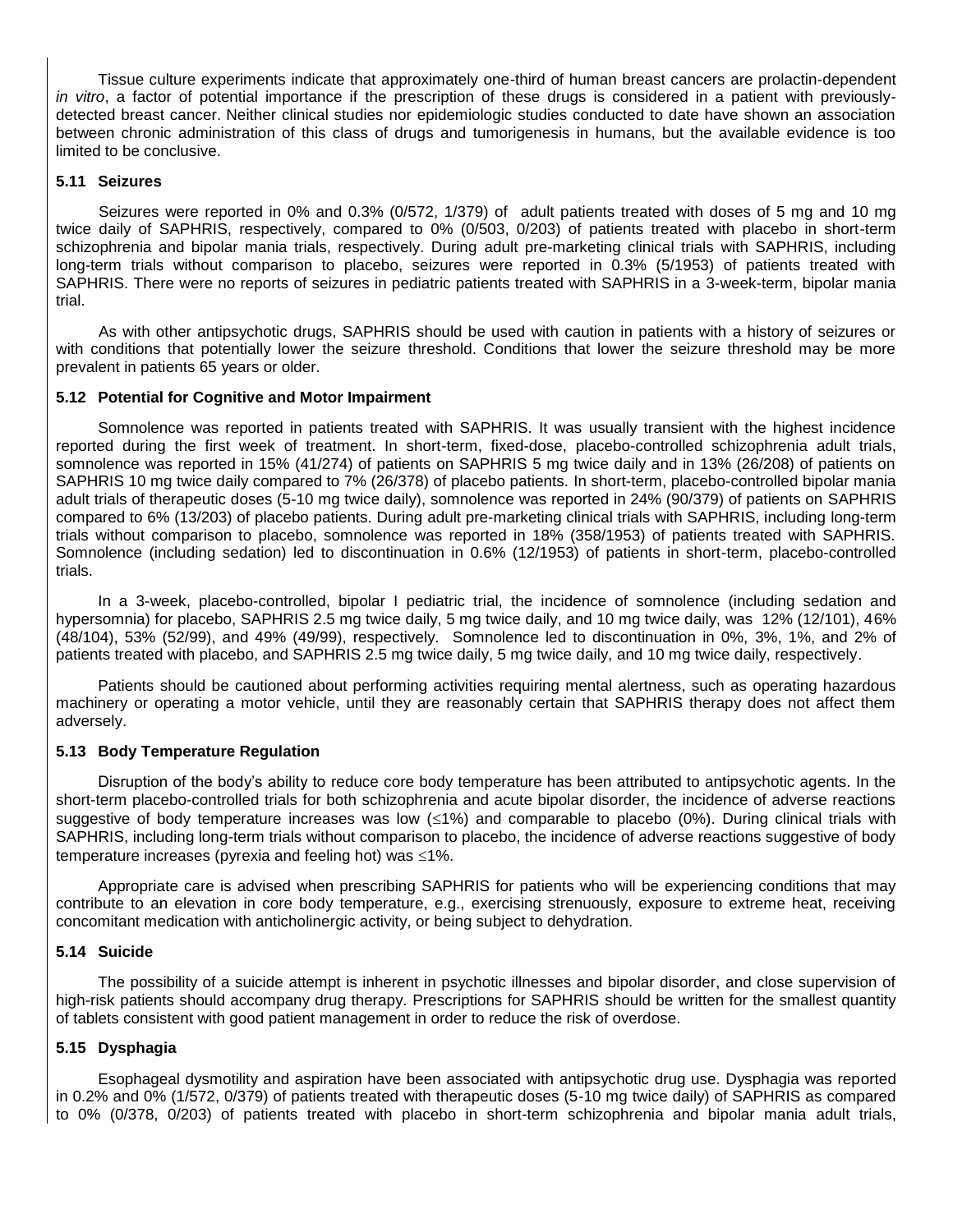Tissue culture experiments indicate that approximately one-third of human breast cancers are prolactin-dependent *in vitro*, a factor of potential importance if the prescription of these drugs is considered in a patient with previously-detected breast cancer. Neither clinical studies nor epidemiologic studies conducted to date have shown an association between chronic administration of this class of drugs and tumorigenesis in humans, but the available evidence is too limited to be conclusive.

### 5.11 Seizures

Seizures were reported in 0% and 0.3% (0/572, 1/379) of adult patients treated with doses of 5 mg and 10 mg twice daily of SAPHRIS, respectively, compared to 0% (0/503, 0/203) of patients treated with placebo in short-term schizophrenia and bipolar mania trials, respectively. During adult pre-marketing clinical trials with SAPHRIS, including long-term trials without comparison to placebo, seizures were reported in 0.3% (5/1953) of patients treated with SAPHRIS. There were no reports of seizures in pediatric patients treated with SAPHRIS in a 3-week-term, bipolar mania trial.

As with other antipsychotic drugs, SAPHRIS should be used with caution in patients with a history of seizures or with conditions that potentially lower the seizure threshold. Conditions that lower the seizure threshold may be more prevalent in patients 65 years or older.

### 5.12 Potential for Cognitive and Motor Impairment

Somnolence was reported in patients treated with SAPHRIS. It was usually transient with the highest incidence reported during the first week of treatment. In short-term, fixed-dose, placebo-controlled schizophrenia adult trials, somnolence was reported in 15% (41/274) of patients on SAPHRIS 5 mg twice daily and in 13% (26/208) of patients on SAPHRIS 10 mg twice daily compared to 7% (26/378) of placebo patients. In short-term, placebo-controlled bipolar mania adult trials of therapeutic doses (5-10 mg twice daily), somnolence was reported in 24% (90/379) of patients on SAPHRIS compared to 6% (13/203) of placebo patients. During adult pre-marketing clinical trials with SAPHRIS, including long-term trials without comparison to placebo, somnolence was reported in 18% (358/1953) of patients treated with SAPHRIS. Somnolence (including sedation) led to discontinuation in 0.6% (12/1953) of patients in short-term, placebo-controlled trials.

In a 3-week, placebo-controlled, bipolar I pediatric trial, the incidence of somnolence (including sedation and hypersomnia) for placebo, SAPHRIS 2.5 mg twice daily, 5 mg twice daily, and 10 mg twice daily, was 12% (12/101), 46% (48/104), 53% (52/99), and 49% (49/99), respectively. Somnolence led to discontinuation in 0%, 3%, 1%, and 2% of patients treated with placebo, and SAPHRIS 2.5 mg twice daily, 5 mg twice daily, and 10 mg twice daily, respectively.

Patients should be cautioned about performing activities requiring mental alertness, such as operating hazardous machinery or operating a motor vehicle, until they are reasonably certain that SAPHRIS therapy does not affect them adversely.

### 5.13 Body Temperature Regulation

Disruption of the body's ability to reduce core body temperature has been attributed to antipsychotic agents. In the short-term placebo-controlled trials for both schizophrenia and acute bipolar disorder, the incidence of adverse reactions suggestive of body temperature increases was low ($\leq$1%) and comparable to placebo (0%). During clinical trials with SAPHRIS, including long-term trials without comparison to placebo, the incidence of adverse reactions suggestive of body temperature increases (pyrexia and feeling hot) was $\leq$1%.

Appropriate care is advised when prescribing SAPHRIS for patients who will be experiencing conditions that may contribute to an elevation in core body temperature, e.g., exercising strenuously, exposure to extreme heat, receiving concomitant medication with anticholinergic activity, or being subject to dehydration.

### 5.14 Suicide

The possibility of a suicide attempt is inherent in psychotic illnesses and bipolar disorder, and close supervision of high-risk patients should accompany drug therapy. Prescriptions for SAPHRIS should be written for the smallest quantity of tablets consistent with good patient management in order to reduce the risk of overdose.

### 5.15 Dysphagia

Esophageal dysmotility and aspiration have been associated with antipsychotic drug use. Dysphagia was reported in 0.2% and 0% (1/572, 0/379) of patients treated with therapeutic doses (5-10 mg twice daily) of SAPHRIS as compared to 0% (0/378, 0/203) of patients treated with placebo in short-term schizophrenia and bipolar mania adult trials,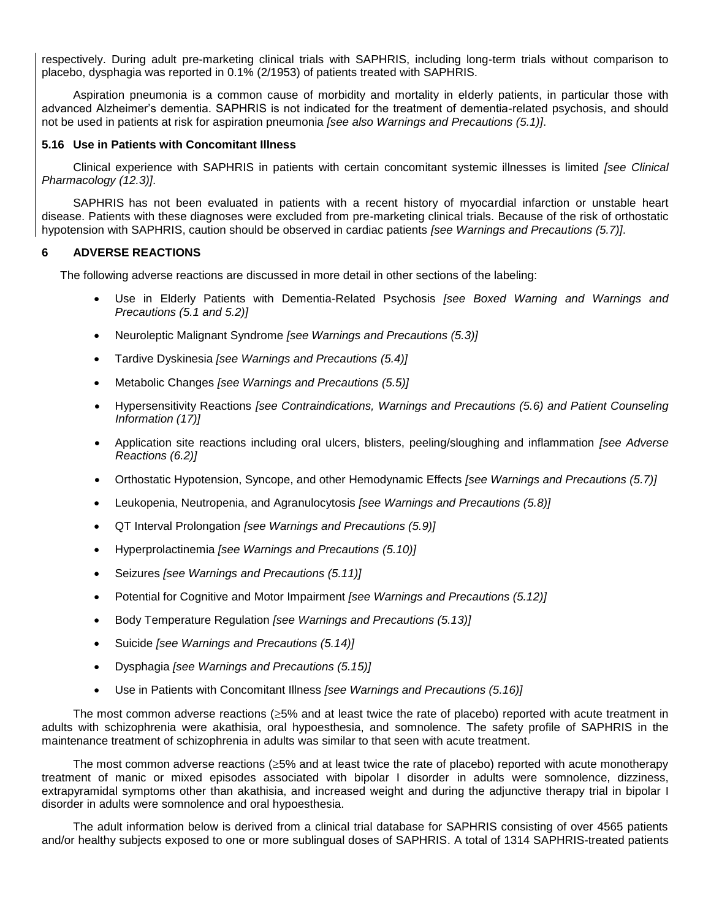respectively. During adult pre-marketing clinical trials with SAPHRIS, including long-term trials without comparison to placebo, dysphagia was reported in 0.1% (2/1953) of patients treated with SAPHRIS.

Aspiration pneumonia is a common cause of morbidity and mortality in elderly patients, in particular those with advanced Alzheimer's dementia. SAPHRIS is not indicated for the treatment of dementia-related psychosis, and should not be used in patients at risk for aspiration pneumonia *[see also Warnings and Precautions (5.1)]*.

### 5.16 Use in Patients with Concomitant Illness

Clinical experience with SAPHRIS in patients with certain concomitant systemic illnesses is limited *[see Clinical Pharmacology (12.3)]*.

SAPHRIS has not been evaluated in patients with a recent history of myocardial infarction or unstable heart disease. Patients with these diagnoses were excluded from pre-marketing clinical trials. Because of the risk of orthostatic hypotension with SAPHRIS, caution should be observed in cardiac patients *[see Warnings and Precautions (5.7)]*.

## 6 ADVERSE REACTIONS

The following adverse reactions are discussed in more detail in other sections of the labeling:

- Use in Elderly Patients with Dementia-Related Psychosis *[see Boxed Warning and Warnings and Precautions (5.1 and 5.2)]*
- Neuroleptic Malignant Syndrome *[see Warnings and Precautions (5.3)]*
- Tardive Dyskinesia *[see Warnings and Precautions (5.4)]*
- Metabolic Changes *[see Warnings and Precautions (5.5)]*
- Hypersensitivity Reactions *[see Contraindications, Warnings and Precautions (5.6) and Patient Counseling Information (17)]*
- Application site reactions including oral ulcers, blisters, peeling/sloughing and inflammation *[see Adverse Reactions (6.2)]*
- Orthostatic Hypotension, Syncope, and other Hemodynamic Effects *[see Warnings and Precautions (5.7)]*
- Leukopenia, Neutropenia, and Agranulocytosis *[see Warnings and Precautions (5.8)]*
- QT Interval Prolongation *[see Warnings and Precautions (5.9)]*
- Hyperprolactinemia *[see Warnings and Precautions (5.10)]*
- Seizures *[see Warnings and Precautions (5.11)]*
- Potential for Cognitive and Motor Impairment *[see Warnings and Precautions (5.12)]*
- Body Temperature Regulation *[see Warnings and Precautions (5.13)]*
- Suicide *[see Warnings and Precautions (5.14)]*
- Dysphagia *[see Warnings and Precautions (5.15)]*
- Use in Patients with Concomitant Illness *[see Warnings and Precautions (5.16)]*

The most common adverse reactions (≥5% and at least twice the rate of placebo) reported with acute treatment in adults with schizophrenia were akathisia, oral hypoesthesia, and somnolence. The safety profile of SAPHRIS in the maintenance treatment of schizophrenia in adults was similar to that seen with acute treatment.

The most common adverse reactions (≥5% and at least twice the rate of placebo) reported with acute monotherapy treatment of manic or mixed episodes associated with bipolar I disorder in adults were somnolence, dizziness, extrapyramidal symptoms other than akathisia, and increased weight and during the adjunctive therapy trial in bipolar I disorder in adults were somnolence and oral hypoesthesia.

The adult information below is derived from a clinical trial database for SAPHRIS consisting of over 4565 patients and/or healthy subjects exposed to one or more sublingual doses of SAPHRIS. A total of 1314 SAPHRIS-treated patients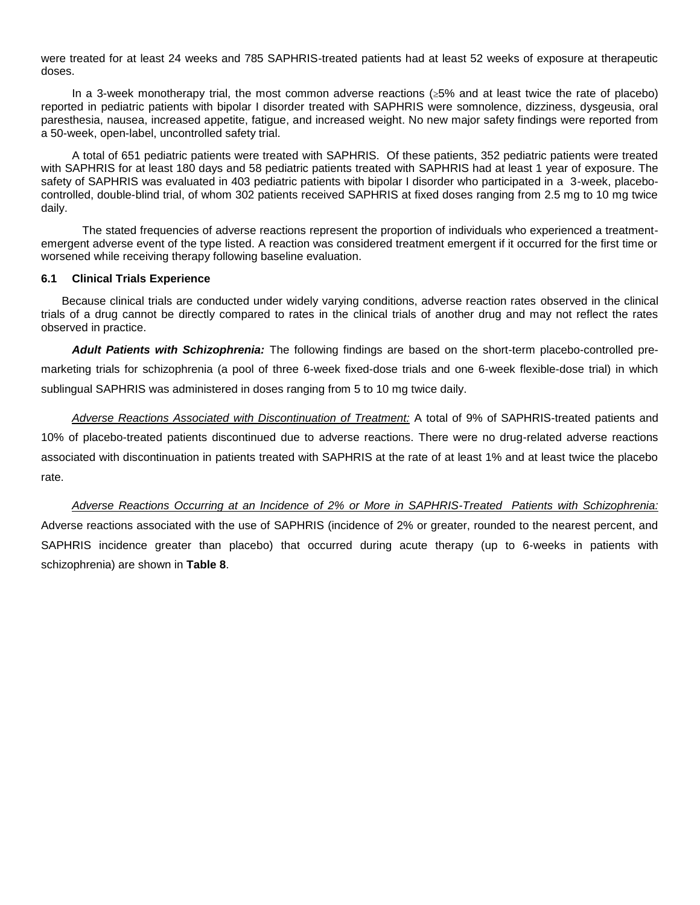were treated for at least 24 weeks and 785 SAPHRIS-treated patients had at least 52 weeks of exposure at therapeutic doses.

In a 3-week monotherapy trial, the most common adverse reactions (≥5% and at least twice the rate of placebo) reported in pediatric patients with bipolar I disorder treated with SAPHRIS were somnolence, dizziness, dysgeusia, oral paresthesia, nausea, increased appetite, fatigue, and increased weight. No new major safety findings were reported from a 50-week, open-label, uncontrolled safety trial.

A total of 651 pediatric patients were treated with SAPHRIS. Of these patients, 352 pediatric patients were treated with SAPHRIS for at least 180 days and 58 pediatric patients treated with SAPHRIS had at least 1 year of exposure. The safety of SAPHRIS was evaluated in 403 pediatric patients with bipolar I disorder who participated in a 3-week, placebo-controlled, double-blind trial, of whom 302 patients received SAPHRIS at fixed doses ranging from 2.5 mg to 10 mg twice daily.

The stated frequencies of adverse reactions represent the proportion of individuals who experienced a treatment-emergent adverse event of the type listed. A reaction was considered treatment emergent if it occurred for the first time or worsened while receiving therapy following baseline evaluation.

### 6.1 Clinical Trials Experience

Because clinical trials are conducted under widely varying conditions, adverse reaction rates observed in the clinical trials of a drug cannot be directly compared to rates in the clinical trials of another drug and may not reflect the rates observed in practice.

***Adult Patients with Schizophrenia:*** The following findings are based on the short-term placebo-controlled pre-marketing trials for schizophrenia (a pool of three 6-week fixed-dose trials and one 6-week flexible-dose trial) in which sublingual SAPHRIS was administered in doses ranging from 5 to 10 mg twice daily.

*Adverse Reactions Associated with Discontinuation of Treatment:* A total of 9% of SAPHRIS-treated patients and 10% of placebo-treated patients discontinued due to adverse reactions. There were no drug-related adverse reactions associated with discontinuation in patients treated with SAPHRIS at the rate of at least 1% and at least twice the placebo rate.

*Adverse Reactions Occurring at an Incidence of 2% or More in SAPHRIS-Treated Patients with Schizophrenia:* Adverse reactions associated with the use of SAPHRIS (incidence of 2% or greater, rounded to the nearest percent, and SAPHRIS incidence greater than placebo) that occurred during acute therapy (up to 6-weeks in patients with schizophrenia) are shown in **Table 8**.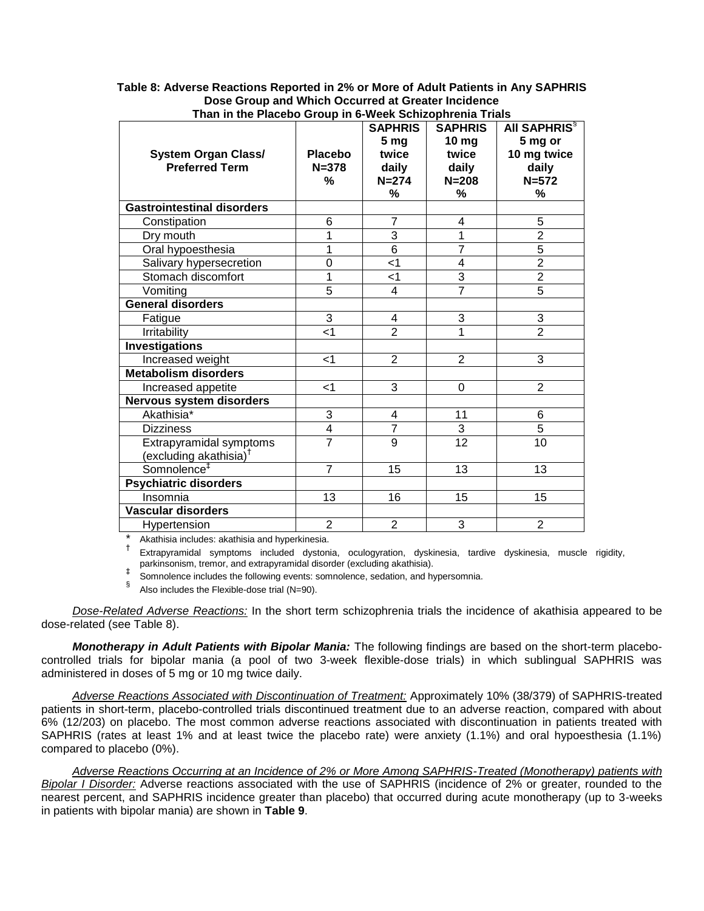**Table 8: Adverse Reactions Reported in 2% or More of Adult Patients in Any SAPHRIS Dose Group and Which Occurred at Greater Incidence Than in the Placebo Group in 6-Week Schizophrenia Trials**

| System Organ Class/ Preferred Term | Placebo N=378 % | SAPHRIS 5 mg twice daily N=274 % | SAPHRIS 10 mg twice daily N=208 % | All SAPHRIS[§] 5 mg or 10 mg twice daily N=572 % |
|---|---|---|---|---|
| **Gastrointestinal disorders** | | | | |
| Constipation | 6 | 7 | 4 | 5 |
| Dry mouth | 1 | 3 | 1 | 2 |
| Oral hypoesthesia | 1 | 6 | 7 | 5 |
| Salivary hypersecretion | 0 | <1 | 4 | 2 |
| Stomach discomfort | 1 | <1 | 3 | 2 |
| Vomiting | 5 | 4 | 7 | 5 |
| **General disorders** | | | | |
| Fatigue | 3 | 4 | 3 | 3 |
| Irritability | <1 | 2 | 1 | 2 |
| **Investigations** | | | | |
| Increased weight | <1 | 2 | 2 | 3 |
| **Metabolism disorders** | | | | |
| Increased appetite | <1 | 3 | 0 | 2 |
| **Nervous system disorders** | | | | |
| Akathisia* | 3 | 4 | 11 | 6 |
| Dizziness | 4 | 7 | 3 | 5 |
| Extrapyramidal symptoms (excluding akathisia)[†] | 7 | 9 | 12 | 10 |
| Somnolence[‡] | 7 | 15 | 13 | 13 |
| **Psychiatric disorders** | | | | |
| Insomnia | 13 | 16 | 15 | 15 |
| **Vascular disorders** | | | | |
| Hypertension | 2 | 2 | 3 | 2 |

\* Akathisia includes: akathisia and hyperkinesia.

† Extrapyramidal symptoms included dystonia, oculogyration, dyskinesia, tardive dyskinesia, muscle rigidity, parkinsonism, tremor, and extrapyramidal disorder (excluding akathisia).

‡ Somnolence includes the following events: somnolence, sedation, and hypersomnia.

§ Also includes the Flexible-dose trial (N=90).

*Dose-Related Adverse Reactions:* In the short term schizophrenia trials the incidence of akathisia appeared to be dose-related (see Table 8).

***Monotherapy in Adult Patients with Bipolar Mania:*** The following findings are based on the short-term placebo-controlled trials for bipolar mania (a pool of two 3-week flexible-dose trials) in which sublingual SAPHRIS was administered in doses of 5 mg or 10 mg twice daily.

*Adverse Reactions Associated with Discontinuation of Treatment:* Approximately 10% (38/379) of SAPHRIS-treated patients in short-term, placebo-controlled trials discontinued treatment due to an adverse reaction, compared with about 6% (12/203) on placebo. The most common adverse reactions associated with discontinuation in patients treated with SAPHRIS (rates at least 1% and at least twice the placebo rate) were anxiety (1.1%) and oral hypoesthesia (1.1%) compared to placebo (0%).

*Adverse Reactions Occurring at an Incidence of 2% or More Among SAPHRIS-Treated (Monotherapy) patients with Bipolar I Disorder:* Adverse reactions associated with the use of SAPHRIS (incidence of 2% or greater, rounded to the nearest percent, and SAPHRIS incidence greater than placebo) that occurred during acute monotherapy (up to 3-weeks in patients with bipolar mania) are shown in **Table 9**.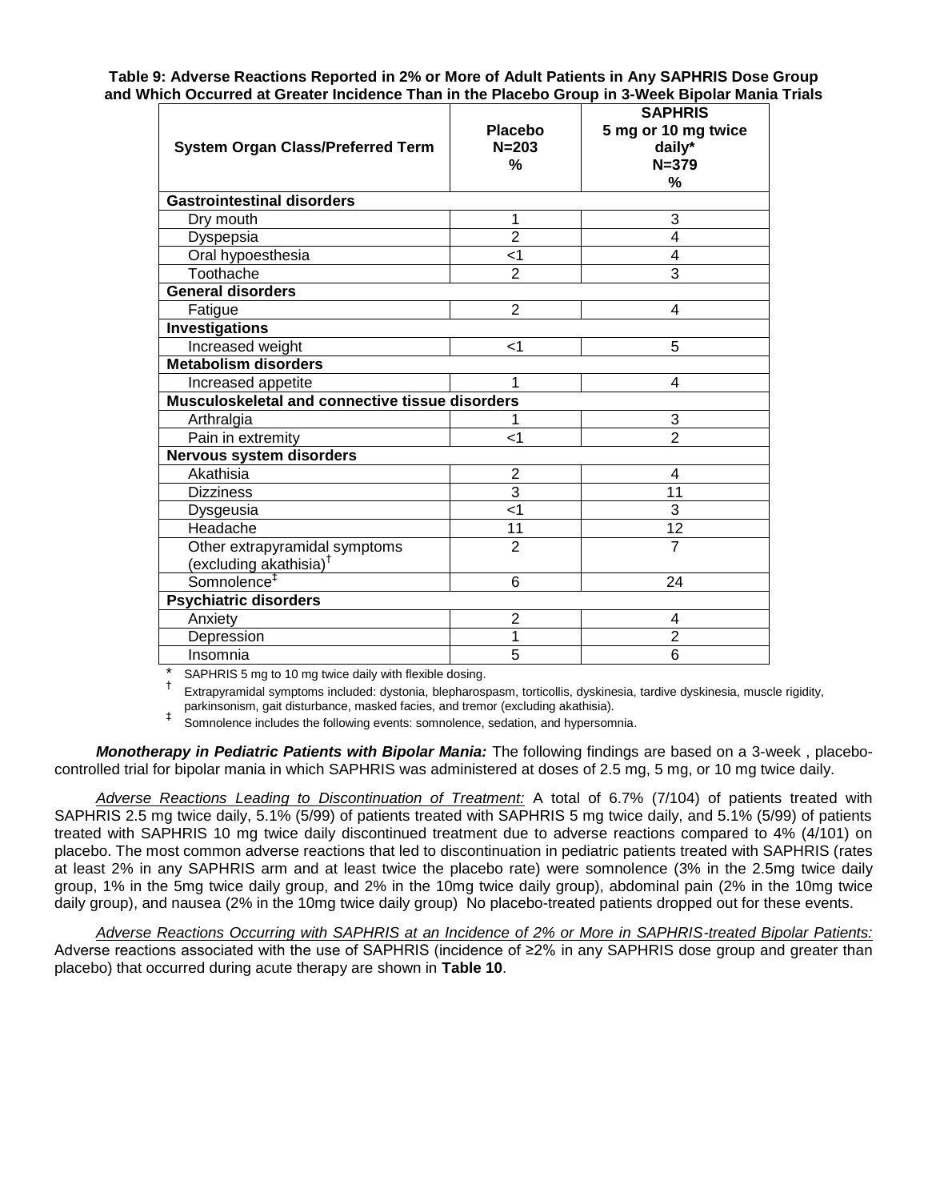**Table 9: Adverse Reactions Reported in 2% or More of Adult Patients in Any SAPHRIS Dose Group and Which Occurred at Greater Incidence Than in the Placebo Group in 3-Week Bipolar Mania Trials**

| System Organ Class/Preferred Term | Placebo N=203 % | SAPHRIS 5 mg or 10 mg twice daily* N=379 % |
|---|---|---|
| **Gastrointestinal disorders** | | |
| Dry mouth | 1 | 3 |
| Dyspepsia | 2 | 4 |
| Oral hypoesthesia | <1 | 4 |
| Toothache | 2 | 3 |
| **General disorders** | | |
| Fatigue | 2 | 4 |
| **Investigations** | | |
| Increased weight | <1 | 5 |
| **Metabolism disorders** | | |
| Increased appetite | 1 | 4 |
| **Musculoskeletal and connective tissue disorders** | | |
| Arthralgia | 1 | 3 |
| Pain in extremity | <1 | 2 |
| **Nervous system disorders** | | |
| Akathisia | 2 | 4 |
| Dizziness | 3 | 11 |
| Dysgeusia | <1 | 3 |
| Headache | 11 | 12 |
| Other extrapyramidal symptoms (excluding akathisia)† | 2 | 7 |
| Somnolence‡ | 6 | 24 |
| **Psychiatric disorders** | | |
| Anxiety | 2 | 4 |
| Depression | 1 | 2 |
| Insomnia | 5 | 6 |

\* SAPHRIS 5 mg to 10 mg twice daily with flexible dosing.
† Extrapyramidal symptoms included: dystonia, blepharospasm, torticollis, dyskinesia, tardive dyskinesia, muscle rigidity, parkinsonism, gait disturbance, masked facies, and tremor (excluding akathisia).
‡ Somnolence includes the following events: somnolence, sedation, and hypersomnia.

***Monotherapy in Pediatric Patients with Bipolar Mania:*** The following findings are based on a 3-week , placebo-controlled trial for bipolar mania in which SAPHRIS was administered at doses of 2.5 mg, 5 mg, or 10 mg twice daily.

*Adverse Reactions Leading to Discontinuation of Treatment:* A total of 6.7% (7/104) of patients treated with SAPHRIS 2.5 mg twice daily, 5.1% (5/99) of patients treated with SAPHRIS 5 mg twice daily, and 5.1% (5/99) of patients treated with SAPHRIS 10 mg twice daily discontinued treatment due to adverse reactions compared to 4% (4/101) on placebo. The most common adverse reactions that led to discontinuation in pediatric patients treated with SAPHRIS (rates at least 2% in any SAPHRIS arm and at least twice the placebo rate) were somnolence (3% in the 2.5mg twice daily group, 1% in the 5mg twice daily group, and 2% in the 10mg twice daily group), abdominal pain (2% in the 10mg twice daily group), and nausea (2% in the 10mg twice daily group)  No placebo-treated patients dropped out for these events.

*Adverse Reactions Occurring with SAPHRIS at an Incidence of 2% or More in SAPHRIS-treated Bipolar Patients:* Adverse reactions associated with the use of SAPHRIS (incidence of ≥2% in any SAPHRIS dose group and greater than placebo) that occurred during acute therapy are shown in **Table 10**.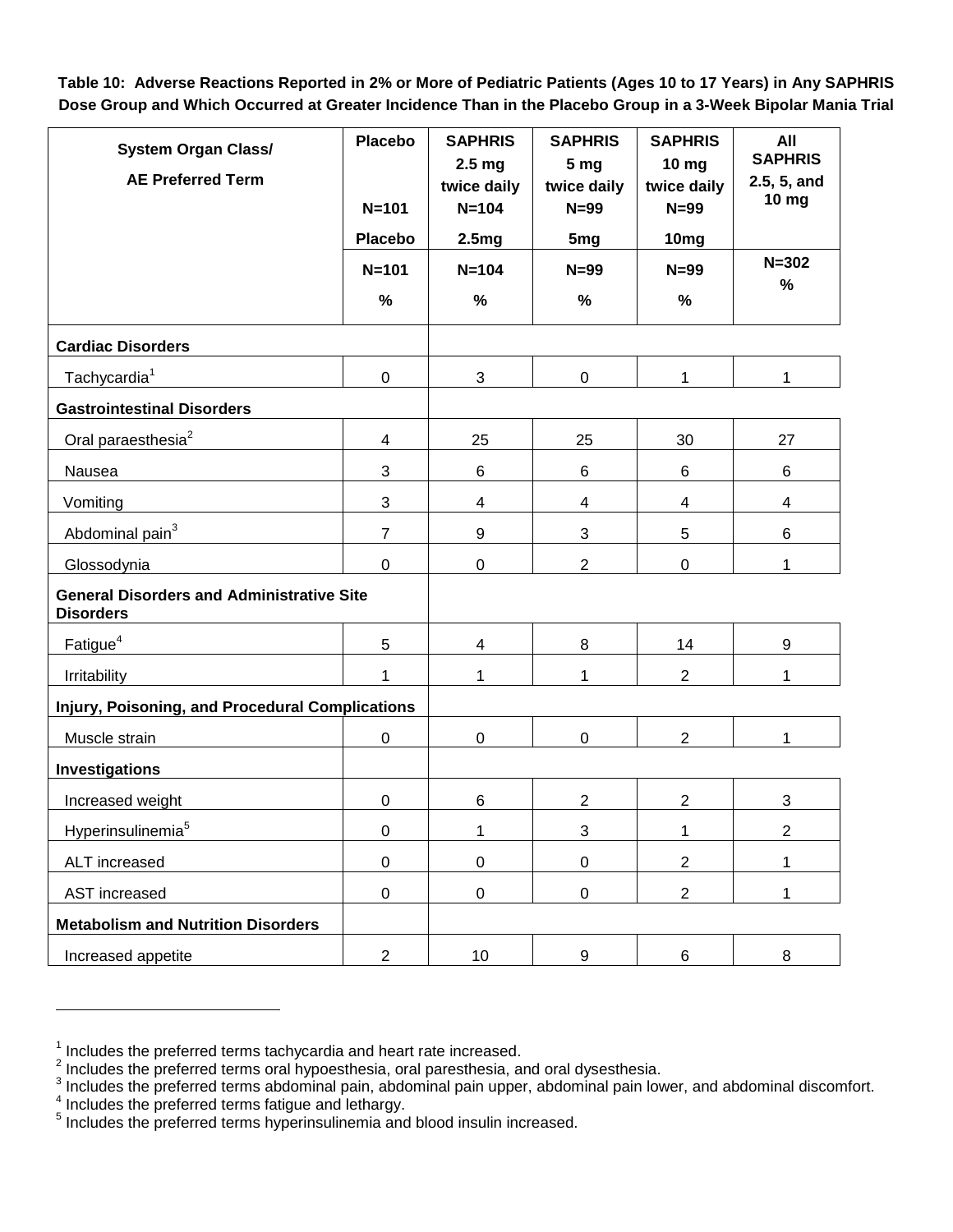**Table 10: Adverse Reactions Reported in 2% or More of Pediatric Patients (Ages 10 to 17 Years) in Any SAPHRIS Dose Group and Which Occurred at Greater Incidence Than in the Placebo Group in a 3-Week Bipolar Mania Trial**

| System Organ Class/ AE Preferred Term | Placebo N=101 | SAPHRIS 2.5 mg twice daily N=104 | SAPHRIS 5 mg twice daily N=99 | SAPHRIS 10 mg twice daily N=99 | All SAPHRIS 2.5, 5, and 10 mg |
|---|---|---|---|---|---|
| | Placebo | 2.5mg | 5mg | 10mg | |
| | N=101 % | N=104 % | N=99 % | N=99 % | N=302 % |
| **Cardiac Disorders** | | | | | |
| Tachycardia[1] | 0 | 3 | 0 | 1 | 1 |
| **Gastrointestinal Disorders** | | | | | |
| Oral paraesthesia[2] | 4 | 25 | 25 | 30 | 27 |
| Nausea | 3 | 6 | 6 | 6 | 6 |
| Vomiting | 3 | 4 | 4 | 4 | 4 |
| Abdominal pain[3] | 7 | 9 | 3 | 5 | 6 |
| Glossodynia | 0 | 0 | 2 | 0 | 1 |
| **General Disorders and Administrative Site Disorders** | | | | | |
| Fatigue[4] | 5 | 4 | 8 | 14 | 9 |
| Irritability | 1 | 1 | 1 | 2 | 1 |
| **Injury, Poisoning, and Procedural Complications** | | | | | |
| Muscle strain | 0 | 0 | 0 | 2 | 1 |
| **Investigations** | | | | | |
| Increased weight | 0 | 6 | 2 | 2 | 3 |
| Hyperinsulinemia[5] | 0 | 1 | 3 | 1 | 2 |
| ALT increased | 0 | 0 | 0 | 2 | 1 |
| AST increased | 0 | 0 | 0 | 2 | 1 |
| **Metabolism and Nutrition Disorders** | | | | | |
| Increased appetite | 2 | 10 | 9 | 6 | 8 |

[1] Includes the preferred terms tachycardia and heart rate increased.
[2] Includes the preferred terms oral hypoesthesia, oral paresthesia, and oral dysesthesia.
[3] Includes the preferred terms abdominal pain, abdominal pain upper, abdominal pain lower, and abdominal discomfort.
[4] Includes the preferred terms fatigue and lethargy.
[5] Includes the preferred terms hyperinsulinemia and blood insulin increased.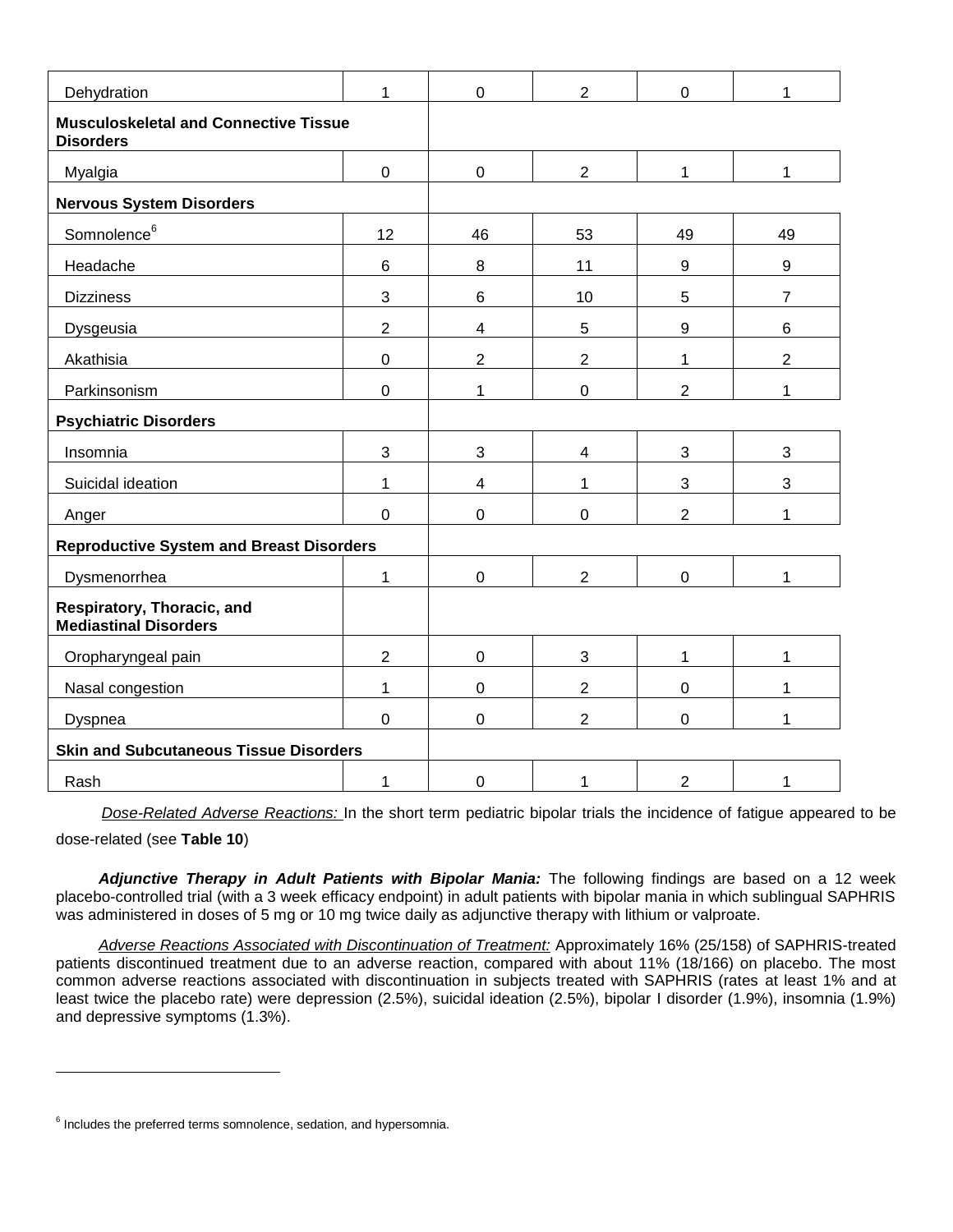| | | | | | |
|---|---|---|---|---|---|
| Dehydration | 1 | 0 | 2 | 0 | 1 |
| **Musculoskeletal and Connective Tissue Disorders** | | | | | |
| Myalgia | 0 | 0 | 2 | 1 | 1 |
| **Nervous System Disorders** | | | | | |
| Somnolence[6] | 12 | 46 | 53 | 49 | 49 |
| Headache | 6 | 8 | 11 | 9 | 9 |
| Dizziness | 3 | 6 | 10 | 5 | 7 |
| Dysgeusia | 2 | 4 | 5 | 9 | 6 |
| Akathisia | 0 | 2 | 2 | 1 | 2 |
| Parkinsonism | 0 | 1 | 0 | 2 | 1 |
| **Psychiatric Disorders** | | | | | |
| Insomnia | 3 | 3 | 4 | 3 | 3 |
| Suicidal ideation | 1 | 4 | 1 | 3 | 3 |
| Anger | 0 | 0 | 0 | 2 | 1 |
| **Reproductive System and Breast Disorders** | | | | | |
| Dysmenorrhea | 1 | 0 | 2 | 0 | 1 |
| **Respiratory, Thoracic, and Mediastinal Disorders** | | | | | |
| Oropharyngeal pain | 2 | 0 | 3 | 1 | 1 |
| Nasal congestion | 1 | 0 | 2 | 0 | 1 |
| Dyspnea | 0 | 0 | 2 | 0 | 1 |
| **Skin and Subcutaneous Tissue Disorders** | | | | | |
| Rash | 1 | 0 | 1 | 2 | 1 |

*Dose-Related Adverse Reactions:* In the short term pediatric bipolar trials the incidence of fatigue appeared to be dose-related (see **Table 10**)

***Adjunctive Therapy in Adult Patients with Bipolar Mania:*** The following findings are based on a 12 week placebo-controlled trial (with a 3 week efficacy endpoint) in adult patients with bipolar mania in which sublingual SAPHRIS was administered in doses of 5 mg or 10 mg twice daily as adjunctive therapy with lithium or valproate.

*Adverse Reactions Associated with Discontinuation of Treatment:* Approximately 16% (25/158) of SAPHRIS-treated patients discontinued treatment due to an adverse reaction, compared with about 11% (18/166) on placebo. The most common adverse reactions associated with discontinuation in subjects treated with SAPHRIS (rates at least 1% and at least twice the placebo rate) were depression (2.5%), suicidal ideation (2.5%), bipolar I disorder (1.9%), insomnia (1.9%) and depressive symptoms (1.3%).

---

[6] Includes the preferred terms somnolence, sedation, and hypersomnia.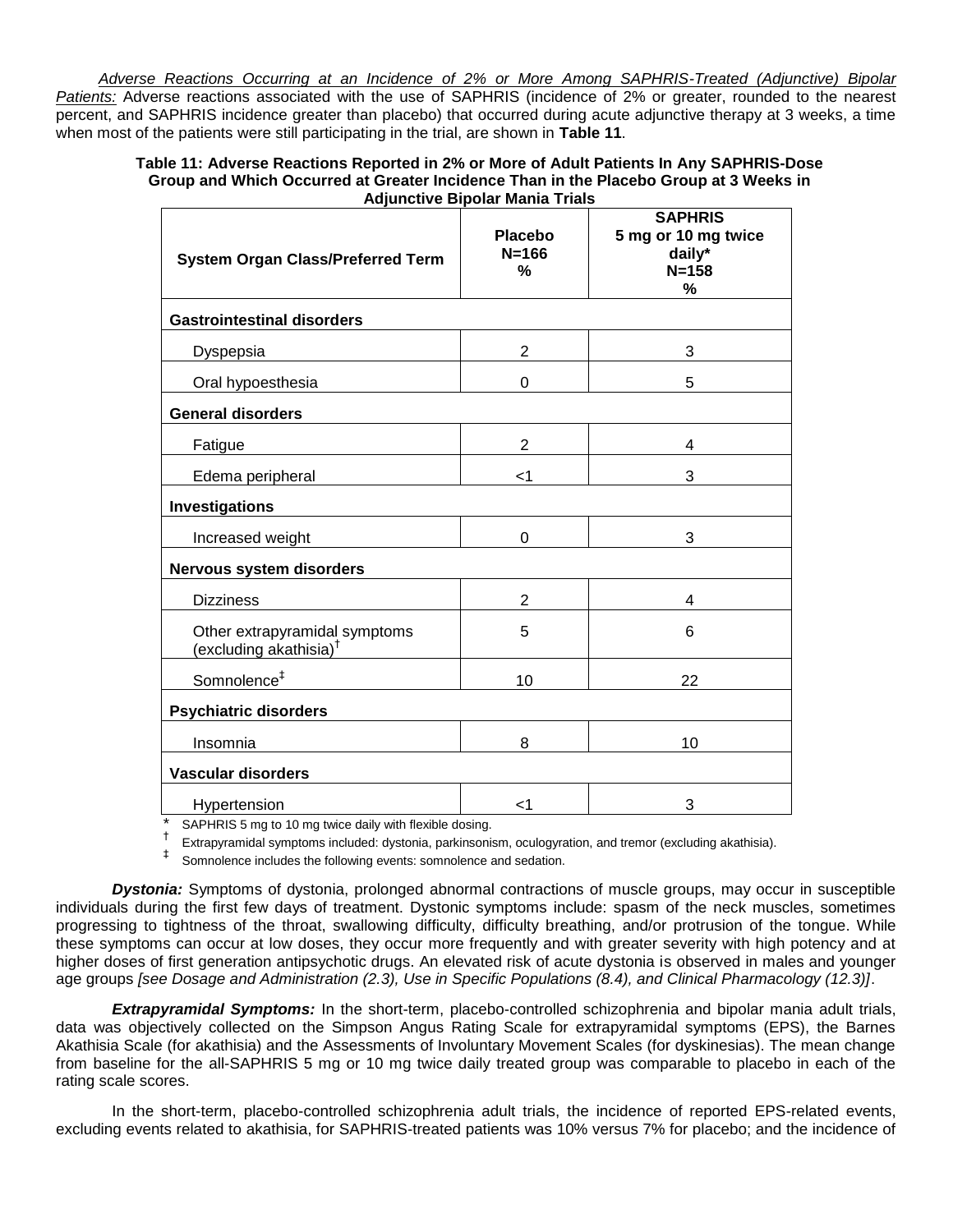*Adverse Reactions Occurring at an Incidence of 2% or More Among SAPHRIS-Treated (Adjunctive) Bipolar Patients:* Adverse reactions associated with the use of SAPHRIS (incidence of 2% or greater, rounded to the nearest percent, and SAPHRIS incidence greater than placebo) that occurred during acute adjunctive therapy at 3 weeks, a time when most of the patients were still participating in the trial, are shown in **Table 11**.

**Table 11: Adverse Reactions Reported in 2% or More of Adult Patients In Any SAPHRIS-Dose Group and Which Occurred at Greater Incidence Than in the Placebo Group at 3 Weeks in Adjunctive Bipolar Mania Trials**

| System Organ Class/Preferred Term | Placebo N=166 % | SAPHRIS 5 mg or 10 mg twice daily* N=158 % |
|---|---|---|
| **Gastrointestinal disorders** | | |
| Dyspepsia | 2 | 3 |
| Oral hypoesthesia | 0 | 5 |
| **General disorders** | | |
| Fatigue | 2 | 4 |
| Edema peripheral | <1 | 3 |
| **Investigations** | | |
| Increased weight | 0 | 3 |
| **Nervous system disorders** | | |
| Dizziness | 2 | 4 |
| Other extrapyramidal symptoms (excluding akathisia)† | 5 | 6 |
| Somnolence‡ | 10 | 22 |
| **Psychiatric disorders** | | |
| Insomnia | 8 | 10 |
| **Vascular disorders** | | |
| Hypertension | <1 | 3 |

\* SAPHRIS 5 mg to 10 mg twice daily with flexible dosing.

† Extrapyramidal symptoms included: dystonia, parkinsonism, oculogyration, and tremor (excluding akathisia).

‡ Somnolence includes the following events: somnolence and sedation.

***Dystonia:*** Symptoms of dystonia, prolonged abnormal contractions of muscle groups, may occur in susceptible individuals during the first few days of treatment. Dystonic symptoms include: spasm of the neck muscles, sometimes progressing to tightness of the throat, swallowing difficulty, difficulty breathing, and/or protrusion of the tongue. While these symptoms can occur at low doses, they occur more frequently and with greater severity with high potency and at higher doses of first generation antipsychotic drugs. An elevated risk of acute dystonia is observed in males and younger age groups *[see Dosage and Administration (2.3), Use in Specific Populations (8.4), and Clinical Pharmacology (12.3)]*.

***Extrapyramidal Symptoms:*** In the short-term, placebo-controlled schizophrenia and bipolar mania adult trials, data was objectively collected on the Simpson Angus Rating Scale for extrapyramidal symptoms (EPS), the Barnes Akathisia Scale (for akathisia) and the Assessments of Involuntary Movement Scales (for dyskinesias). The mean change from baseline for the all-SAPHRIS 5 mg or 10 mg twice daily treated group was comparable to placebo in each of the rating scale scores.

In the short-term, placebo-controlled schizophrenia adult trials, the incidence of reported EPS-related events, excluding events related to akathisia, for SAPHRIS-treated patients was 10% versus 7% for placebo; and the incidence of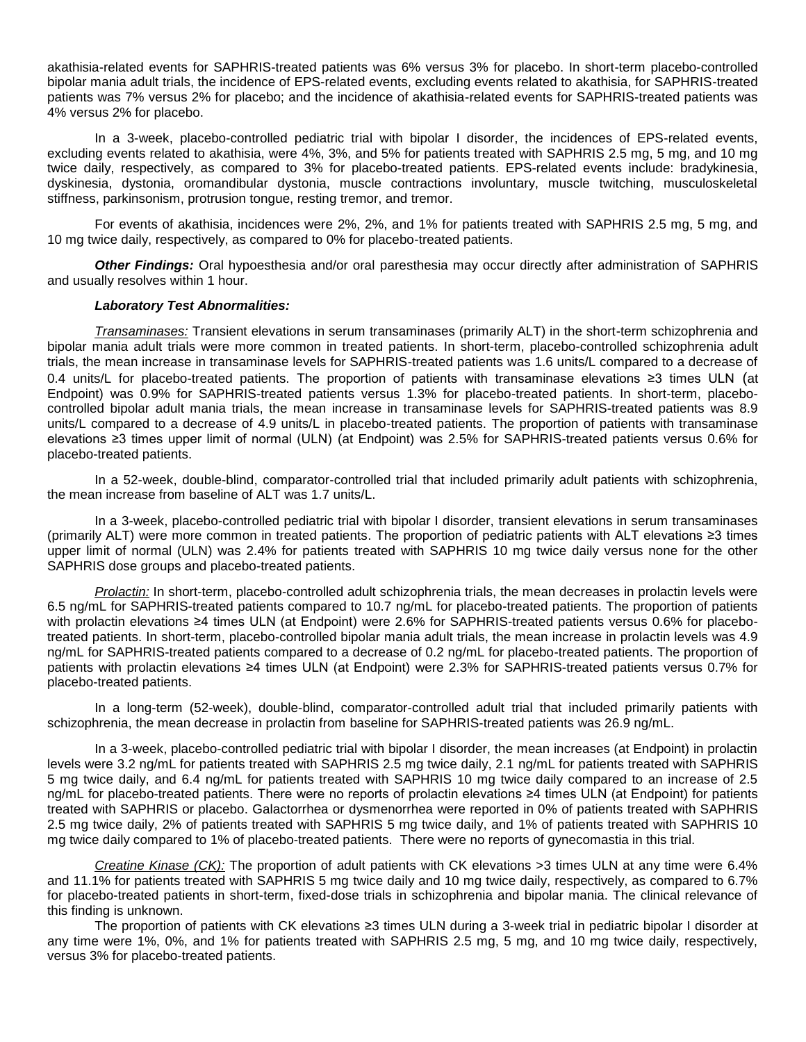akathisia-related events for SAPHRIS-treated patients was 6% versus 3% for placebo. In short-term placebo-controlled bipolar mania adult trials, the incidence of EPS-related events, excluding events related to akathisia, for SAPHRIS-treated patients was 7% versus 2% for placebo; and the incidence of akathisia-related events for SAPHRIS-treated patients was 4% versus 2% for placebo.

In a 3-week, placebo-controlled pediatric trial with bipolar I disorder, the incidences of EPS-related events, excluding events related to akathisia, were 4%, 3%, and 5% for patients treated with SAPHRIS 2.5 mg, 5 mg, and 10 mg twice daily, respectively, as compared to 3% for placebo-treated patients. EPS-related events include: bradykinesia, dyskinesia, dystonia, oromandibular dystonia, muscle contractions involuntary, muscle twitching, musculoskeletal stiffness, parkinsonism, protrusion tongue, resting tremor, and tremor.

For events of akathisia, incidences were 2%, 2%, and 1% for patients treated with SAPHRIS 2.5 mg, 5 mg, and 10 mg twice daily, respectively, as compared to 0% for placebo-treated patients.

***Other Findings:*** Oral hypoesthesia and/or oral paresthesia may occur directly after administration of SAPHRIS and usually resolves within 1 hour.

***Laboratory Test Abnormalities:***

*Transaminases:* Transient elevations in serum transaminases (primarily ALT) in the short-term schizophrenia and bipolar mania adult trials were more common in treated patients. In short-term, placebo-controlled schizophrenia adult trials, the mean increase in transaminase levels for SAPHRIS-treated patients was 1.6 units/L compared to a decrease of 0.4 units/L for placebo-treated patients. The proportion of patients with transaminase elevations ≥3 times ULN (at Endpoint) was 0.9% for SAPHRIS-treated patients versus 1.3% for placebo-treated patients. In short-term, placebo-controlled bipolar adult mania trials, the mean increase in transaminase levels for SAPHRIS-treated patients was 8.9 units/L compared to a decrease of 4.9 units/L in placebo-treated patients. The proportion of patients with transaminase elevations ≥3 times upper limit of normal (ULN) (at Endpoint) was 2.5% for SAPHRIS-treated patients versus 0.6% for placebo-treated patients.

In a 52-week, double-blind, comparator-controlled trial that included primarily adult patients with schizophrenia, the mean increase from baseline of ALT was 1.7 units/L.

In a 3-week, placebo-controlled pediatric trial with bipolar I disorder, transient elevations in serum transaminases (primarily ALT) were more common in treated patients. The proportion of pediatric patients with ALT elevations ≥3 times upper limit of normal (ULN) was 2.4% for patients treated with SAPHRIS 10 mg twice daily versus none for the other SAPHRIS dose groups and placebo-treated patients.

*Prolactin:* In short-term, placebo-controlled adult schizophrenia trials, the mean decreases in prolactin levels were 6.5 ng/mL for SAPHRIS-treated patients compared to 10.7 ng/mL for placebo-treated patients. The proportion of patients with prolactin elevations ≥4 times ULN (at Endpoint) were 2.6% for SAPHRIS-treated patients versus 0.6% for placebo-treated patients. In short-term, placebo-controlled bipolar mania adult trials, the mean increase in prolactin levels was 4.9 ng/mL for SAPHRIS-treated patients compared to a decrease of 0.2 ng/mL for placebo-treated patients. The proportion of patients with prolactin elevations ≥4 times ULN (at Endpoint) were 2.3% for SAPHRIS-treated patients versus 0.7% for placebo-treated patients.

In a long-term (52-week), double-blind, comparator-controlled adult trial that included primarily patients with schizophrenia, the mean decrease in prolactin from baseline for SAPHRIS-treated patients was 26.9 ng/mL.

In a 3-week, placebo-controlled pediatric trial with bipolar I disorder, the mean increases (at Endpoint) in prolactin levels were 3.2 ng/mL for patients treated with SAPHRIS 2.5 mg twice daily, 2.1 ng/mL for patients treated with SAPHRIS 5 mg twice daily, and 6.4 ng/mL for patients treated with SAPHRIS 10 mg twice daily compared to an increase of 2.5 ng/mL for placebo-treated patients. There were no reports of prolactin elevations ≥4 times ULN (at Endpoint) for patients treated with SAPHRIS or placebo. Galactorrhea or dysmenorrhea were reported in 0% of patients treated with SAPHRIS 2.5 mg twice daily, 2% of patients treated with SAPHRIS 5 mg twice daily, and 1% of patients treated with SAPHRIS 10 mg twice daily compared to 1% of placebo-treated patients. There were no reports of gynecomastia in this trial.

*Creatine Kinase (CK):* The proportion of adult patients with CK elevations >3 times ULN at any time were 6.4% and 11.1% for patients treated with SAPHRIS 5 mg twice daily and 10 mg twice daily, respectively, as compared to 6.7% for placebo-treated patients in short-term, fixed-dose trials in schizophrenia and bipolar mania. The clinical relevance of this finding is unknown.

The proportion of patients with CK elevations ≥3 times ULN during a 3-week trial in pediatric bipolar I disorder at any time were 1%, 0%, and 1% for patients treated with SAPHRIS 2.5 mg, 5 mg, and 10 mg twice daily, respectively, versus 3% for placebo-treated patients.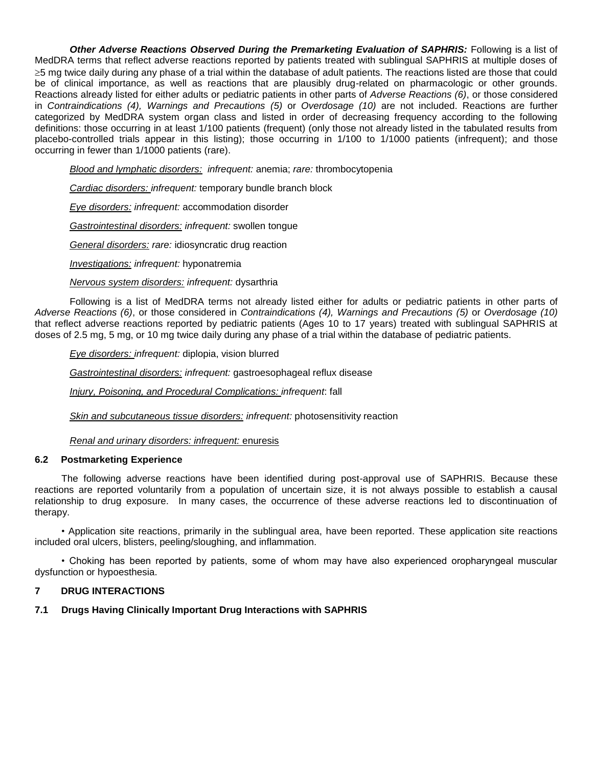***Other Adverse Reactions Observed During the Premarketing Evaluation of SAPHRIS:*** Following is a list of MedDRA terms that reflect adverse reactions reported by patients treated with sublingual SAPHRIS at multiple doses of ≥5 mg twice daily during any phase of a trial within the database of adult patients. The reactions listed are those that could be of clinical importance, as well as reactions that are plausibly drug-related on pharmacologic or other grounds. Reactions already listed for either adults or pediatric patients in other parts of *Adverse Reactions (6)*, or those considered in *Contraindications (4), Warnings and Precautions (5)* or *Overdosage (10)* are not included. Reactions are further categorized by MedDRA system organ class and listed in order of decreasing frequency according to the following definitions: those occurring in at least 1/100 patients (frequent) (only those not already listed in the tabulated results from placebo-controlled trials appear in this listing); those occurring in 1/100 to 1/1000 patients (infrequent); and those occurring in fewer than 1/1000 patients (rare).

*Blood and lymphatic disorders: infrequent:* anemia; *rare:* thrombocytopenia

*Cardiac disorders: infrequent:* temporary bundle branch block

*Eye disorders: infrequent:* accommodation disorder

*Gastrointestinal disorders: infrequent:* swollen tongue

*General disorders: rare:* idiosyncratic drug reaction

*Investigations: infrequent:* hyponatremia

*Nervous system disorders: infrequent:* dysarthria

Following is a list of MedDRA terms not already listed either for adults or pediatric patients in other parts of *Adverse Reactions (6)*, or those considered in *Contraindications (4), Warnings and Precautions (5)* or *Overdosage (10)* that reflect adverse reactions reported by pediatric patients (Ages 10 to 17 years) treated with sublingual SAPHRIS at doses of 2.5 mg, 5 mg, or 10 mg twice daily during any phase of a trial within the database of pediatric patients.

*Eye disorders: infrequent:* diplopia, vision blurred

*Gastrointestinal disorders: infrequent:* gastroesophageal reflux disease

*Injury, Poisoning, and Procedural Complications: infrequent*: fall

*Skin and subcutaneous tissue disorders: infrequent:* photosensitivity reaction

*Renal and urinary disorders: infrequent:* enuresis

### 6.2 Postmarketing Experience

The following adverse reactions have been identified during post-approval use of SAPHRIS. Because these reactions are reported voluntarily from a population of uncertain size, it is not always possible to establish a causal relationship to drug exposure. In many cases, the occurrence of these adverse reactions led to discontinuation of therapy.

- Application site reactions, primarily in the sublingual area, have been reported. These application site reactions included oral ulcers, blisters, peeling/sloughing, and inflammation.

- Choking has been reported by patients, some of whom may have also experienced oropharyngeal muscular dysfunction or hypoesthesia.

## 7 DRUG INTERACTIONS

### 7.1 Drugs Having Clinically Important Drug Interactions with SAPHRIS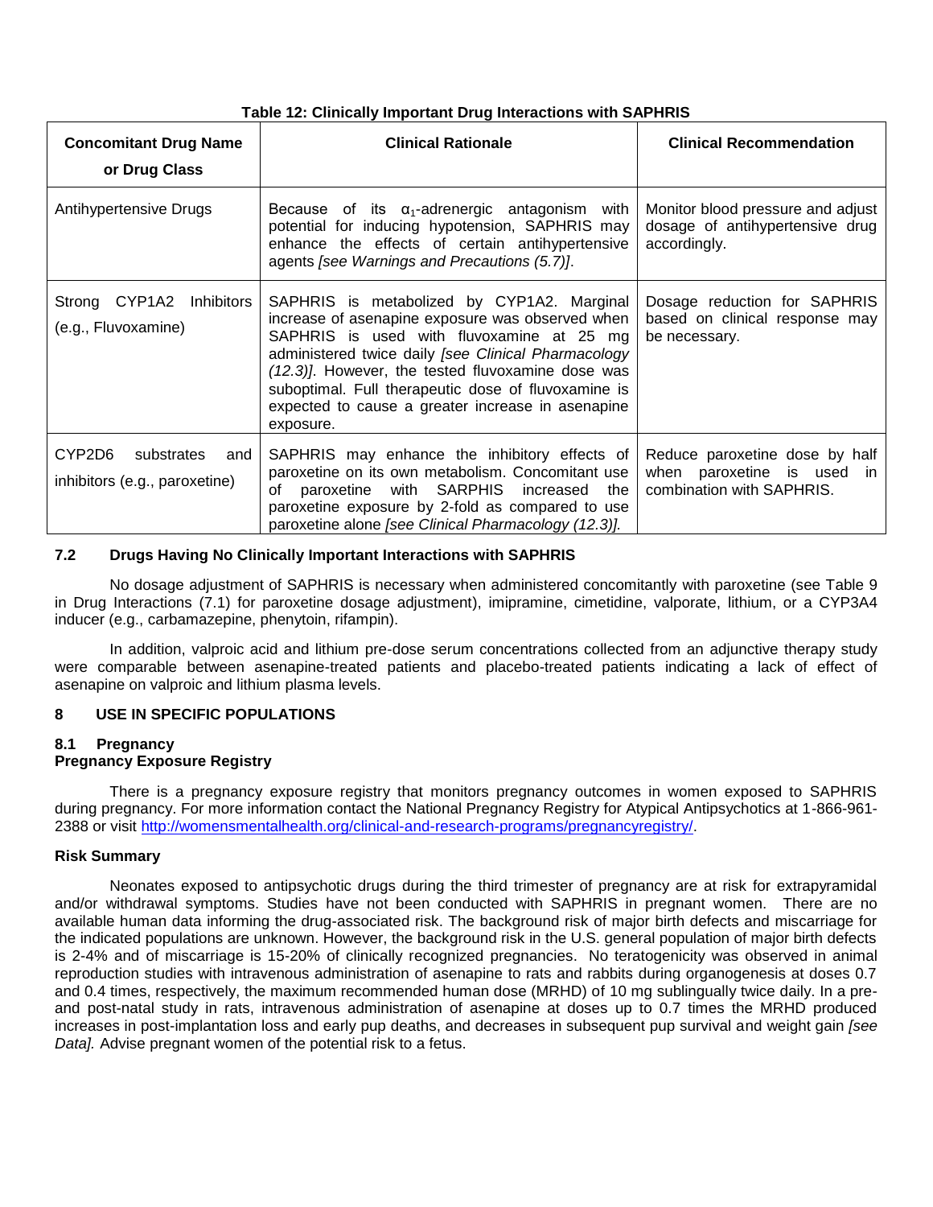**Table 12: Clinically Important Drug Interactions with SAPHRIS**

| Concomitant Drug Name or Drug Class | Clinical Rationale | Clinical Recommendation |
|---|---|---|
| Antihypertensive Drugs | Because of its $\alpha_1$-adrenergic antagonism with potential for inducing hypotension, SAPHRIS may enhance the effects of certain antihypertensive agents *[see Warnings and Precautions (5.7)]*. | Monitor blood pressure and adjust dosage of antihypertensive drug accordingly. |
| Strong CYP1A2 Inhibitors (e.g., Fluvoxamine) | SAPHRIS is metabolized by CYP1A2. Marginal increase of asenapine exposure was observed when SAPHRIS is used with fluvoxamine at 25 mg administered twice daily *[see Clinical Pharmacology (12.3)]*. However, the tested fluvoxamine dose was suboptimal. Full therapeutic dose of fluvoxamine is expected to cause a greater increase in asenapine exposure. | Dosage reduction for SAPHRIS based on clinical response may be necessary. |
| CYP2D6 substrates and inhibitors (e.g., paroxetine) | SAPHRIS may enhance the inhibitory effects of paroxetine on its own metabolism. Concomitant use of paroxetine with SARPHIS increased the paroxetine exposure by 2-fold as compared to use paroxetine alone *[see Clinical Pharmacology (12.3)]*. | Reduce paroxetine dose by half when paroxetine is used in combination with SAPHRIS. |

### 7.2 Drugs Having No Clinically Important Interactions with SAPHRIS

No dosage adjustment of SAPHRIS is necessary when administered concomitantly with paroxetine (see Table 9 in Drug Interactions (7.1) for paroxetine dosage adjustment), imipramine, cimetidine, valporate, lithium, or a CYP3A4 inducer (e.g., carbamazepine, phenytoin, rifampin).

In addition, valproic acid and lithium pre-dose serum concentrations collected from an adjunctive therapy study were comparable between asenapine-treated patients and placebo-treated patients indicating a lack of effect of asenapine on valproic and lithium plasma levels.

## 8 USE IN SPECIFIC POPULATIONS

### 8.1 Pregnancy

**Pregnancy Exposure Registry**

There is a pregnancy exposure registry that monitors pregnancy outcomes in women exposed to SAPHRIS during pregnancy. For more information contact the National Pregnancy Registry for Atypical Antipsychotics at 1-866-961-2388 or visit http://womensmentalhealth.org/clinical-and-research-programs/pregnancyregistry/.

**Risk Summary**

Neonates exposed to antipsychotic drugs during the third trimester of pregnancy are at risk for extrapyramidal and/or withdrawal symptoms. Studies have not been conducted with SAPHRIS in pregnant women. There are no available human data informing the drug-associated risk. The background risk of major birth defects and miscarriage for the indicated populations are unknown. However, the background risk in the U.S. general population of major birth defects is 2-4% and of miscarriage is 15-20% of clinically recognized pregnancies. No teratogenicity was observed in animal reproduction studies with intravenous administration of asenapine to rats and rabbits during organogenesis at doses 0.7 and 0.4 times, respectively, the maximum recommended human dose (MRHD) of 10 mg sublingually twice daily. In a pre- and post-natal study in rats, intravenous administration of asenapine at doses up to 0.7 times the MRHD produced increases in post-implantation loss and early pup deaths, and decreases in subsequent pup survival and weight gain *[see Data].* Advise pregnant women of the potential risk to a fetus.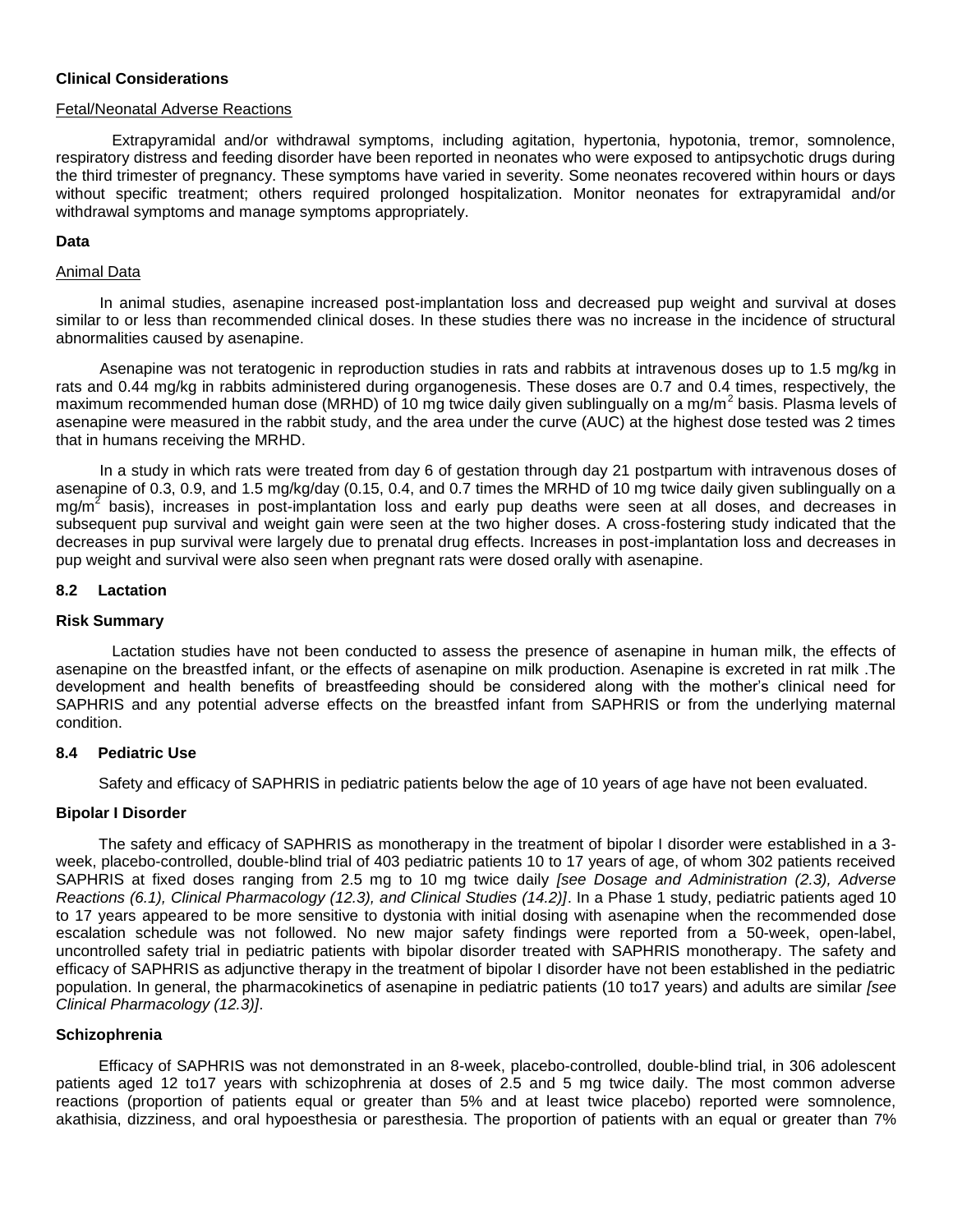**Clinical Considerations**

Fetal/Neonatal Adverse Reactions

Extrapyramidal and/or withdrawal symptoms, including agitation, hypertonia, hypotonia, tremor, somnolence, respiratory distress and feeding disorder have been reported in neonates who were exposed to antipsychotic drugs during the third trimester of pregnancy. These symptoms have varied in severity. Some neonates recovered within hours or days without specific treatment; others required prolonged hospitalization. Monitor neonates for extrapyramidal and/or withdrawal symptoms and manage symptoms appropriately.

**Data**

Animal Data

In animal studies, asenapine increased post-implantation loss and decreased pup weight and survival at doses similar to or less than recommended clinical doses. In these studies there was no increase in the incidence of structural abnormalities caused by asenapine.

Asenapine was not teratogenic in reproduction studies in rats and rabbits at intravenous doses up to 1.5 mg/kg in rats and 0.44 mg/kg in rabbits administered during organogenesis. These doses are 0.7 and 0.4 times, respectively, the maximum recommended human dose (MRHD) of 10 mg twice daily given sublingually on a mg/$m^2$ basis. Plasma levels of asenapine were measured in the rabbit study, and the area under the curve (AUC) at the highest dose tested was 2 times that in humans receiving the MRHD.

In a study in which rats were treated from day 6 of gestation through day 21 postpartum with intravenous doses of asenapine of 0.3, 0.9, and 1.5 mg/kg/day (0.15, 0.4, and 0.7 times the MRHD of 10 mg twice daily given sublingually on a mg/$m^2$ basis), increases in post-implantation loss and early pup deaths were seen at all doses, and decreases in subsequent pup survival and weight gain were seen at the two higher doses. A cross-fostering study indicated that the decreases in pup survival were largely due to prenatal drug effects. Increases in post-implantation loss and decreases in pup weight and survival were also seen when pregnant rats were dosed orally with asenapine.

### 8.2 Lactation

**Risk Summary**

Lactation studies have not been conducted to assess the presence of asenapine in human milk, the effects of asenapine on the breastfed infant, or the effects of asenapine on milk production. Asenapine is excreted in rat milk .The development and health benefits of breastfeeding should be considered along with the mother's clinical need for SAPHRIS and any potential adverse effects on the breastfed infant from SAPHRIS or from the underlying maternal condition.

### 8.4 Pediatric Use

Safety and efficacy of SAPHRIS in pediatric patients below the age of 10 years of age have not been evaluated.

**Bipolar I Disorder**

The safety and efficacy of SAPHRIS as monotherapy in the treatment of bipolar I disorder were established in a 3-week, placebo-controlled, double-blind trial of 403 pediatric patients 10 to 17 years of age, of whom 302 patients received SAPHRIS at fixed doses ranging from 2.5 mg to 10 mg twice daily *[see Dosage and Administration (2.3), Adverse Reactions (6.1), Clinical Pharmacology (12.3), and Clinical Studies (14.2)]*. In a Phase 1 study, pediatric patients aged 10 to 17 years appeared to be more sensitive to dystonia with initial dosing with asenapine when the recommended dose escalation schedule was not followed. No new major safety findings were reported from a 50-week, open-label, uncontrolled safety trial in pediatric patients with bipolar disorder treated with SAPHRIS monotherapy. The safety and efficacy of SAPHRIS as adjunctive therapy in the treatment of bipolar I disorder have not been established in the pediatric population. In general, the pharmacokinetics of asenapine in pediatric patients (10 to17 years) and adults are similar *[see Clinical Pharmacology (12.3)]*.

**Schizophrenia**

Efficacy of SAPHRIS was not demonstrated in an 8-week, placebo-controlled, double-blind trial, in 306 adolescent patients aged 12 to17 years with schizophrenia at doses of 2.5 and 5 mg twice daily. The most common adverse reactions (proportion of patients equal or greater than 5% and at least twice placebo) reported were somnolence, akathisia, dizziness, and oral hypoesthesia or paresthesia. The proportion of patients with an equal or greater than 7%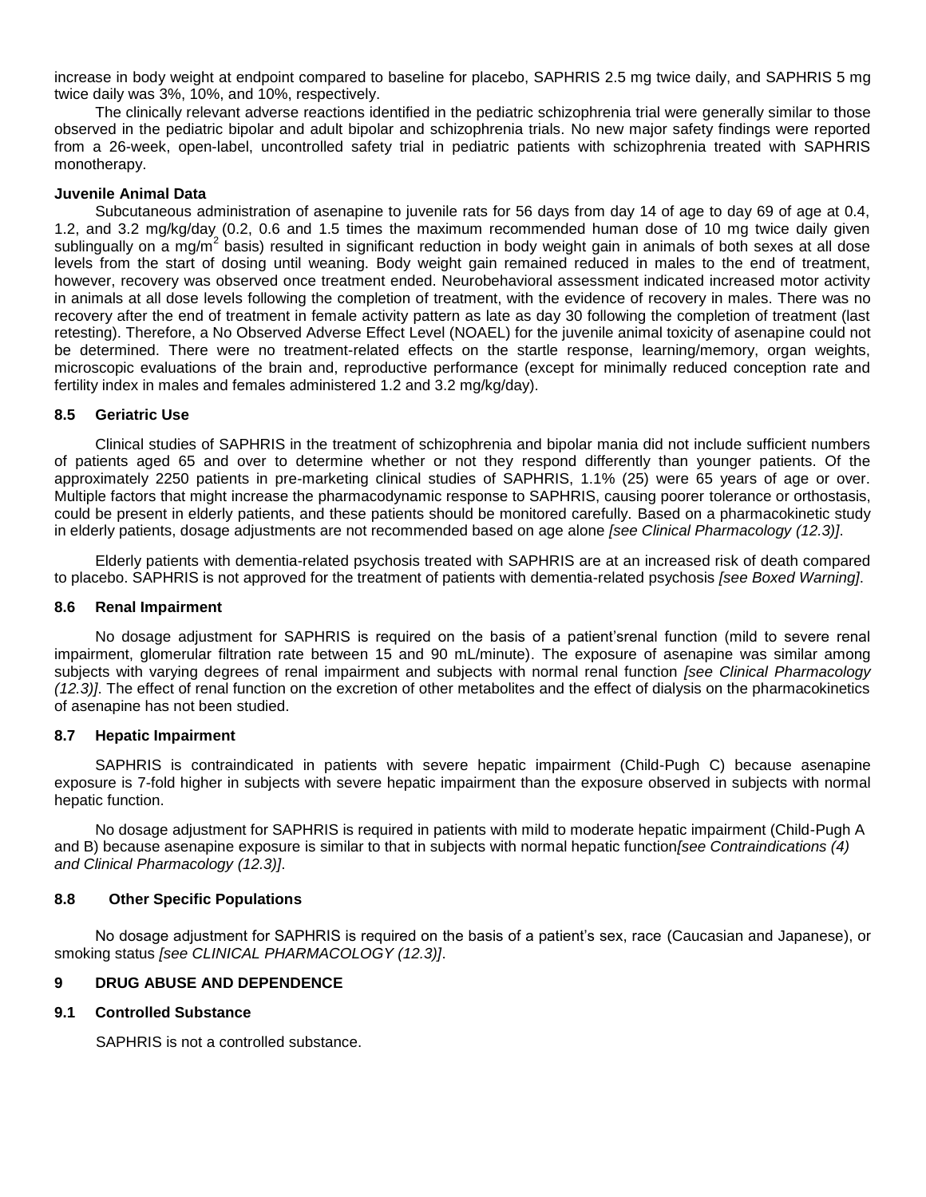increase in body weight at endpoint compared to baseline for placebo, SAPHRIS 2.5 mg twice daily, and SAPHRIS 5 mg twice daily was 3%, 10%, and 10%, respectively.

The clinically relevant adverse reactions identified in the pediatric schizophrenia trial were generally similar to those observed in the pediatric bipolar and adult bipolar and schizophrenia trials. No new major safety findings were reported from a 26-week, open-label, uncontrolled safety trial in pediatric patients with schizophrenia treated with SAPHRIS monotherapy.

**Juvenile Animal Data**

Subcutaneous administration of asenapine to juvenile rats for 56 days from day 14 of age to day 69 of age at 0.4, 1.2, and 3.2 mg/kg/day (0.2, 0.6 and 1.5 times the maximum recommended human dose of 10 mg twice daily given sublingually on a $mg/m^2$ basis) resulted in significant reduction in body weight gain in animals of both sexes at all dose levels from the start of dosing until weaning. Body weight gain remained reduced in males to the end of treatment, however, recovery was observed once treatment ended. Neurobehavioral assessment indicated increased motor activity in animals at all dose levels following the completion of treatment, with the evidence of recovery in males. There was no recovery after the end of treatment in female activity pattern as late as day 30 following the completion of treatment (last retesting). Therefore, a No Observed Adverse Effect Level (NOAEL) for the juvenile animal toxicity of asenapine could not be determined. There were no treatment-related effects on the startle response, learning/memory, organ weights, microscopic evaluations of the brain and, reproductive performance (except for minimally reduced conception rate and fertility index in males and females administered 1.2 and 3.2 mg/kg/day).

### 8.5 Geriatric Use

Clinical studies of SAPHRIS in the treatment of schizophrenia and bipolar mania did not include sufficient numbers of patients aged 65 and over to determine whether or not they respond differently than younger patients. Of the approximately 2250 patients in pre-marketing clinical studies of SAPHRIS, 1.1% (25) were 65 years of age or over. Multiple factors that might increase the pharmacodynamic response to SAPHRIS, causing poorer tolerance or orthostasis, could be present in elderly patients, and these patients should be monitored carefully. Based on a pharmacokinetic study in elderly patients, dosage adjustments are not recommended based on age alone *[see Clinical Pharmacology (12.3)]*.

Elderly patients with dementia-related psychosis treated with SAPHRIS are at an increased risk of death compared to placebo. SAPHRIS is not approved for the treatment of patients with dementia-related psychosis *[see Boxed Warning]*.

### 8.6 Renal Impairment

No dosage adjustment for SAPHRIS is required on the basis of a patient'srenal function (mild to severe renal impairment, glomerular filtration rate between 15 and 90 mL/minute). The exposure of asenapine was similar among subjects with varying degrees of renal impairment and subjects with normal renal function *[see Clinical Pharmacology (12.3)]*. The effect of renal function on the excretion of other metabolites and the effect of dialysis on the pharmacokinetics of asenapine has not been studied.

### 8.7 Hepatic Impairment

SAPHRIS is contraindicated in patients with severe hepatic impairment (Child-Pugh C) because asenapine exposure is 7-fold higher in subjects with severe hepatic impairment than the exposure observed in subjects with normal hepatic function.

No dosage adjustment for SAPHRIS is required in patients with mild to moderate hepatic impairment (Child-Pugh A and B) because asenapine exposure is similar to that in subjects with normal hepatic function*[see Contraindications (4) and Clinical Pharmacology (12.3)]*.

### 8.8 Other Specific Populations

No dosage adjustment for SAPHRIS is required on the basis of a patient's sex, race (Caucasian and Japanese), or smoking status *[see CLINICAL PHARMACOLOGY (12.3)]*.

## 9 DRUG ABUSE AND DEPENDENCE

### 9.1 Controlled Substance

SAPHRIS is not a controlled substance.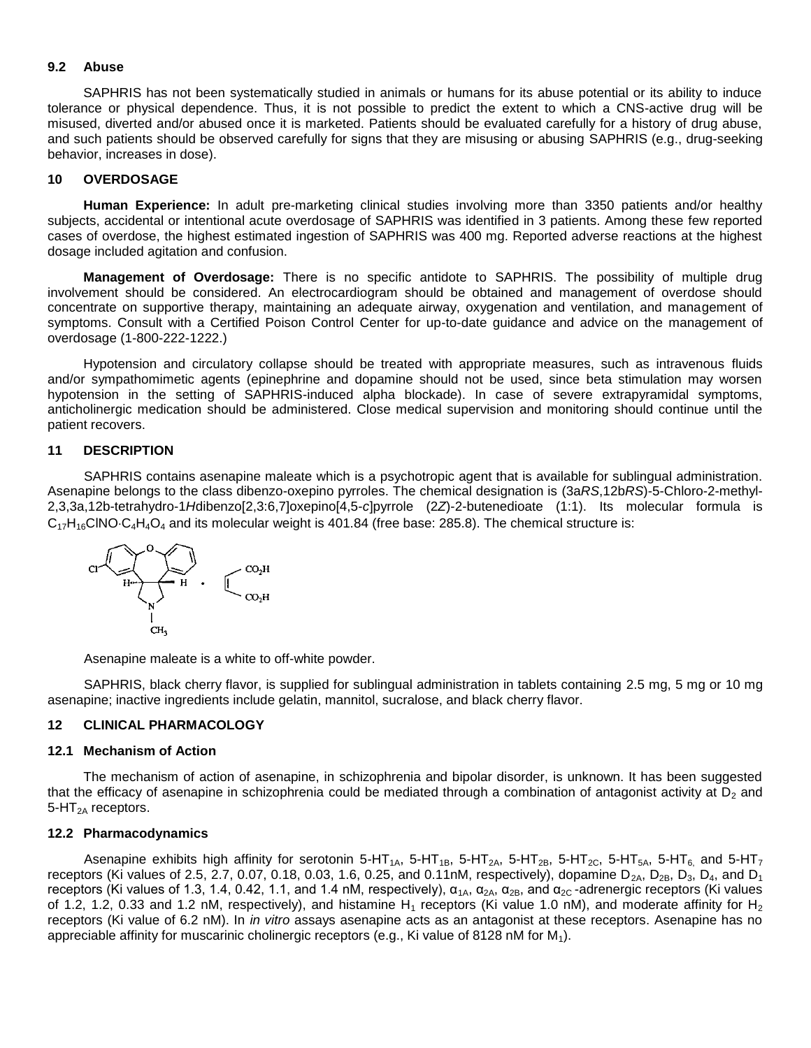### 9.2 Abuse

SAPHRIS has not been systematically studied in animals or humans for its abuse potential or its ability to induce tolerance or physical dependence. Thus, it is not possible to predict the extent to which a CNS-active drug will be misused, diverted and/or abused once it is marketed. Patients should be evaluated carefully for a history of drug abuse, and such patients should be observed carefully for signs that they are misusing or abusing SAPHRIS (e.g., drug-seeking behavior, increases in dose).

## 10 OVERDOSAGE

**Human Experience:** In adult pre-marketing clinical studies involving more than 3350 patients and/or healthy subjects, accidental or intentional acute overdosage of SAPHRIS was identified in 3 patients. Among these few reported cases of overdose, the highest estimated ingestion of SAPHRIS was 400 mg. Reported adverse reactions at the highest dosage included agitation and confusion.

**Management of Overdosage:** There is no specific antidote to SAPHRIS. The possibility of multiple drug involvement should be considered. An electrocardiogram should be obtained and management of overdose should concentrate on supportive therapy, maintaining an adequate airway, oxygenation and ventilation, and management of symptoms. Consult with a Certified Poison Control Center for up-to-date guidance and advice on the management of overdosage (1-800-222-1222.)

Hypotension and circulatory collapse should be treated with appropriate measures, such as intravenous fluids and/or sympathomimetic agents (epinephrine and dopamine should not be used, since beta stimulation may worsen hypotension in the setting of SAPHRIS-induced alpha blockade). In case of severe extrapyramidal symptoms, anticholinergic medication should be administered. Close medical supervision and monitoring should continue until the patient recovers.

## 11 DESCRIPTION

SAPHRIS contains asenapine maleate which is a psychotropic agent that is available for sublingual administration. Asenapine belongs to the class dibenzo-oxepino pyrroles. The chemical designation is (3a*RS*,12b*RS*)-5-Chloro-2-methyl-2,3,3a,12b-tetrahydro-1*H*dibenzo[2,3:6,7]oxepino[4,5-*c*]pyrrole (2*Z*)-2-butenedioate (1:1). Its molecular formula is $C_{17}H_{16}ClNO{\cdot}C_4H_4O_4$ and its molecular weight is 401.84 (free base: 285.8). The chemical structure is:

Asenapine maleate is a white to off-white powder.

SAPHRIS, black cherry flavor, is supplied for sublingual administration in tablets containing 2.5 mg, 5 mg or 10 mg asenapine; inactive ingredients include gelatin, mannitol, sucralose, and black cherry flavor.

## 12 CLINICAL PHARMACOLOGY

### 12.1 Mechanism of Action

The mechanism of action of asenapine, in schizophrenia and bipolar disorder, is unknown. It has been suggested that the efficacy of asenapine in schizophrenia could be mediated through a combination of antagonist activity at $D_2$ and 5-$HT_{2A}$ receptors.

### 12.2 Pharmacodynamics

Asenapine exhibits high affinity for serotonin 5-$HT_{1A}$, 5-$HT_{1B}$, 5-$HT_{2A}$, 5-$HT_{2B}$, 5-$HT_{2C}$, 5-$HT_{5A}$, 5-$HT_6$, and 5-$HT_7$ receptors (Ki values of 2.5, 2.7, 0.07, 0.18, 0.03, 1.6, 0.25, and 0.11nM, respectively), dopamine $D_{2A}$, $D_{2B}$, $D_3$, $D_4$, and $D_1$ receptors (Ki values of 1.3, 1.4, 0.42, 1.1, and 1.4 nM, respectively), $\alpha_{1A}$, $\alpha_{2A}$, $\alpha_{2B}$, and $\alpha_{2C}$ -adrenergic receptors (Ki values of 1.2, 1.2, 0.33 and 1.2 nM, respectively), and histamine $H_1$ receptors (Ki value 1.0 nM), and moderate affinity for $H_2$ receptors (Ki value of 6.2 nM). In *in vitro* assays asenapine acts as an antagonist at these receptors. Asenapine has no appreciable affinity for muscarinic cholinergic receptors (e.g., Ki value of 8128 nM for $M_1$).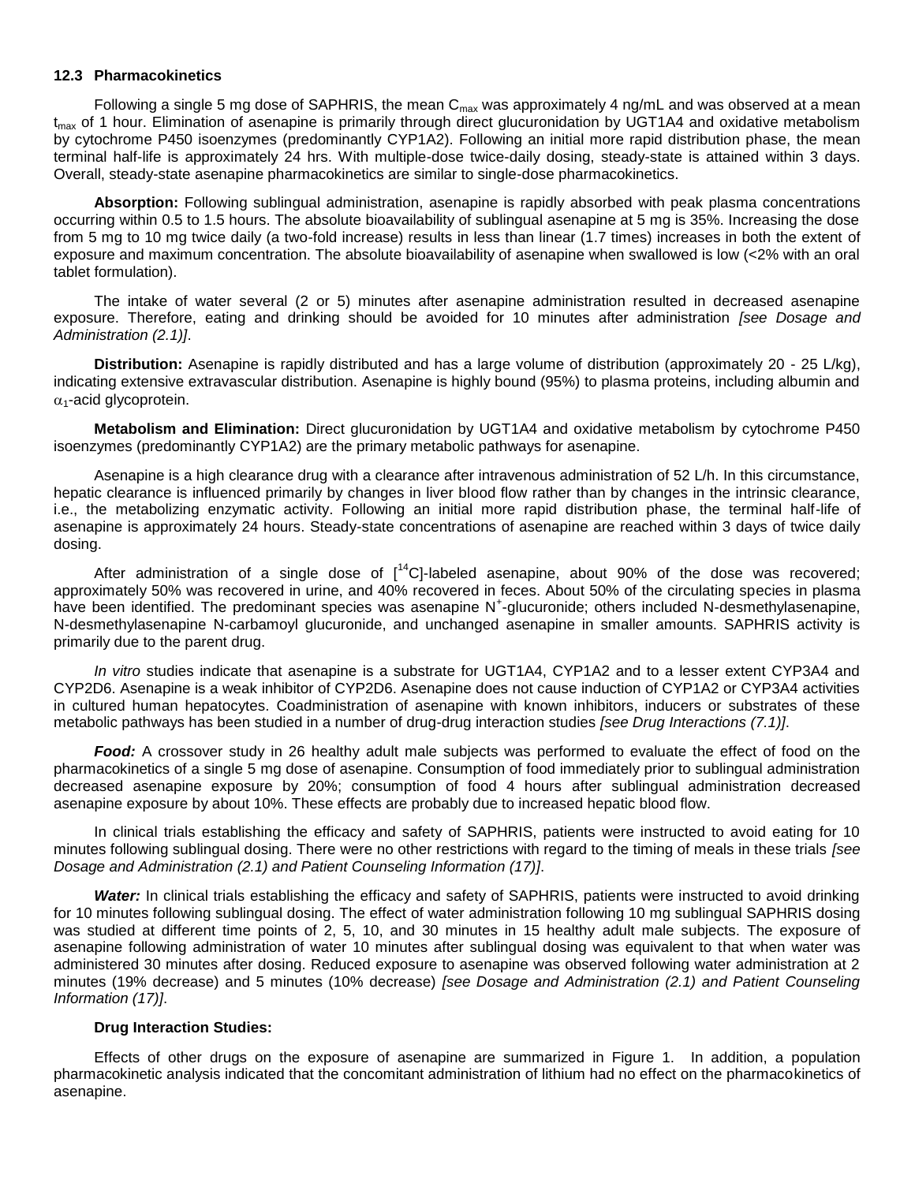### 12.3 Pharmacokinetics

Following a single 5 mg dose of SAPHRIS, the mean $C_{max}$ was approximately 4 ng/mL and was observed at a mean $t_{max}$ of 1 hour. Elimination of asenapine is primarily through direct glucuronidation by UGT1A4 and oxidative metabolism by cytochrome P450 isoenzymes (predominantly CYP1A2). Following an initial more rapid distribution phase, the mean terminal half-life is approximately 24 hrs. With multiple-dose twice-daily dosing, steady-state is attained within 3 days. Overall, steady-state asenapine pharmacokinetics are similar to single-dose pharmacokinetics.

**Absorption:** Following sublingual administration, asenapine is rapidly absorbed with peak plasma concentrations occurring within 0.5 to 1.5 hours. The absolute bioavailability of sublingual asenapine at 5 mg is 35%. Increasing the dose from 5 mg to 10 mg twice daily (a two-fold increase) results in less than linear (1.7 times) increases in both the extent of exposure and maximum concentration. The absolute bioavailability of asenapine when swallowed is low (<2% with an oral tablet formulation).

The intake of water several (2 or 5) minutes after asenapine administration resulted in decreased asenapine exposure. Therefore, eating and drinking should be avoided for 10 minutes after administration *[see Dosage and Administration (2.1)]*.

**Distribution:** Asenapine is rapidly distributed and has a large volume of distribution (approximately 20 - 25 L/kg), indicating extensive extravascular distribution. Asenapine is highly bound (95%) to plasma proteins, including albumin and $\alpha_1$-acid glycoprotein.

**Metabolism and Elimination:** Direct glucuronidation by UGT1A4 and oxidative metabolism by cytochrome P450 isoenzymes (predominantly CYP1A2) are the primary metabolic pathways for asenapine.

Asenapine is a high clearance drug with a clearance after intravenous administration of 52 L/h. In this circumstance, hepatic clearance is influenced primarily by changes in liver blood flow rather than by changes in the intrinsic clearance, i.e., the metabolizing enzymatic activity. Following an initial more rapid distribution phase, the terminal half-life of asenapine is approximately 24 hours. Steady-state concentrations of asenapine are reached within 3 days of twice daily dosing.

After administration of a single dose of [$^{14}$C]-labeled asenapine, about 90% of the dose was recovered; approximately 50% was recovered in urine, and 40% recovered in feces. About 50% of the circulating species in plasma have been identified. The predominant species was asenapine $N^+$-glucuronide; others included N-desmethylasenapine, N-desmethylasenapine N-carbamoyl glucuronide, and unchanged asenapine in smaller amounts. SAPHRIS activity is primarily due to the parent drug.

*In vitro* studies indicate that asenapine is a substrate for UGT1A4, CYP1A2 and to a lesser extent CYP3A4 and CYP2D6. Asenapine is a weak inhibitor of CYP2D6. Asenapine does not cause induction of CYP1A2 or CYP3A4 activities in cultured human hepatocytes. Coadministration of asenapine with known inhibitors, inducers or substrates of these metabolic pathways has been studied in a number of drug-drug interaction studies *[see Drug Interactions (7.1)]*.

***Food:*** A crossover study in 26 healthy adult male subjects was performed to evaluate the effect of food on the pharmacokinetics of a single 5 mg dose of asenapine. Consumption of food immediately prior to sublingual administration decreased asenapine exposure by 20%; consumption of food 4 hours after sublingual administration decreased asenapine exposure by about 10%. These effects are probably due to increased hepatic blood flow.

In clinical trials establishing the efficacy and safety of SAPHRIS, patients were instructed to avoid eating for 10 minutes following sublingual dosing. There were no other restrictions with regard to the timing of meals in these trials *[see Dosage and Administration (2.1) and Patient Counseling Information (17)]*.

***Water:*** In clinical trials establishing the efficacy and safety of SAPHRIS, patients were instructed to avoid drinking for 10 minutes following sublingual dosing. The effect of water administration following 10 mg sublingual SAPHRIS dosing was studied at different time points of 2, 5, 10, and 30 minutes in 15 healthy adult male subjects. The exposure of asenapine following administration of water 10 minutes after sublingual dosing was equivalent to that when water was administered 30 minutes after dosing. Reduced exposure to asenapine was observed following water administration at 2 minutes (19% decrease) and 5 minutes (10% decrease) *[see Dosage and Administration (2.1) and Patient Counseling Information (17)]*.

**Drug Interaction Studies:**

Effects of other drugs on the exposure of asenapine are summarized in Figure 1. In addition, a population pharmacokinetic analysis indicated that the concomitant administration of lithium had no effect on the pharmacokinetics of asenapine.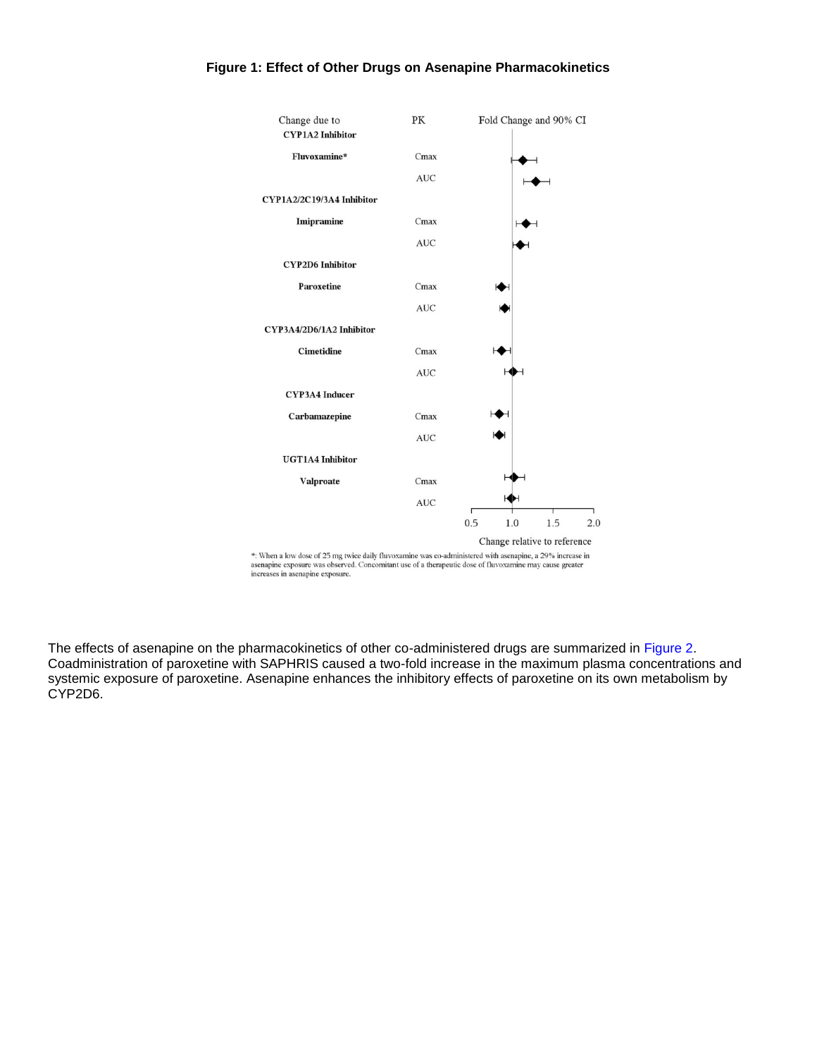**Figure 1: Effect of Other Drugs on Asenapine Pharmacokinetics**

| Change due to | PK | Fold Change and 90% CI |
|---|---|---|
| **CYP1A2 Inhibitor** | | |
| **Fluvoxamine*** | Cmax | |
| | AUC | |
| **CYP1A2/2C19/3A4 Inhibitor** | | |
| **Imipramine** | Cmax | |
| | AUC | |
| **CYP2D6 Inhibitor** | | |
| **Paroxetine** | Cmax | |
| | AUC | |
| **CYP3A4/2D6/1A2 Inhibitor** | | |
| **Cimetidine** | Cmax | |
| | AUC | |
| **CYP3A4 Inducer** | | |
| **Carbamazepine** | Cmax | |
| | AUC | |
| **UGT1A4 Inhibitor** | | |
| **Valproate** | Cmax | |
| | AUC | |

0.5 1.0 1.5 2.0

Change relative to reference

*: When a low dose of 25 mg twice daily fluvoxamine was co-administered with asenapine, a 29% increase in asenapine exposure was observed. Concomitant use of a therapeutic dose of fluvoxamine may cause greater increases in asenapine exposure.

The effects of asenapine on the pharmacokinetics of other co-administered drugs are summarized in Figure 2. Coadministration of paroxetine with SAPHRIS caused a two-fold increase in the maximum plasma concentrations and systemic exposure of paroxetine. Asenapine enhances the inhibitory effects of paroxetine on its own metabolism by CYP2D6.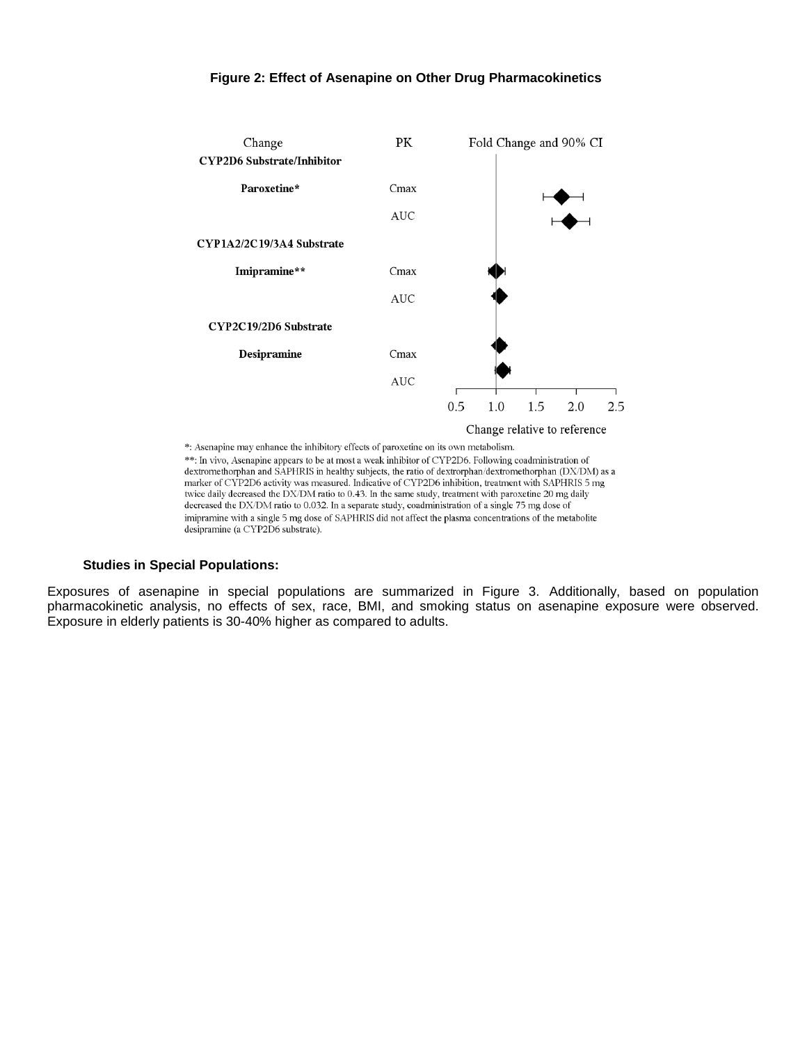**Figure 2: Effect of Asenapine on Other Drug Pharmacokinetics**

| Change | PK | Fold Change and 90% CI |
|---|---|---|
| **CYP2D6 Substrate/Inhibitor** | | |
| **Paroxetine*** | Cmax | |
| | AUC | |
| **CYP1A2/2C19/3A4 Substrate** | | |
| **Imipramine**** | Cmax | |
| | AUC | |
| **CYP2C19/2D6 Substrate** | | |
| **Desipramine** | Cmax | |
| | AUC | |

Change relative to reference (axis: 0.5, 1.0, 1.5, 2.0, 2.5)

*: Asenapine may enhance the inhibitory effects of paroxetine on its own metabolism.

**: In vivo, Asenapine appears to be at most a weak inhibitor of CYP2D6. Following coadministration of dextromethorphan and SAPHRIS in healthy subjects, the ratio of dextrorphan/dextromethorphan (DX/DM) as a marker of CYP2D6 activity was measured. Indicative of CYP2D6 inhibition, treatment with SAPHRIS 5 mg twice daily decreased the DX/DM ratio to 0.43. In the same study, treatment with paroxetine 20 mg daily decreased the DX/DM ratio to 0.032. In a separate study, coadministration of a single 75 mg dose of imipramine with a single 5 mg dose of SAPHRIS did not affect the plasma concentrations of the metabolite desipramine (a CYP2D6 substrate).

**Studies in Special Populations:**

Exposures of asenapine in special populations are summarized in Figure 3. Additionally, based on population pharmacokinetic analysis, no effects of sex, race, BMI, and smoking status on asenapine exposure were observed. Exposure in elderly patients is 30-40% higher as compared to adults.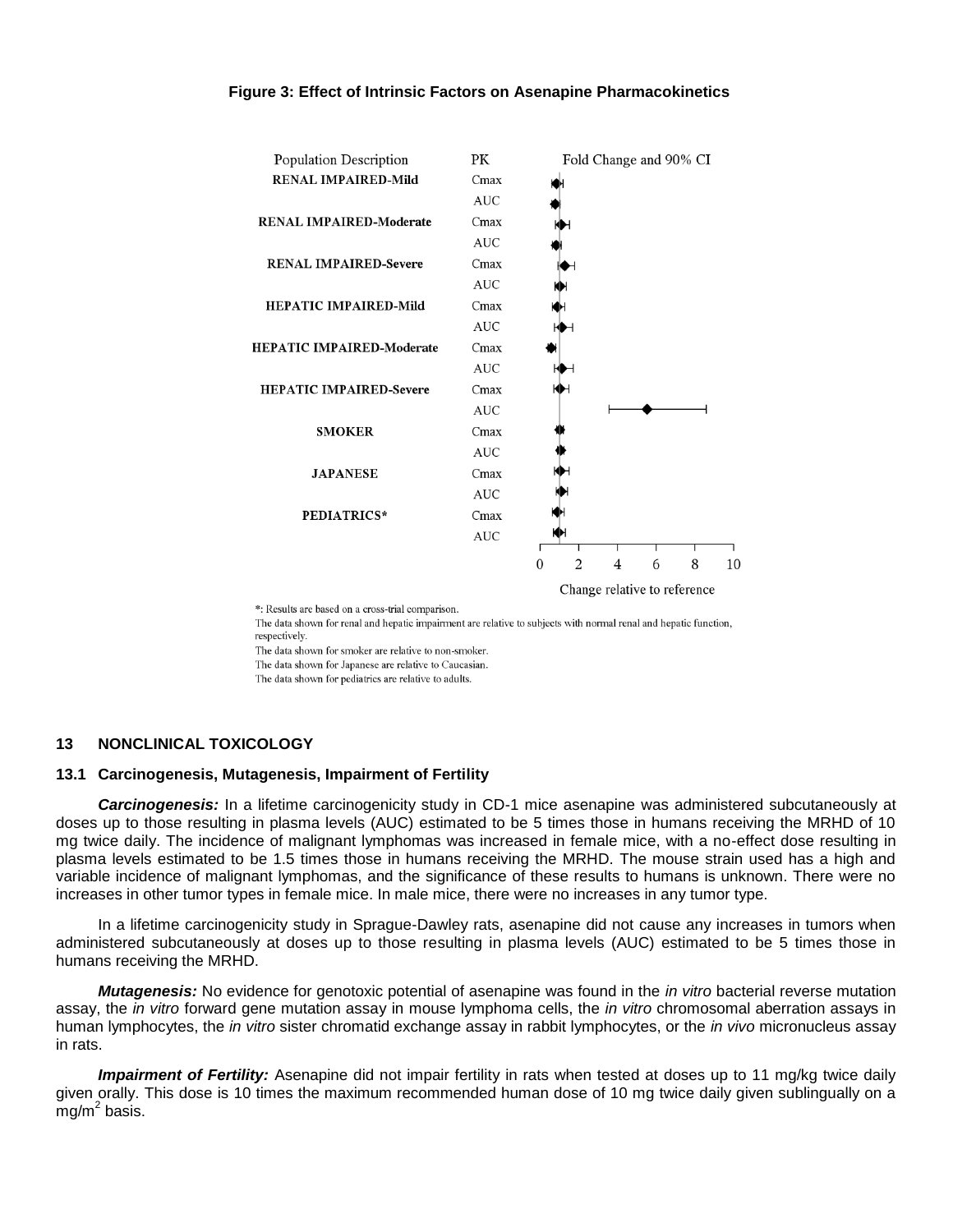**Figure 3: Effect of Intrinsic Factors on Asenapine Pharmacokinetics**

| Population Description | PK |
|---|---|
| RENAL IMPAIRED-Mild | Cmax |
| | AUC |
| RENAL IMPAIRED-Moderate | Cmax |
| | AUC |
| RENAL IMPAIRED-Severe | Cmax |
| | AUC |
| HEPATIC IMPAIRED-Mild | Cmax |
| | AUC |
| HEPATIC IMPAIRED-Moderate | Cmax |
| | AUC |
| HEPATIC IMPAIRED-Severe | Cmax |
| | AUC |
| SMOKER | Cmax |
| | AUC |
| JAPANESE | Cmax |
| | AUC |
| PEDIATRICS* | Cmax |
| | AUC |

Fold Change and 90% CI

Change relative to reference

*: Results are based on a cross-trial comparison.

The data shown for renal and hepatic impairment are relative to subjects with normal renal and hepatic function, respectively.

The data shown for smoker are relative to non-smoker.

The data shown for Japanese are relative to Caucasian.

The data shown for pediatrics are relative to adults.

## 13 NONCLINICAL TOXICOLOGY

### 13.1 Carcinogenesis, Mutagenesis, Impairment of Fertility

***Carcinogenesis:*** In a lifetime carcinogenicity study in CD-1 mice asenapine was administered subcutaneously at doses up to those resulting in plasma levels (AUC) estimated to be 5 times those in humans receiving the MRHD of 10 mg twice daily. The incidence of malignant lymphomas was increased in female mice, with a no-effect dose resulting in plasma levels estimated to be 1.5 times those in humans receiving the MRHD. The mouse strain used has a high and variable incidence of malignant lymphomas, and the significance of these results to humans is unknown. There were no increases in other tumor types in female mice. In male mice, there were no increases in any tumor type.

In a lifetime carcinogenicity study in Sprague-Dawley rats, asenapine did not cause any increases in tumors when administered subcutaneously at doses up to those resulting in plasma levels (AUC) estimated to be 5 times those in humans receiving the MRHD.

***Mutagenesis:*** No evidence for genotoxic potential of asenapine was found in the *in vitro* bacterial reverse mutation assay, the *in vitro* forward gene mutation assay in mouse lymphoma cells, the *in vitro* chromosomal aberration assays in human lymphocytes, the *in vitro* sister chromatid exchange assay in rabbit lymphocytes, or the *in vivo* micronucleus assay in rats.

***Impairment of Fertility:*** Asenapine did not impair fertility in rats when tested at doses up to 11 mg/kg twice daily given orally. This dose is 10 times the maximum recommended human dose of 10 mg twice daily given sublingually on a $mg/m^2$ basis.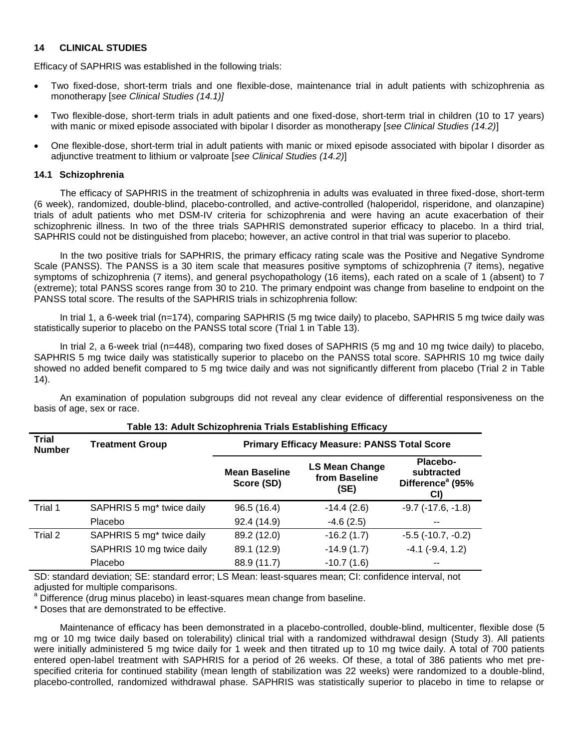## 14 CLINICAL STUDIES

Efficacy of SAPHRIS was established in the following trials:

- Two fixed-dose, short-term trials and one flexible-dose, maintenance trial in adult patients with schizophrenia as monotherapy [*see Clinical Studies (14.1)]*
- Two flexible-dose, short-term trials in adult patients and one fixed-dose, short-term trial in children (10 to 17 years) with manic or mixed episode associated with bipolar I disorder as monotherapy [*see Clinical Studies (14.2)*]
- One flexible-dose, short-term trial in adult patients with manic or mixed episode associated with bipolar I disorder as adjunctive treatment to lithium or valproate [*see Clinical Studies (14.2)*]

### 14.1 Schizophrenia

The efficacy of SAPHRIS in the treatment of schizophrenia in adults was evaluated in three fixed-dose, short-term (6 week), randomized, double-blind, placebo-controlled, and active-controlled (haloperidol, risperidone, and olanzapine) trials of adult patients who met DSM-IV criteria for schizophrenia and were having an acute exacerbation of their schizophrenic illness. In two of the three trials SAPHRIS demonstrated superior efficacy to placebo. In a third trial, SAPHRIS could not be distinguished from placebo; however, an active control in that trial was superior to placebo.

In the two positive trials for SAPHRIS, the primary efficacy rating scale was the Positive and Negative Syndrome Scale (PANSS). The PANSS is a 30 item scale that measures positive symptoms of schizophrenia (7 items), negative symptoms of schizophrenia (7 items), and general psychopathology (16 items), each rated on a scale of 1 (absent) to 7 (extreme); total PANSS scores range from 30 to 210. The primary endpoint was change from baseline to endpoint on the PANSS total score. The results of the SAPHRIS trials in schizophrenia follow:

In trial 1, a 6-week trial (n=174), comparing SAPHRIS (5 mg twice daily) to placebo, SAPHRIS 5 mg twice daily was statistically superior to placebo on the PANSS total score (Trial 1 in Table 13).

In trial 2, a 6-week trial (n=448), comparing two fixed doses of SAPHRIS (5 mg and 10 mg twice daily) to placebo, SAPHRIS 5 mg twice daily was statistically superior to placebo on the PANSS total score. SAPHRIS 10 mg twice daily showed no added benefit compared to 5 mg twice daily and was not significantly different from placebo (Trial 2 in Table 14).

An examination of population subgroups did not reveal any clear evidence of differential responsiveness on the basis of age, sex or race.

**Table 13: Adult Schizophrenia Trials Establishing Efficacy**

| Trial Number | Treatment Group | Primary Efficacy Measure: PANSS Total Score | | |
|---|---|---|---|---|
| | | Mean Baseline Score (SD) | LS Mean Change from Baseline (SE) | Placebo-subtracted Difference[a] (95% CI) |
| Trial 1 | SAPHRIS 5 mg* twice daily | 96.5 (16.4) | -14.4 (2.6) | -9.7 (-17.6, -1.8) |
| | Placebo | 92.4 (14.9) | -4.6 (2.5) | -- |
| Trial 2 | SAPHRIS 5 mg* twice daily | 89.2 (12.0) | -16.2 (1.7) | -5.5 (-10.7, -0.2) |
| | SAPHRIS 10 mg twice daily | 89.1 (12.9) | -14.9 (1.7) | -4.1 (-9.4, 1.2) |
| | Placebo | 88.9 (11.7) | -10.7 (1.6) | -- |

SD: standard deviation; SE: standard error; LS Mean: least-squares mean; CI: confidence interval, not adjusted for multiple comparisons.

[a] Difference (drug minus placebo) in least-squares mean change from baseline.

* Doses that are demonstrated to be effective.

Maintenance of efficacy has been demonstrated in a placebo-controlled, double-blind, multicenter, flexible dose (5 mg or 10 mg twice daily based on tolerability) clinical trial with a randomized withdrawal design (Study 3). All patients were initially administered 5 mg twice daily for 1 week and then titrated up to 10 mg twice daily. A total of 700 patients entered open-label treatment with SAPHRIS for a period of 26 weeks. Of these, a total of 386 patients who met pre-specified criteria for continued stability (mean length of stabilization was 22 weeks) were randomized to a double-blind, placebo-controlled, randomized withdrawal phase. SAPHRIS was statistically superior to placebo in time to relapse or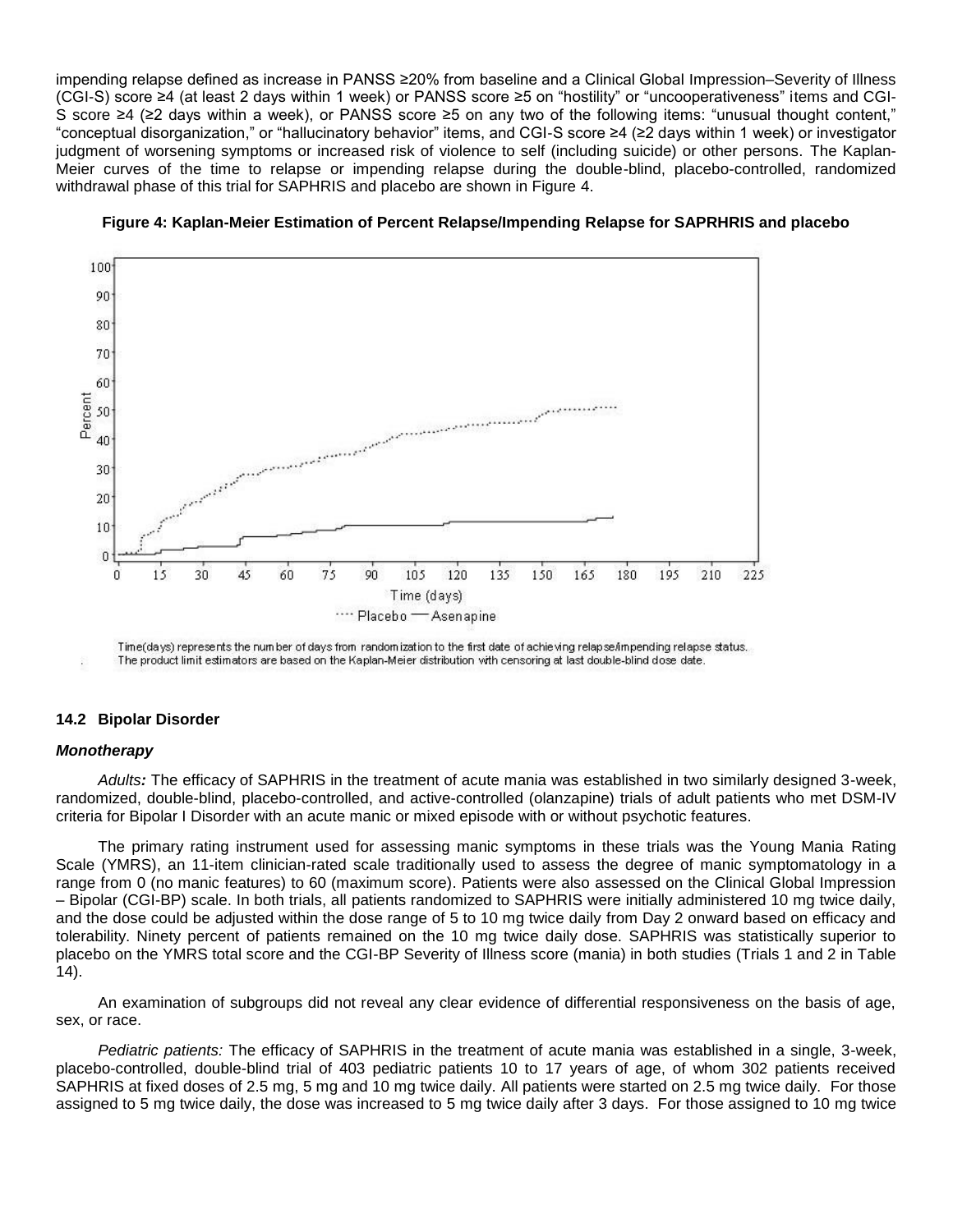impending relapse defined as increase in PANSS ≥20% from baseline and a Clinical Global Impression–Severity of Illness (CGI-S) score ≥4 (at least 2 days within 1 week) or PANSS score ≥5 on "hostility" or "uncooperativeness" items and CGI-S score ≥4 (≥2 days within a week), or PANSS score ≥5 on any two of the following items: "unusual thought content," "conceptual disorganization," or "hallucinatory behavior" items, and CGI-S score ≥4 (≥2 days within 1 week) or investigator judgment of worsening symptoms or increased risk of violence to self (including suicide) or other persons. The Kaplan-Meier curves of the time to relapse or impending relapse during the double-blind, placebo-controlled, randomized withdrawal phase of this trial for SAPHRIS and placebo are shown in Figure 4.

**Figure 4: Kaplan-Meier Estimation of Percent Relapse/Impending Relapse for SAPRHRIS and placebo**

Time(days) represents the number of days from randomization to the first date of achieving relapse/impending relapse status.
The product limit estimators are based on the Kaplan-Meier distribution with censoring at last double-blind dose date.

### 14.2 Bipolar Disorder

***Monotherapy***

*Adults:* The efficacy of SAPHRIS in the treatment of acute mania was established in two similarly designed 3-week, randomized, double-blind, placebo-controlled, and active-controlled (olanzapine) trials of adult patients who met DSM-IV criteria for Bipolar I Disorder with an acute manic or mixed episode with or without psychotic features.

The primary rating instrument used for assessing manic symptoms in these trials was the Young Mania Rating Scale (YMRS), an 11-item clinician-rated scale traditionally used to assess the degree of manic symptomatology in a range from 0 (no manic features) to 60 (maximum score). Patients were also assessed on the Clinical Global Impression – Bipolar (CGI-BP) scale. In both trials, all patients randomized to SAPHRIS were initially administered 10 mg twice daily, and the dose could be adjusted within the dose range of 5 to 10 mg twice daily from Day 2 onward based on efficacy and tolerability. Ninety percent of patients remained on the 10 mg twice daily dose. SAPHRIS was statistically superior to placebo on the YMRS total score and the CGI-BP Severity of Illness score (mania) in both studies (Trials 1 and 2 in Table 14).

An examination of subgroups did not reveal any clear evidence of differential responsiveness on the basis of age, sex, or race.

*Pediatric patients:* The efficacy of SAPHRIS in the treatment of acute mania was established in a single, 3-week, placebo-controlled, double-blind trial of 403 pediatric patients 10 to 17 years of age, of whom 302 patients received SAPHRIS at fixed doses of 2.5 mg, 5 mg and 10 mg twice daily. All patients were started on 2.5 mg twice daily. For those assigned to 5 mg twice daily, the dose was increased to 5 mg twice daily after 3 days. For those assigned to 10 mg twice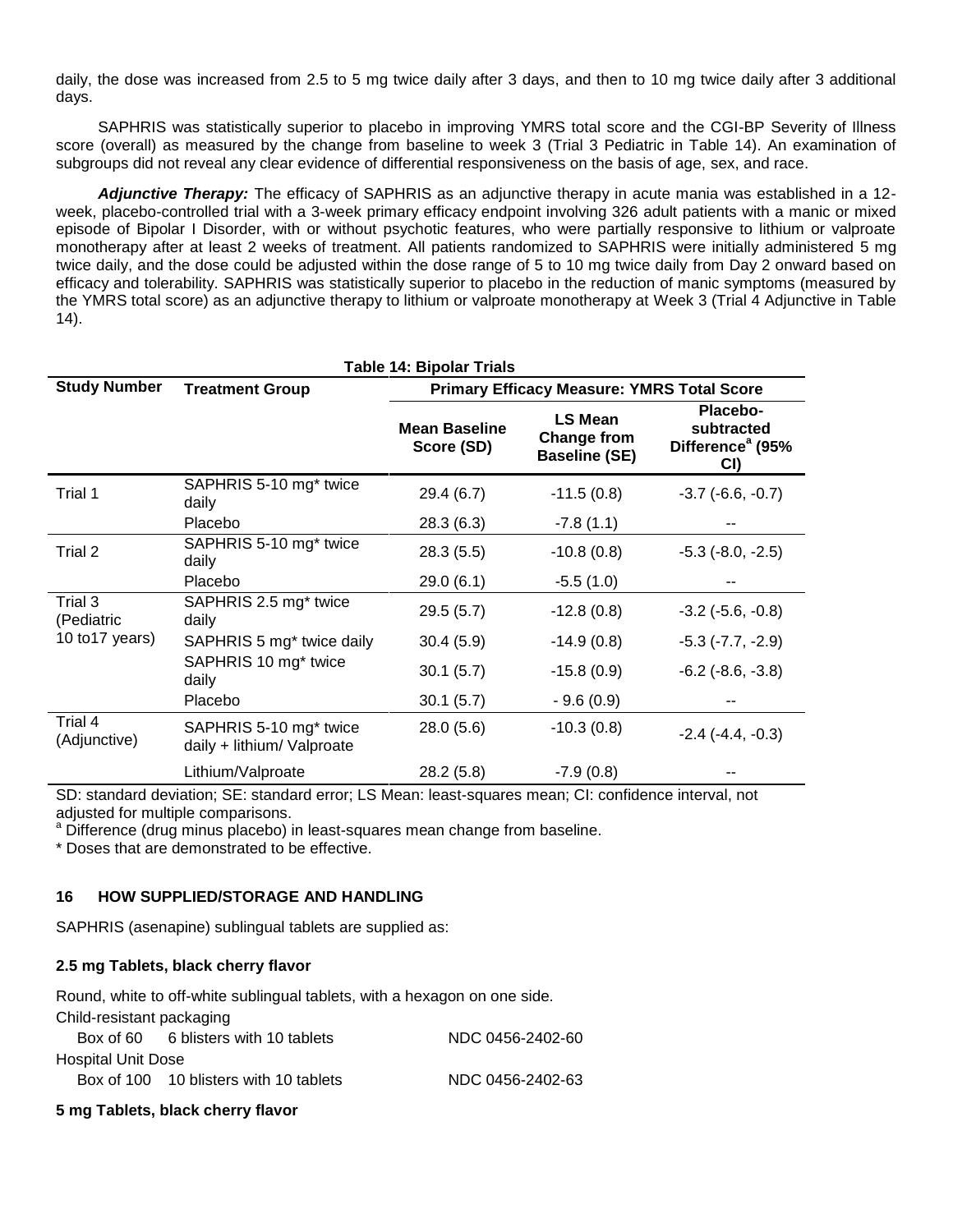daily, the dose was increased from 2.5 to 5 mg twice daily after 3 days, and then to 10 mg twice daily after 3 additional days.

SAPHRIS was statistically superior to placebo in improving YMRS total score and the CGI-BP Severity of Illness score (overall) as measured by the change from baseline to week 3 (Trial 3 Pediatric in Table 14). An examination of subgroups did not reveal any clear evidence of differential responsiveness on the basis of age, sex, and race.

***Adjunctive Therapy:*** The efficacy of SAPHRIS as an adjunctive therapy in acute mania was established in a 12-week, placebo-controlled trial with a 3-week primary efficacy endpoint involving 326 adult patients with a manic or mixed episode of Bipolar I Disorder, with or without psychotic features, who were partially responsive to lithium or valproate monotherapy after at least 2 weeks of treatment. All patients randomized to SAPHRIS were initially administered 5 mg twice daily, and the dose could be adjusted within the dose range of 5 to 10 mg twice daily from Day 2 onward based on efficacy and tolerability. SAPHRIS was statistically superior to placebo in the reduction of manic symptoms (measured by the YMRS total score) as an adjunctive therapy to lithium or valproate monotherapy at Week 3 (Trial 4 Adjunctive in Table 14).

**Table 14: Bipolar Trials**

| Study Number | Treatment Group | Primary Efficacy Measure: YMRS Total Score | | |
|---|---|---|---|---|
| | | Mean Baseline Score (SD) | LS Mean Change from Baseline (SE) | Placebo-subtracted Difference[a] (95% CI) |
| Trial 1 | SAPHRIS 5-10 mg* twice daily | 29.4 (6.7) | -11.5 (0.8) | -3.7 (-6.6, -0.7) |
| | Placebo | 28.3 (6.3) | -7.8 (1.1) | -- |
| Trial 2 | SAPHRIS 5-10 mg* twice daily | 28.3 (5.5) | -10.8 (0.8) | -5.3 (-8.0, -2.5) |
| | Placebo | 29.0 (6.1) | -5.5 (1.0) | -- |
| Trial 3 (Pediatric 10 to17 years) | SAPHRIS 2.5 mg* twice daily | 29.5 (5.7) | -12.8 (0.8) | -3.2 (-5.6, -0.8) |
| | SAPHRIS 5 mg* twice daily | 30.4 (5.9) | -14.9 (0.8) | -5.3 (-7.7, -2.9) |
| | SAPHRIS 10 mg* twice daily | 30.1 (5.7) | -15.8 (0.9) | -6.2 (-8.6, -3.8) |
| | Placebo | 30.1 (5.7) | - 9.6 (0.9) | -- |
| Trial 4 (Adjunctive) | SAPHRIS 5-10 mg* twice daily + lithium/ Valproate | 28.0 (5.6) | -10.3 (0.8) | -2.4 (-4.4, -0.3) |
| | Lithium/Valproate | 28.2 (5.8) | -7.9 (0.8) | -- |

SD: standard deviation; SE: standard error; LS Mean: least-squares mean; CI: confidence interval, not adjusted for multiple comparisons.
[a] Difference (drug minus placebo) in least-squares mean change from baseline.
* Doses that are demonstrated to be effective.

## 16 HOW SUPPLIED/STORAGE AND HANDLING

SAPHRIS (asenapine) sublingual tablets are supplied as:

**2.5 mg Tablets, black cherry flavor**

Round, white to off-white sublingual tablets, with a hexagon on one side.

Child-resistant packaging

| | | |
|---|---|---|
| Box of 60 | 6 blisters with 10 tablets | NDC 0456-2402-60 |

Hospital Unit Dose

| | | |
|---|---|---|
| Box of 100 | 10 blisters with 10 tablets | NDC 0456-2402-63 |

**5 mg Tablets, black cherry flavor**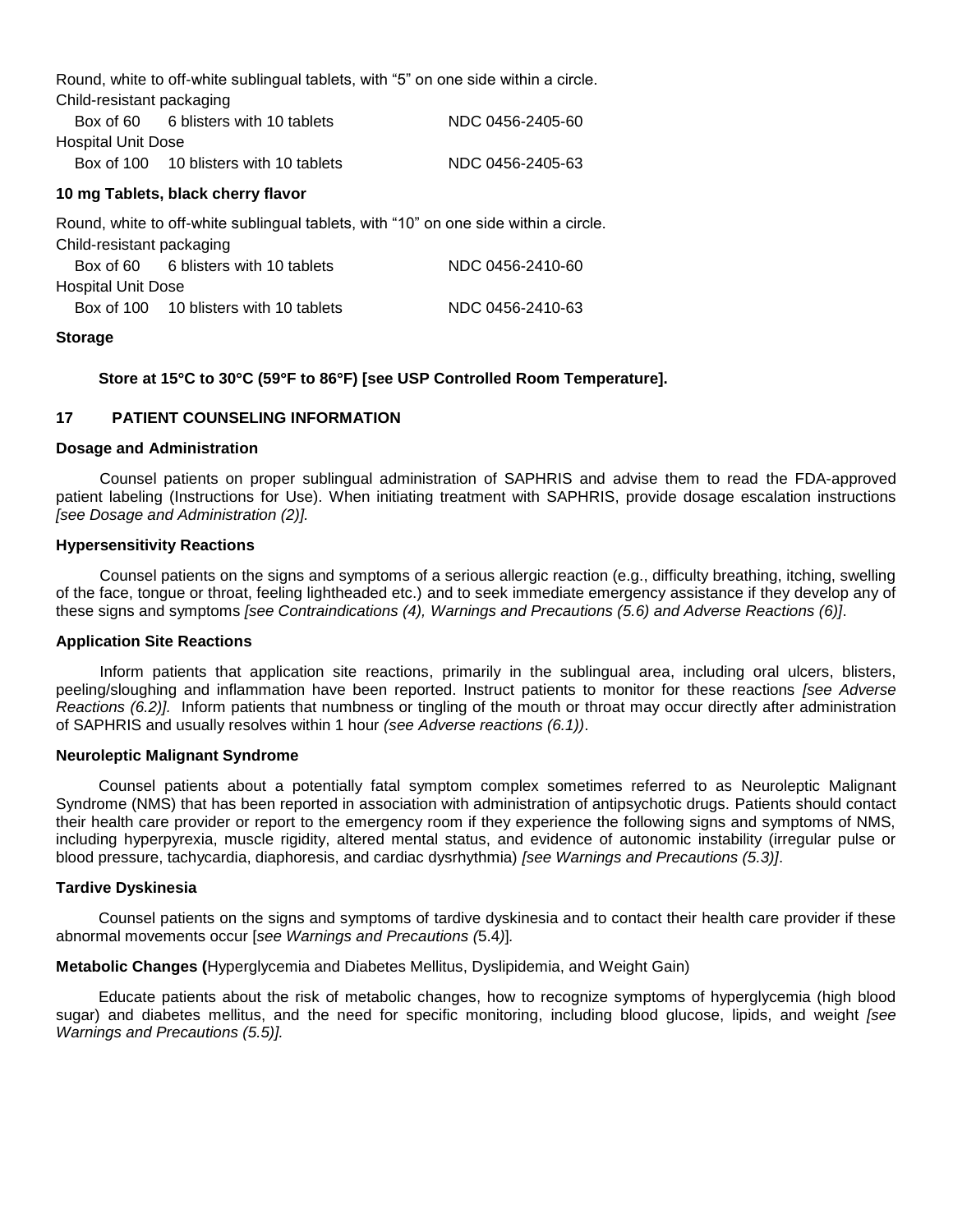Round, white to off-white sublingual tablets, with “5” on one side within a circle.

Child-resistant packaging

| | | |
|---|---|---|
| Box of 60 | 6 blisters with 10 tablets | NDC 0456-2405-60 |

Hospital Unit Dose

| | | |
|---|---|---|
| Box of 100 | 10 blisters with 10 tablets | NDC 0456-2405-63 |

**10 mg Tablets, black cherry flavor**

Round, white to off-white sublingual tablets, with “10” on one side within a circle.

Child-resistant packaging

| | | |
|---|---|---|
| Box of 60 | 6 blisters with 10 tablets | NDC 0456-2410-60 |

Hospital Unit Dose

| | | |
|---|---|---|
| Box of 100 | 10 blisters with 10 tablets | NDC 0456-2410-63 |

**Storage**

**Store at 15°C to 30°C (59°F to 86°F) [see USP Controlled Room Temperature].**

## 17 PATIENT COUNSELING INFORMATION

**Dosage and Administration**

Counsel patients on proper sublingual administration of SAPHRIS and advise them to read the FDA-approved patient labeling (Instructions for Use). When initiating treatment with SAPHRIS, provide dosage escalation instructions *[see Dosage and Administration (2)].*

**Hypersensitivity Reactions**

Counsel patients on the signs and symptoms of a serious allergic reaction (e.g., difficulty breathing, itching, swelling of the face, tongue or throat, feeling lightheaded etc.) and to seek immediate emergency assistance if they develop any of these signs and symptoms *[see Contraindications (4), Warnings and Precautions (5.6) and Adverse Reactions (6)]*.

**Application Site Reactions**

Inform patients that application site reactions, primarily in the sublingual area, including oral ulcers, blisters, peeling/sloughing and inflammation have been reported. Instruct patients to monitor for these reactions *[see Adverse Reactions (6.2)].* Inform patients that numbness or tingling of the mouth or throat may occur directly after administration of SAPHRIS and usually resolves within 1 hour *(see Adverse reactions (6.1))*.

**Neuroleptic Malignant Syndrome**

Counsel patients about a potentially fatal symptom complex sometimes referred to as Neuroleptic Malignant Syndrome (NMS) that has been reported in association with administration of antipsychotic drugs. Patients should contact their health care provider or report to the emergency room if they experience the following signs and symptoms of NMS, including hyperpyrexia, muscle rigidity, altered mental status, and evidence of autonomic instability (irregular pulse or blood pressure, tachycardia, diaphoresis, and cardiac dysrhythmia) *[see Warnings and Precautions (5.3)]*.

**Tardive Dyskinesia**

Counsel patients on the signs and symptoms of tardive dyskinesia and to contact their health care provider if these abnormal movements occur [*see Warnings and Precautions (*5.4*)*]*.*

**Metabolic Changes (**Hyperglycemia and Diabetes Mellitus, Dyslipidemia, and Weight Gain)

Educate patients about the risk of metabolic changes, how to recognize symptoms of hyperglycemia (high blood sugar) and diabetes mellitus, and the need for specific monitoring, including blood glucose, lipids, and weight *[see Warnings and Precautions (5.5)].*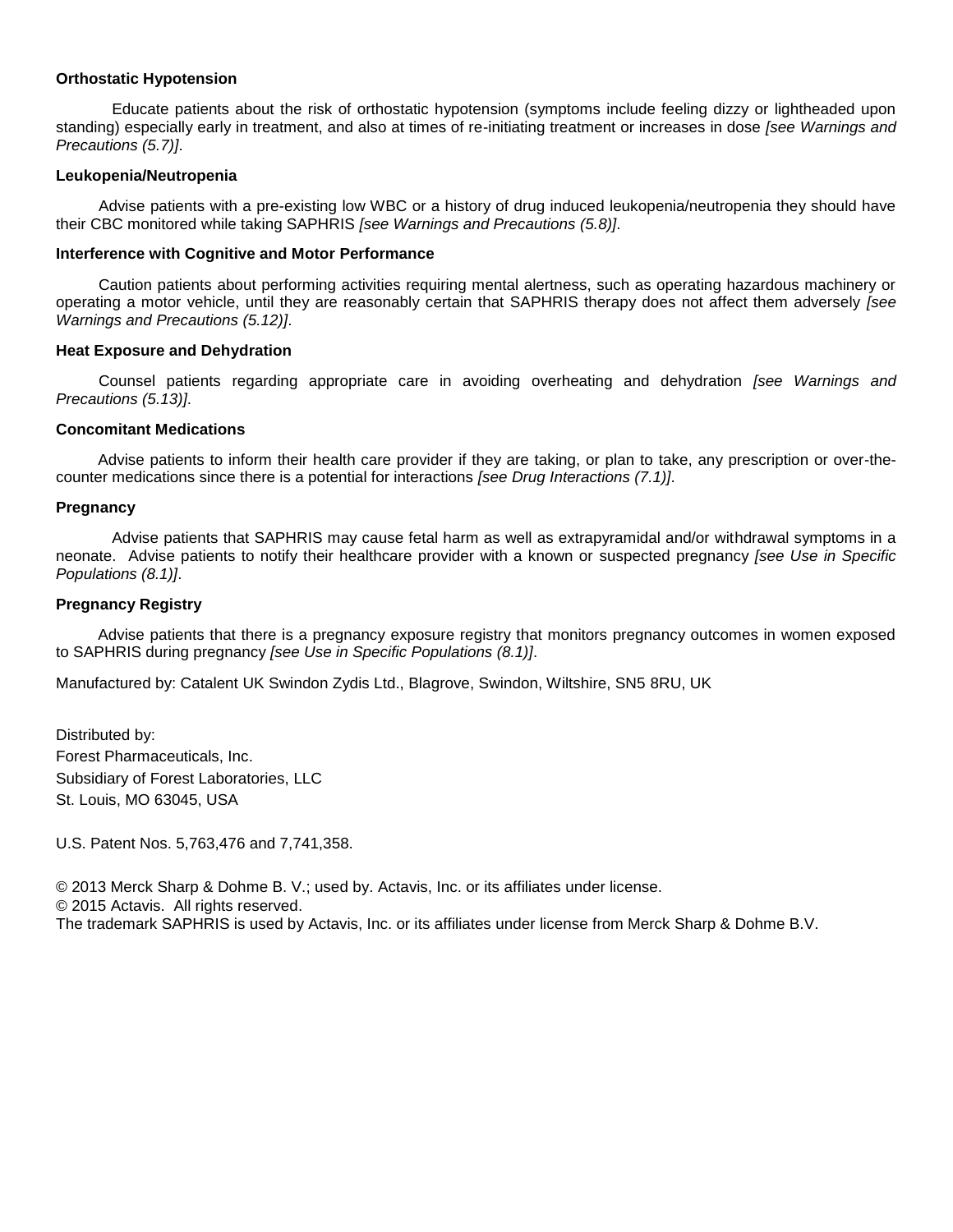**Orthostatic Hypotension**

Educate patients about the risk of orthostatic hypotension (symptoms include feeling dizzy or lightheaded upon standing) especially early in treatment, and also at times of re-initiating treatment or increases in dose *[see Warnings and Precautions (5.7)]*.

**Leukopenia/Neutropenia**

Advise patients with a pre-existing low WBC or a history of drug induced leukopenia/neutropenia they should have their CBC monitored while taking SAPHRIS *[see Warnings and Precautions (5.8)]*.

**Interference with Cognitive and Motor Performance**

Caution patients about performing activities requiring mental alertness, such as operating hazardous machinery or operating a motor vehicle, until they are reasonably certain that SAPHRIS therapy does not affect them adversely *[see Warnings and Precautions (5.12)]*.

**Heat Exposure and Dehydration**

Counsel patients regarding appropriate care in avoiding overheating and dehydration *[see Warnings and Precautions (5.13)]*.

**Concomitant Medications**

Advise patients to inform their health care provider if they are taking, or plan to take, any prescription or over-the-counter medications since there is a potential for interactions *[see Drug Interactions (7.1)]*.

**Pregnancy**

Advise patients that SAPHRIS may cause fetal harm as well as extrapyramidal and/or withdrawal symptoms in a neonate. Advise patients to notify their healthcare provider with a known or suspected pregnancy *[see Use in Specific Populations (8.1)]*.

**Pregnancy Registry**

Advise patients that there is a pregnancy exposure registry that monitors pregnancy outcomes in women exposed to SAPHRIS during pregnancy *[see Use in Specific Populations (8.1)]*.

Manufactured by: Catalent UK Swindon Zydis Ltd., Blagrove, Swindon, Wiltshire, SN5 8RU, UK

Distributed by:
Forest Pharmaceuticals, Inc.
Subsidiary of Forest Laboratories, LLC
St. Louis, MO 63045, USA

U.S. Patent Nos. 5,763,476 and 7,741,358.

© 2013 Merck Sharp & Dohme B. V.; used by. Actavis, Inc. or its affiliates under license.
© 2015 Actavis. All rights reserved.
The trademark SAPHRIS is used by Actavis, Inc. or its affiliates under license from Merck Sharp & Dohme B.V.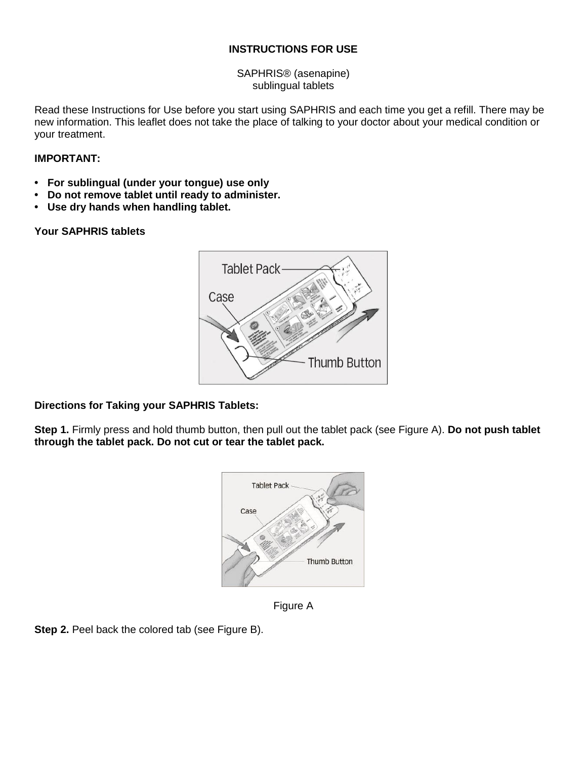**INSTRUCTIONS FOR USE**

SAPHRIS® (asenapine)
sublingual tablets

Read these Instructions for Use before you start using SAPHRIS and each time you get a refill. There may be new information. This leaflet does not take the place of talking to your doctor about your medical condition or your treatment.

**IMPORTANT:**

- **For sublingual (under your tongue) use only**
- **Do not remove tablet until ready to administer.**
- **Use dry hands when handling tablet.**

**Your SAPHRIS tablets**

**Directions for Taking your SAPHRIS Tablets:**

**Step 1.** Firmly press and hold thumb button, then pull out the tablet pack (see Figure A). **Do not push tablet through the tablet pack. Do not cut or tear the tablet pack.**

Figure A

**Step 2.** Peel back the colored tab (see Figure B).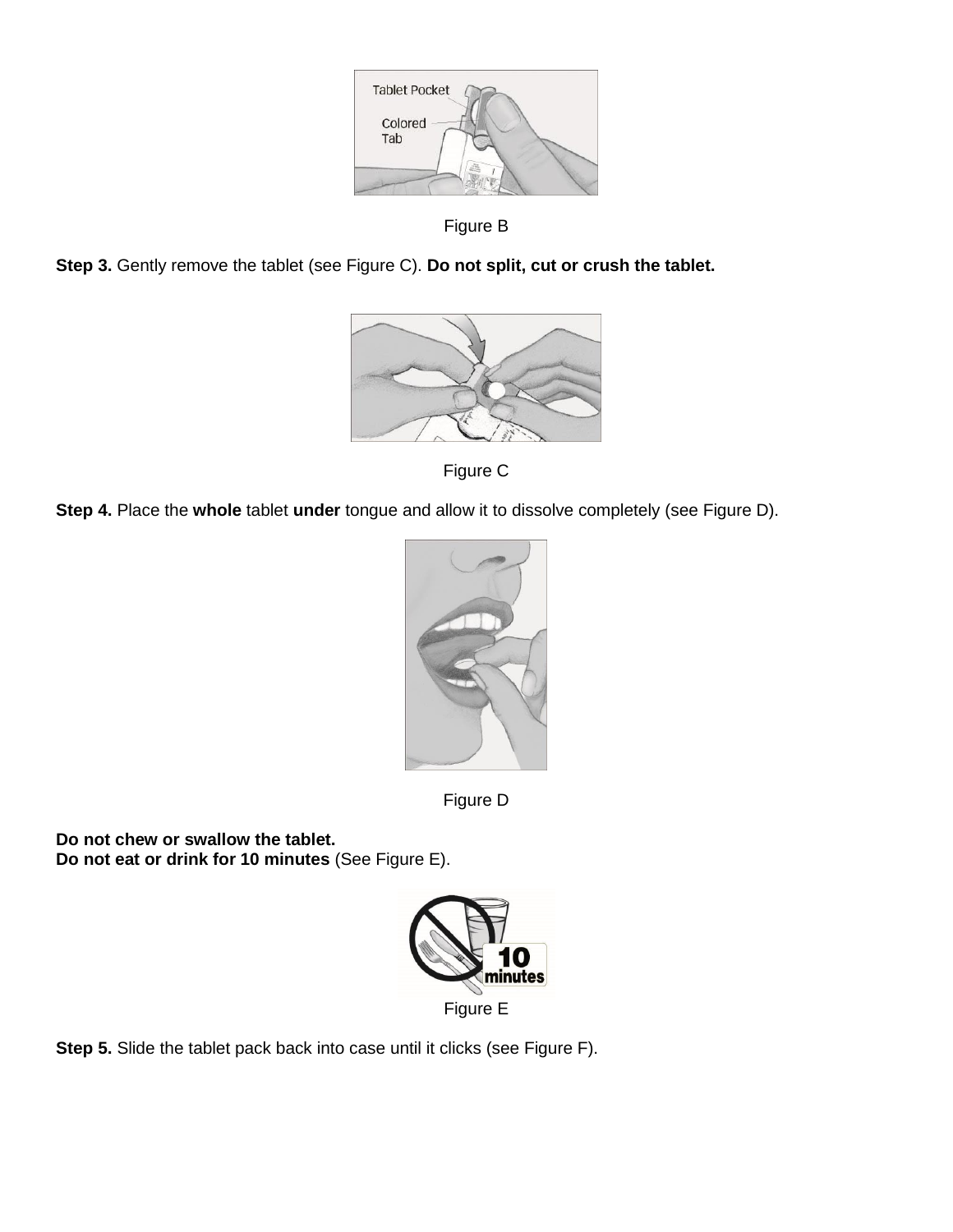Figure B

**Step 3.** Gently remove the tablet (see Figure C). **Do not split, cut or crush the tablet.**

Figure C

**Step 4.** Place the **whole** tablet **under** tongue and allow it to dissolve completely (see Figure D).

Figure D

**Do not chew or swallow the tablet.**
**Do not eat or drink for 10 minutes** (See Figure E).

Figure E

**Step 5.** Slide the tablet pack back into case until it clicks (see Figure F).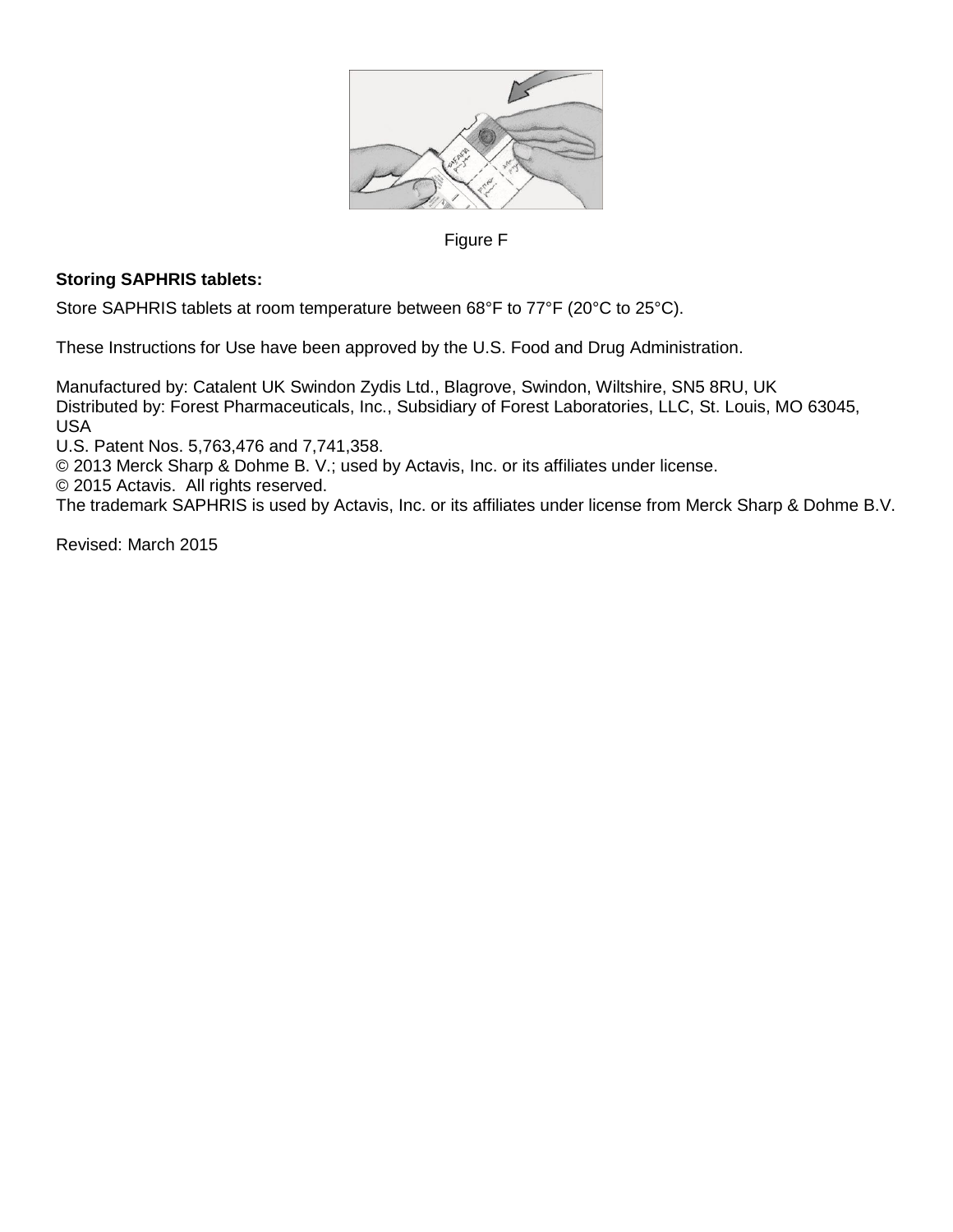Figure F

**Storing SAPHRIS tablets:**

Store SAPHRIS tablets at room temperature between 68°F to 77°F (20°C to 25°C).

These Instructions for Use have been approved by the U.S. Food and Drug Administration.

Manufactured by: Catalent UK Swindon Zydis Ltd., Blagrove, Swindon, Wiltshire, SN5 8RU, UK
Distributed by: Forest Pharmaceuticals, Inc., Subsidiary of Forest Laboratories, LLC, St. Louis, MO 63045, USA
U.S. Patent Nos. 5,763,476 and 7,741,358.
© 2013 Merck Sharp & Dohme B. V.; used by Actavis, Inc. or its affiliates under license.
© 2015 Actavis. All rights reserved.
The trademark SAPHRIS is used by Actavis, Inc. or its affiliates under license from Merck Sharp & Dohme B.V.

Revised: March 2015